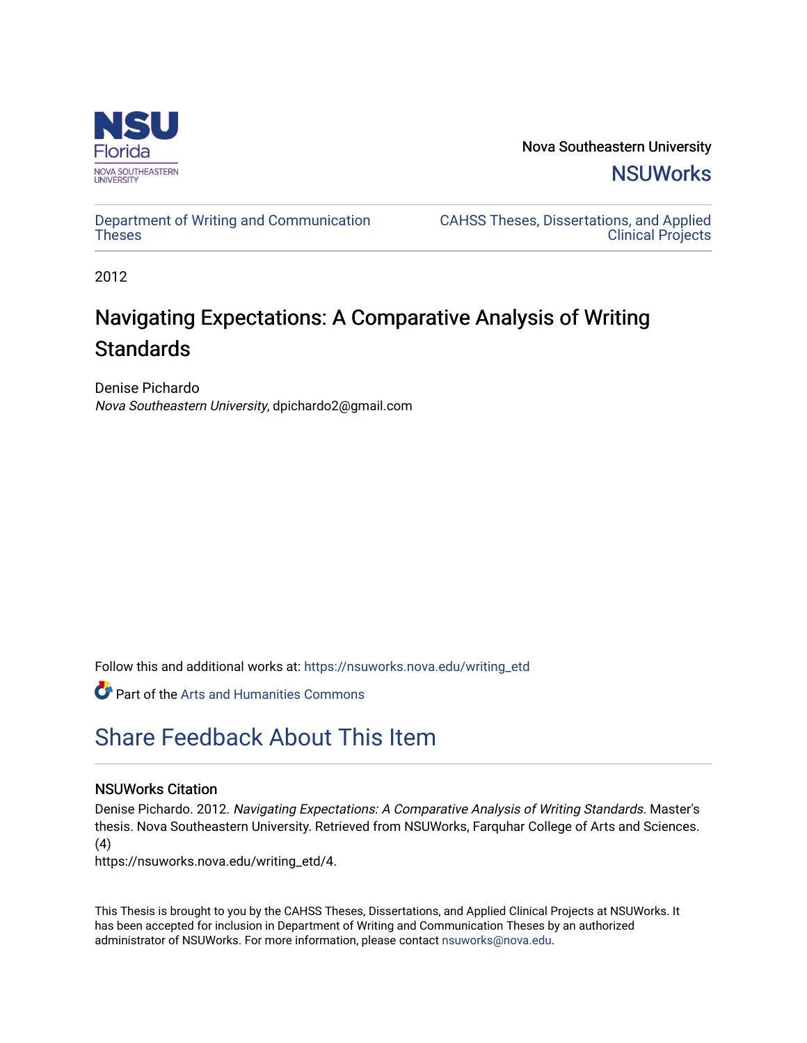Nova Southeastern University

NSUWorks

Department of Writing and Communication Theses

CAHSS Theses, Dissertations, and Applied Clinical Projects

2012

# Navigating Expectations: A Comparative Analysis of Writing Standards

Denise Pichardo
*Nova Southeastern University*, dpichardo2@gmail.com

Follow this and additional works at: https://nsuworks.nova.edu/writing_etd

Part of the Arts and Humanities Commons

## Share Feedback About This Item

### NSUWorks Citation

Denise Pichardo. 2012. *Navigating Expectations: A Comparative Analysis of Writing Standards.* Master's thesis. Nova Southeastern University. Retrieved from NSUWorks, Farquhar College of Arts and Sciences. (4)
https://nsuworks.nova.edu/writing_etd/4.

This Thesis is brought to you by the CAHSS Theses, Dissertations, and Applied Clinical Projects at NSUWorks. It has been accepted for inclusion in Department of Writing and Communication Theses by an authorized administrator of NSUWorks. For more information, please contact nsuworks@nova.edu.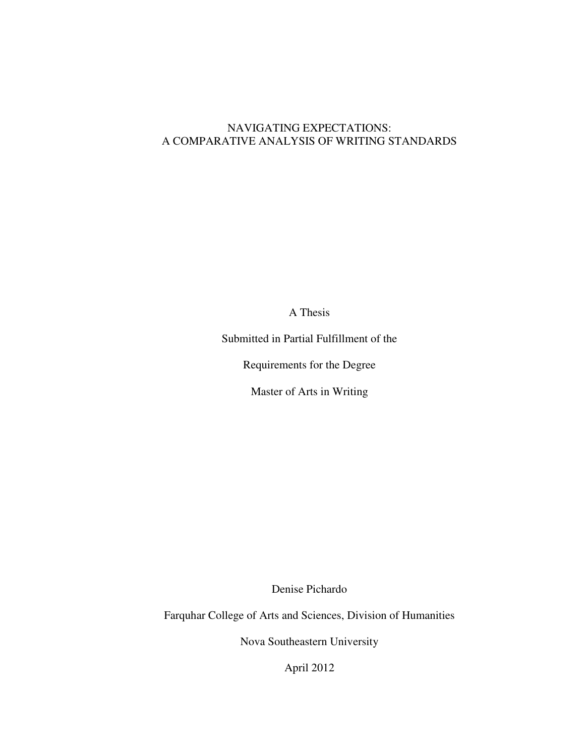# NAVIGATING EXPECTATIONS:
# A COMPARATIVE ANALYSIS OF WRITING STANDARDS

A Thesis

Submitted in Partial Fulfillment of the

Requirements for the Degree

Master of Arts in Writing

Denise Pichardo

Farquhar College of Arts and Sciences, Division of Humanities

Nova Southeastern University

April 2012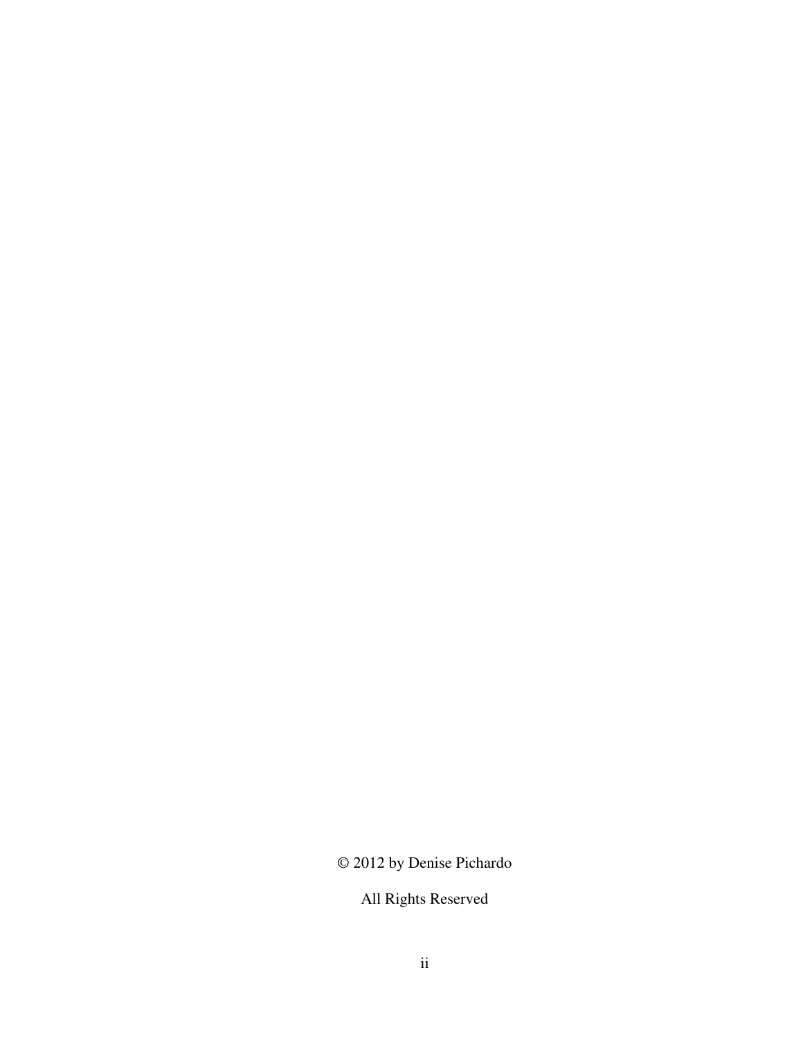© 2012 by Denise Pichardo

All Rights Reserved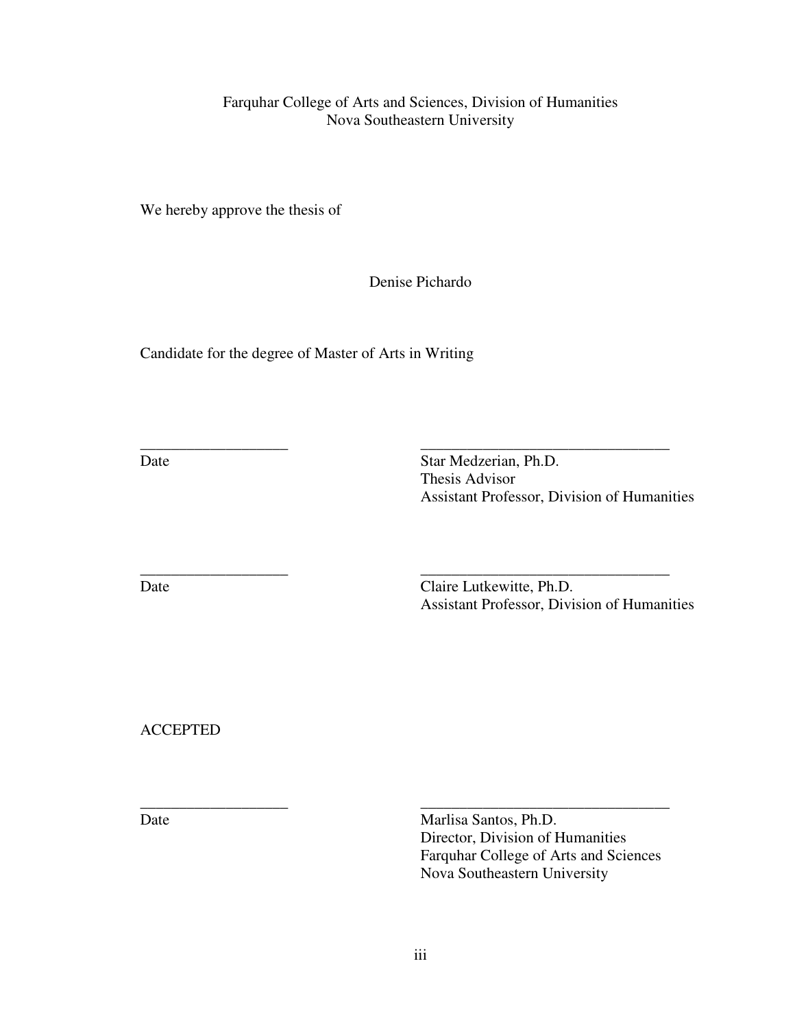Farquhar College of Arts and Sciences, Division of Humanities
Nova Southeastern University

We hereby approve the thesis of

Denise Pichardo

Candidate for the degree of Master of Arts in Writing

___________________ ________________________________
Date Star Medzerian, Ph.D.
Thesis Advisor
Assistant Professor, Division of Humanities

___________________ ________________________________
Date Claire Lutkewitte, Ph.D.
Assistant Professor, Division of Humanities

ACCEPTED

___________________ ________________________________
Date Marlisa Santos, Ph.D.
Director, Division of Humanities
Farquhar College of Arts and Sciences
Nova Southeastern University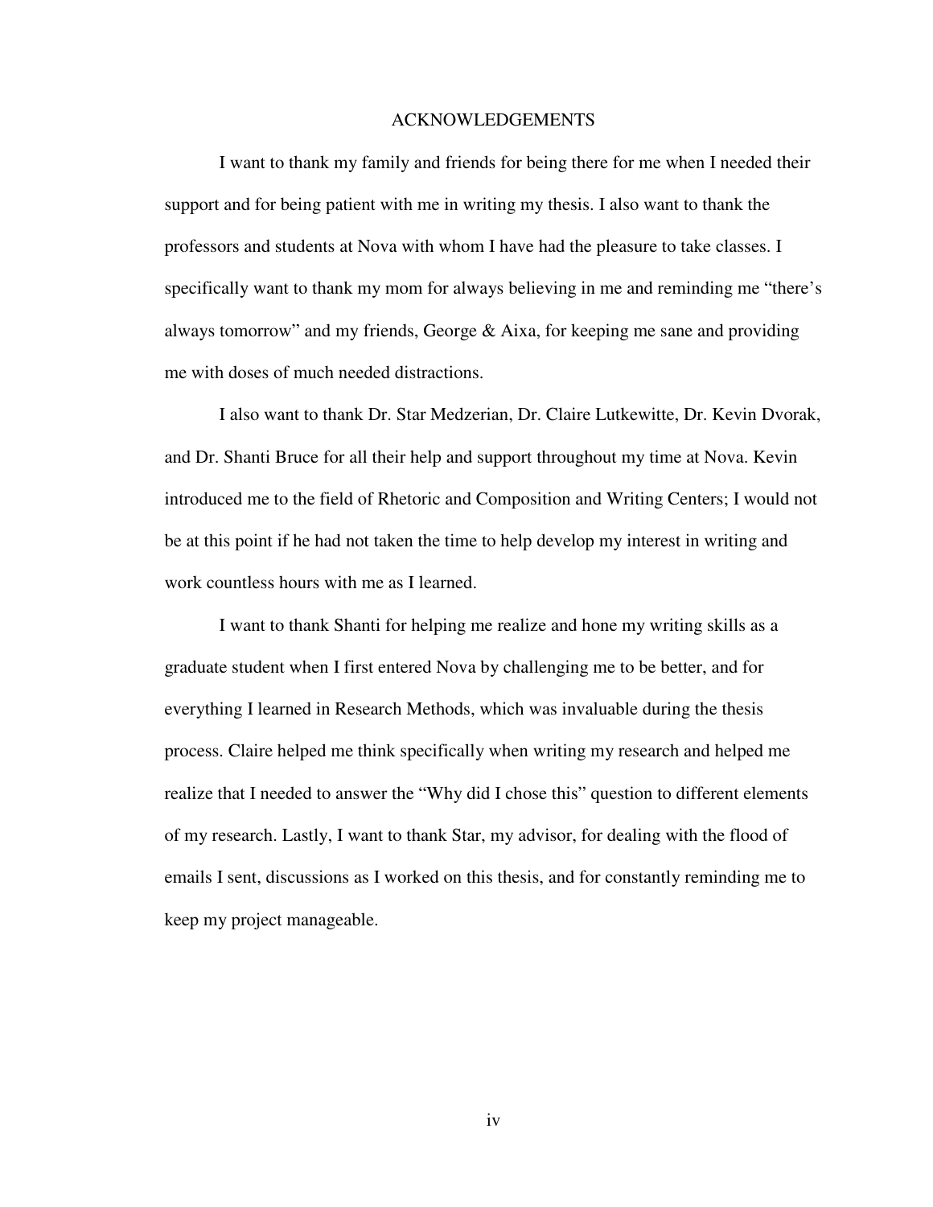# ACKNOWLEDGEMENTS

I want to thank my family and friends for being there for me when I needed their support and for being patient with me in writing my thesis. I also want to thank the professors and students at Nova with whom I have had the pleasure to take classes. I specifically want to thank my mom for always believing in me and reminding me "there's always tomorrow" and my friends, George & Aixa, for keeping me sane and providing me with doses of much needed distractions.

I also want to thank Dr. Star Medzerian, Dr. Claire Lutkewitte, Dr. Kevin Dvorak, and Dr. Shanti Bruce for all their help and support throughout my time at Nova. Kevin introduced me to the field of Rhetoric and Composition and Writing Centers; I would not be at this point if he had not taken the time to help develop my interest in writing and work countless hours with me as I learned.

I want to thank Shanti for helping me realize and hone my writing skills as a graduate student when I first entered Nova by challenging me to be better, and for everything I learned in Research Methods, which was invaluable during the thesis process. Claire helped me think specifically when writing my research and helped me realize that I needed to answer the "Why did I chose this" question to different elements of my research. Lastly, I want to thank Star, my advisor, for dealing with the flood of emails I sent, discussions as I worked on this thesis, and for constantly reminding me to keep my project manageable.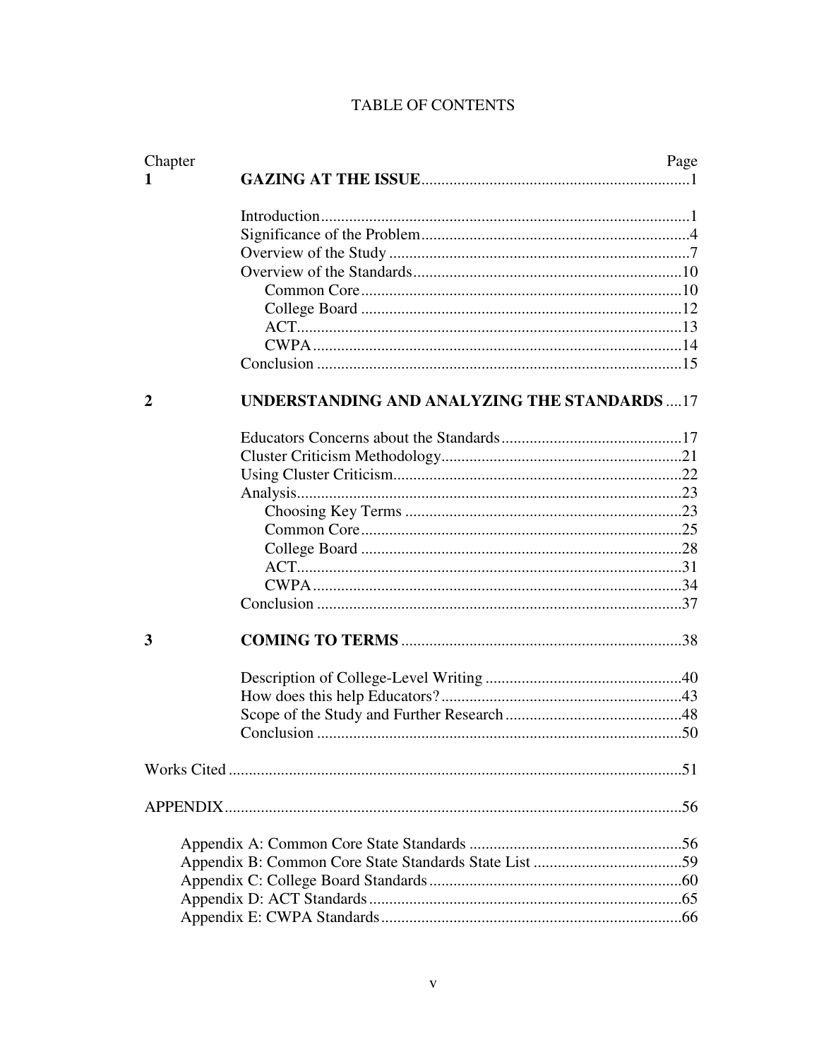# TABLE OF CONTENTS

| Chapter | | Page |
|---|---|---|
| 1 | **GAZING AT THE ISSUE** | 1 |
| | Introduction | 1 |
| | Significance of the Problem | 4 |
| | Overview of the Study | 7 |
| | Overview of the Standards | 10 |
| | Common Core | 10 |
| | College Board | 12 |
| | ACT | 13 |
| | CWPA | 14 |
| | Conclusion | 15 |
| 2 | **UNDERSTANDING AND ANALYZING THE STANDARDS** | 17 |
| | Educators Concerns about the Standards | 17 |
| | Cluster Criticism Methodology | 21 |
| | Using Cluster Criticism | 22 |
| | Analysis | 23 |
| | Choosing Key Terms | 23 |
| | Common Core | 25 |
| | College Board | 28 |
| | ACT | 31 |
| | CWPA | 34 |
| | Conclusion | 37 |
| 3 | **COMING TO TERMS** | 38 |
| | Description of College-Level Writing | 40 |
| | How does this help Educators? | 43 |
| | Scope of the Study and Further Research | 48 |
| | Conclusion | 50 |
| Works Cited | | 51 |
| APPENDIX | | 56 |
| | Appendix A: Common Core State Standards | 56 |
| | Appendix B: Common Core State Standards State List | 59 |
| | Appendix C: College Board Standards | 60 |
| | Appendix D: ACT Standards | 65 |
| | Appendix E: CWPA Standards | 66 |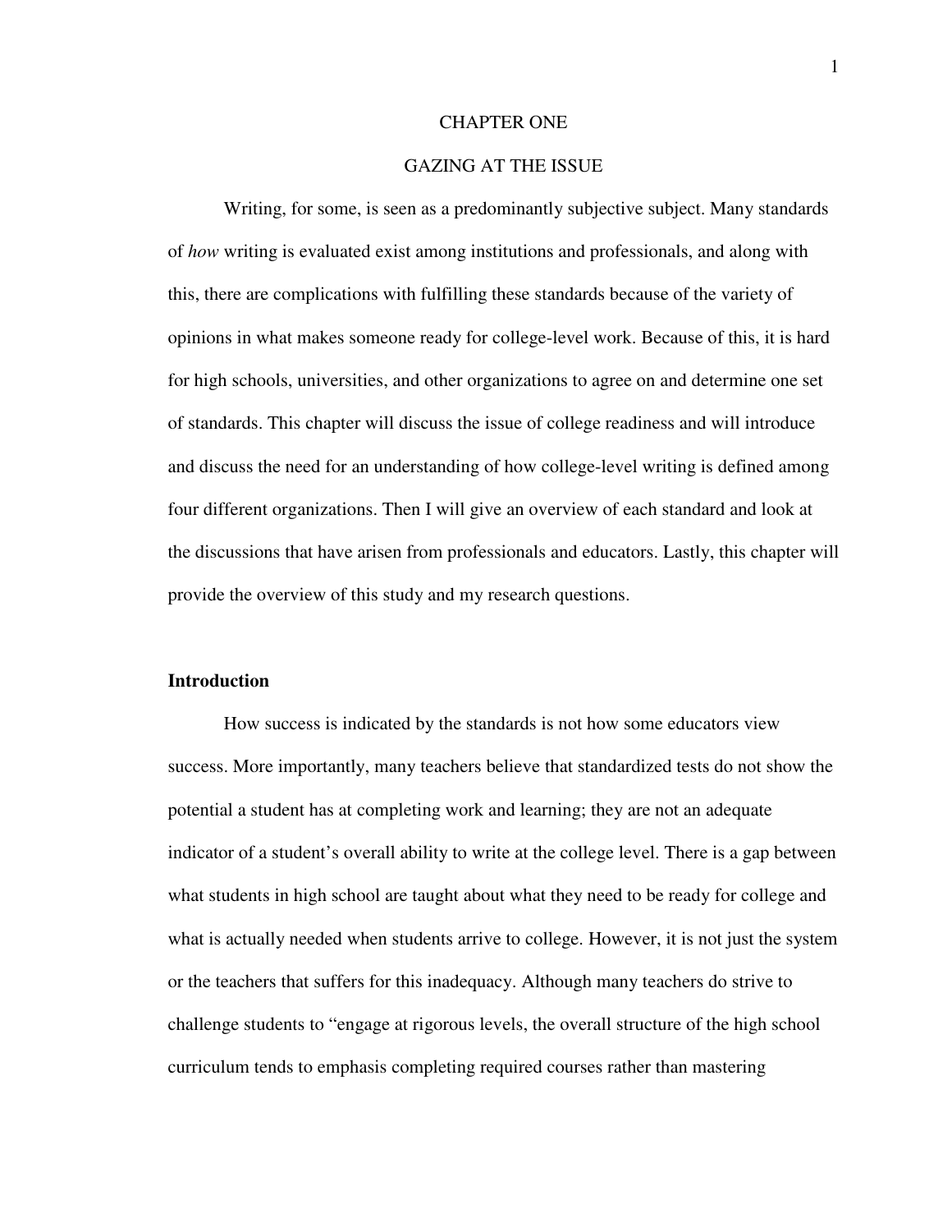# CHAPTER ONE

# GAZING AT THE ISSUE

Writing, for some, is seen as a predominantly subjective subject. Many standards of *how* writing is evaluated exist among institutions and professionals, and along with this, there are complications with fulfilling these standards because of the variety of opinions in what makes someone ready for college-level work. Because of this, it is hard for high schools, universities, and other organizations to agree on and determine one set of standards. This chapter will discuss the issue of college readiness and will introduce and discuss the need for an understanding of how college-level writing is defined among four different organizations. Then I will give an overview of each standard and look at the discussions that have arisen from professionals and educators. Lastly, this chapter will provide the overview of this study and my research questions.

## Introduction

How success is indicated by the standards is not how some educators view success. More importantly, many teachers believe that standardized tests do not show the potential a student has at completing work and learning; they are not an adequate indicator of a student's overall ability to write at the college level. There is a gap between what students in high school are taught about what they need to be ready for college and what is actually needed when students arrive to college. However, it is not just the system or the teachers that suffers for this inadequacy. Although many teachers do strive to challenge students to "engage at rigorous levels, the overall structure of the high school curriculum tends to emphasis completing required courses rather than mastering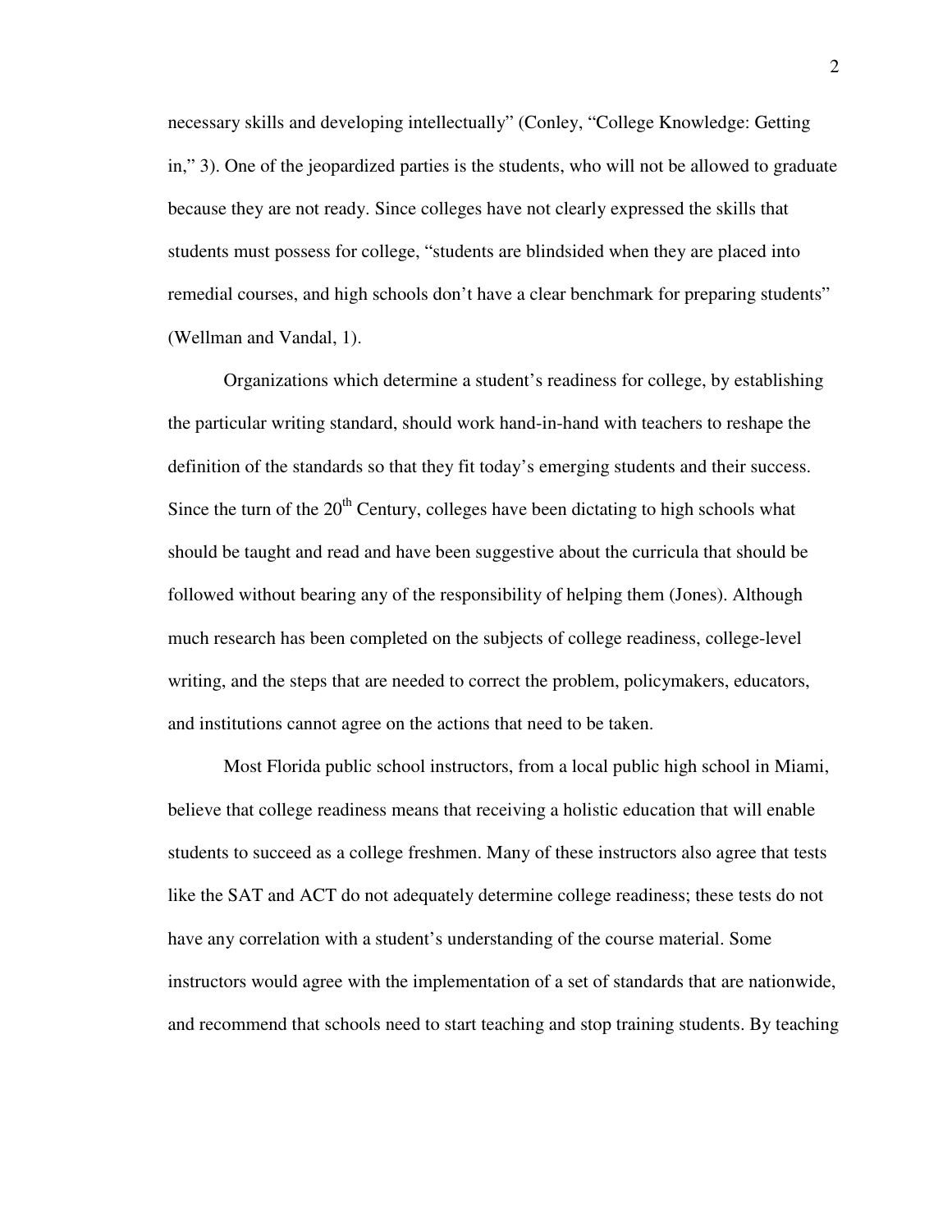necessary skills and developing intellectually" (Conley, "College Knowledge: Getting in," 3). One of the jeopardized parties is the students, who will not be allowed to graduate because they are not ready. Since colleges have not clearly expressed the skills that students must possess for college, "students are blindsided when they are placed into remedial courses, and high schools don't have a clear benchmark for preparing students" (Wellman and Vandal, 1).

Organizations which determine a student's readiness for college, by establishing the particular writing standard, should work hand-in-hand with teachers to reshape the definition of the standards so that they fit today's emerging students and their success. Since the turn of the 20th Century, colleges have been dictating to high schools what should be taught and read and have been suggestive about the curricula that should be followed without bearing any of the responsibility of helping them (Jones). Although much research has been completed on the subjects of college readiness, college-level writing, and the steps that are needed to correct the problem, policymakers, educators, and institutions cannot agree on the actions that need to be taken.

Most Florida public school instructors, from a local public high school in Miami, believe that college readiness means that receiving a holistic education that will enable students to succeed as a college freshmen. Many of these instructors also agree that tests like the SAT and ACT do not adequately determine college readiness; these tests do not have any correlation with a student's understanding of the course material. Some instructors would agree with the implementation of a set of standards that are nationwide, and recommend that schools need to start teaching and stop training students. By teaching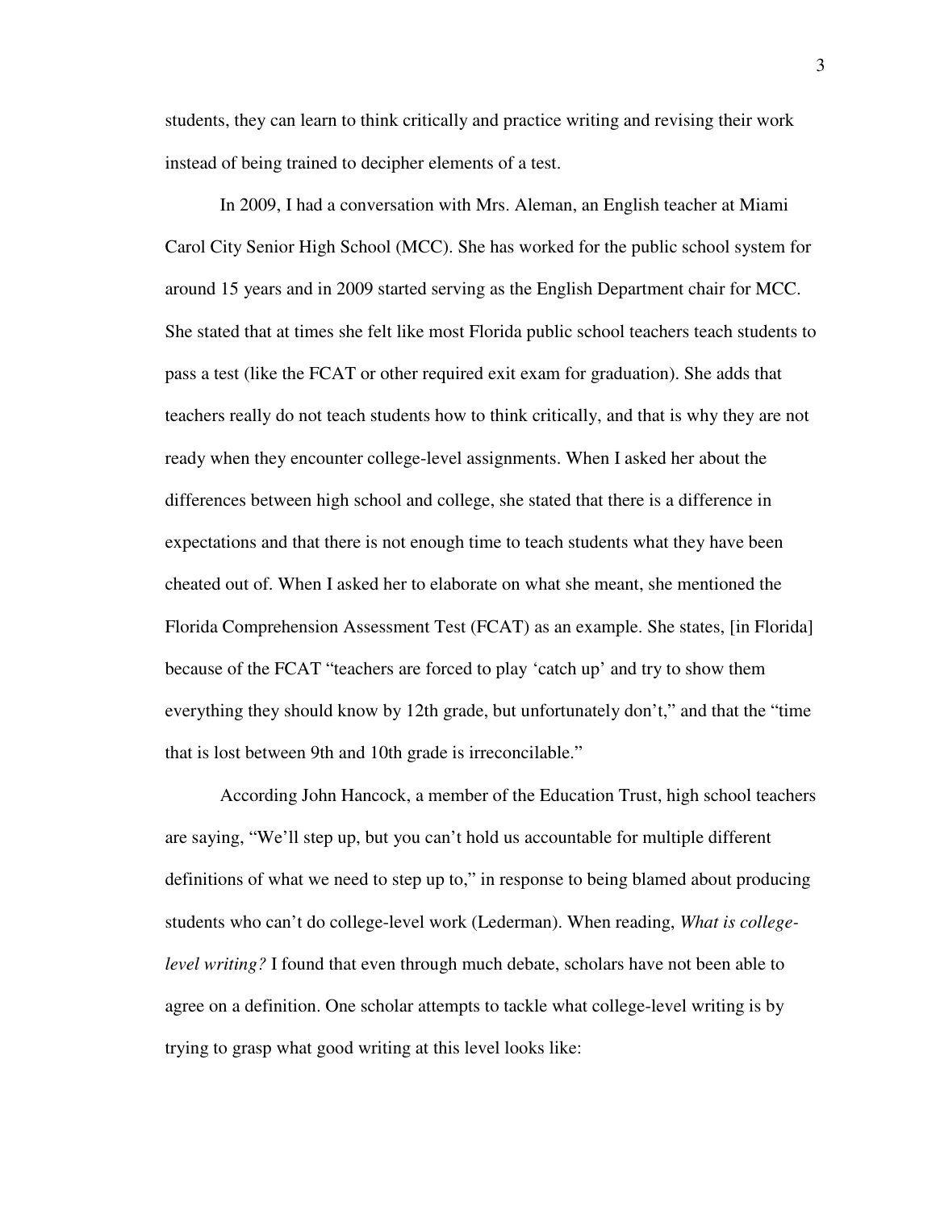students, they can learn to think critically and practice writing and revising their work instead of being trained to decipher elements of a test.

In 2009, I had a conversation with Mrs. Aleman, an English teacher at Miami Carol City Senior High School (MCC). She has worked for the public school system for around 15 years and in 2009 started serving as the English Department chair for MCC. She stated that at times she felt like most Florida public school teachers teach students to pass a test (like the FCAT or other required exit exam for graduation). She adds that teachers really do not teach students how to think critically, and that is why they are not ready when they encounter college-level assignments. When I asked her about the differences between high school and college, she stated that there is a difference in expectations and that there is not enough time to teach students what they have been cheated out of. When I asked her to elaborate on what she meant, she mentioned the Florida Comprehension Assessment Test (FCAT) as an example. She states, [in Florida] because of the FCAT "teachers are forced to play 'catch up' and try to show them everything they should know by 12th grade, but unfortunately don't," and that the "time that is lost between 9th and 10th grade is irreconcilable."

According John Hancock, a member of the Education Trust, high school teachers are saying, "We'll step up, but you can't hold us accountable for multiple different definitions of what we need to step up to," in response to being blamed about producing students who can't do college-level work (Lederman). When reading, *What is college-level writing?* I found that even through much debate, scholars have not been able to agree on a definition. One scholar attempts to tackle what college-level writing is by trying to grasp what good writing at this level looks like: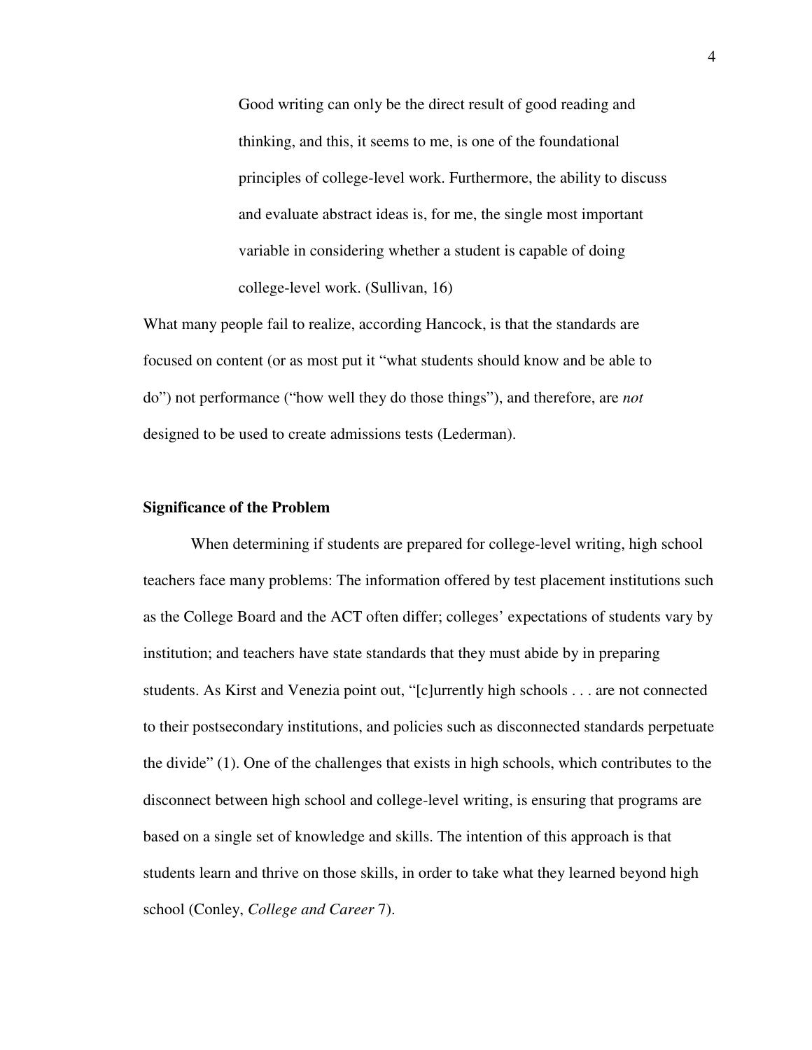> Good writing can only be the direct result of good reading and thinking, and this, it seems to me, is one of the foundational principles of college-level work. Furthermore, the ability to discuss and evaluate abstract ideas is, for me, the single most important variable in considering whether a student is capable of doing college-level work. (Sullivan, 16)

What many people fail to realize, according Hancock, is that the standards are focused on content (or as most put it "what students should know and be able to do") not performance ("how well they do those things"), and therefore, are *not* designed to be used to create admissions tests (Lederman).

**Significance of the Problem**

When determining if students are prepared for college-level writing, high school teachers face many problems: The information offered by test placement institutions such as the College Board and the ACT often differ; colleges' expectations of students vary by institution; and teachers have state standards that they must abide by in preparing students. As Kirst and Venezia point out, "[c]urrently high schools . . . are not connected to their postsecondary institutions, and policies such as disconnected standards perpetuate the divide" (1). One of the challenges that exists in high schools, which contributes to the disconnect between high school and college-level writing, is ensuring that programs are based on a single set of knowledge and skills. The intention of this approach is that students learn and thrive on those skills, in order to take what they learned beyond high school (Conley, *College and Career* 7).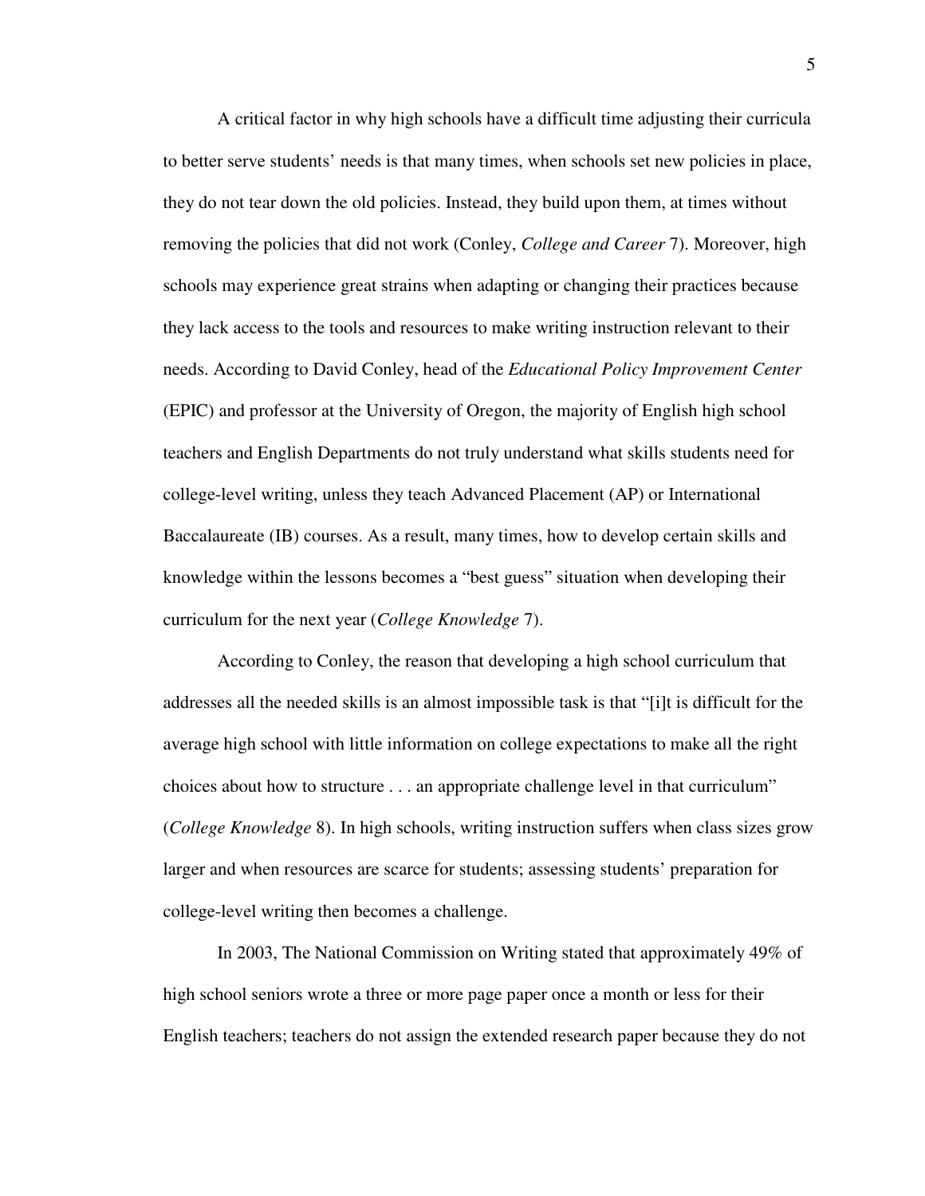A critical factor in why high schools have a difficult time adjusting their curricula to better serve students' needs is that many times, when schools set new policies in place, they do not tear down the old policies. Instead, they build upon them, at times without removing the policies that did not work (Conley, *College and Career* 7). Moreover, high schools may experience great strains when adapting or changing their practices because they lack access to the tools and resources to make writing instruction relevant to their needs. According to David Conley, head of the *Educational Policy Improvement Center* (EPIC) and professor at the University of Oregon, the majority of English high school teachers and English Departments do not truly understand what skills students need for college-level writing, unless they teach Advanced Placement (AP) or International Baccalaureate (IB) courses. As a result, many times, how to develop certain skills and knowledge within the lessons becomes a "best guess" situation when developing their curriculum for the next year (*College Knowledge* 7).

According to Conley, the reason that developing a high school curriculum that addresses all the needed skills is an almost impossible task is that "[i]t is difficult for the average high school with little information on college expectations to make all the right choices about how to structure . . . an appropriate challenge level in that curriculum" (*College Knowledge* 8). In high schools, writing instruction suffers when class sizes grow larger and when resources are scarce for students; assessing students' preparation for college-level writing then becomes a challenge.

In 2003, The National Commission on Writing stated that approximately 49% of high school seniors wrote a three or more page paper once a month or less for their English teachers; teachers do not assign the extended research paper because they do not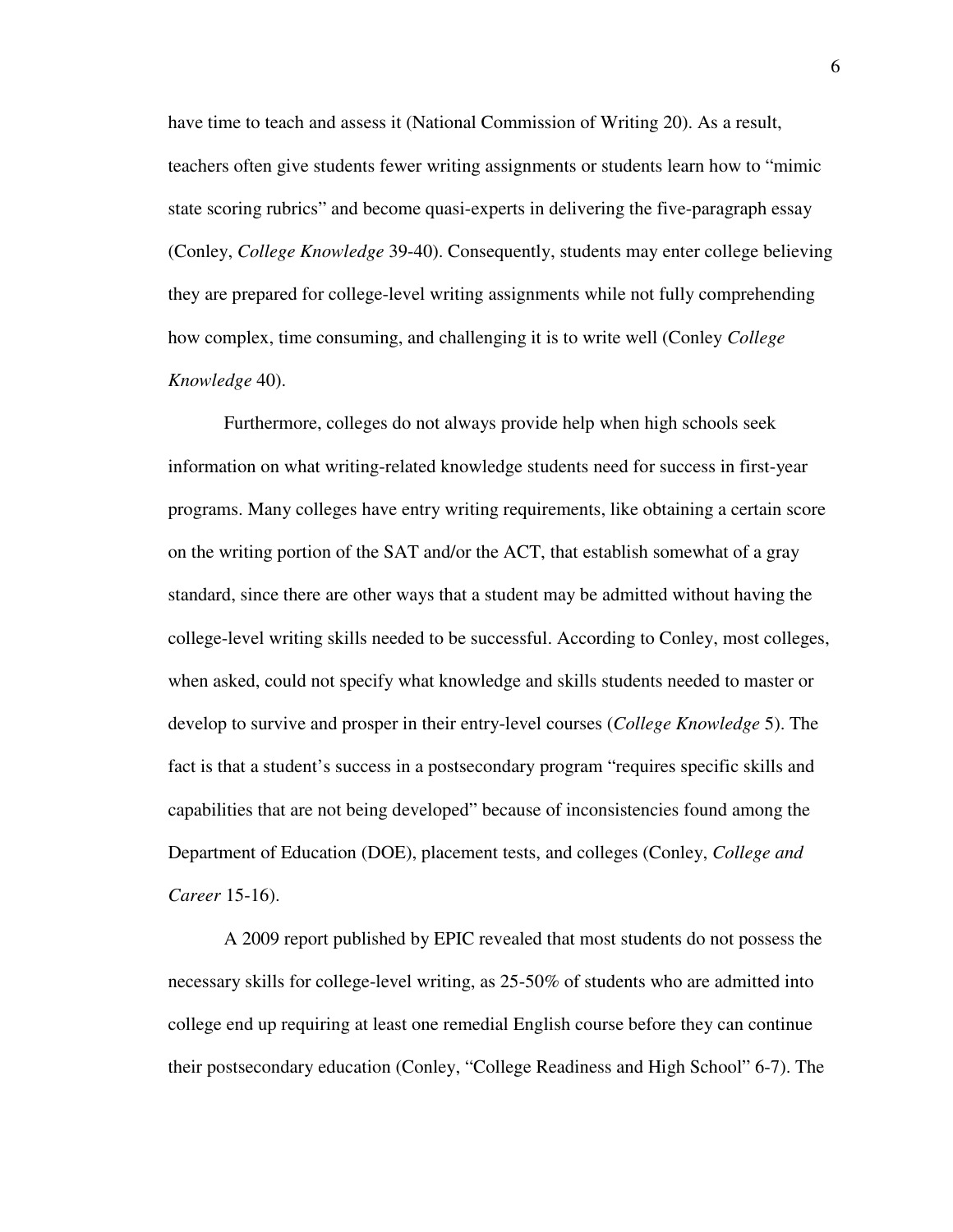have time to teach and assess it (National Commission of Writing 20). As a result, teachers often give students fewer writing assignments or students learn how to "mimic state scoring rubrics" and become quasi-experts in delivering the five-paragraph essay (Conley, *College Knowledge* 39-40). Consequently, students may enter college believing they are prepared for college-level writing assignments while not fully comprehending how complex, time consuming, and challenging it is to write well (Conley *College Knowledge* 40).

Furthermore, colleges do not always provide help when high schools seek information on what writing-related knowledge students need for success in first-year programs. Many colleges have entry writing requirements, like obtaining a certain score on the writing portion of the SAT and/or the ACT, that establish somewhat of a gray standard, since there are other ways that a student may be admitted without having the college-level writing skills needed to be successful. According to Conley, most colleges, when asked, could not specify what knowledge and skills students needed to master or develop to survive and prosper in their entry-level courses (*College Knowledge* 5). The fact is that a student's success in a postsecondary program "requires specific skills and capabilities that are not being developed" because of inconsistencies found among the Department of Education (DOE), placement tests, and colleges (Conley, *College and Career* 15-16).

A 2009 report published by EPIC revealed that most students do not possess the necessary skills for college-level writing, as 25-50% of students who are admitted into college end up requiring at least one remedial English course before they can continue their postsecondary education (Conley, "College Readiness and High School" 6-7). The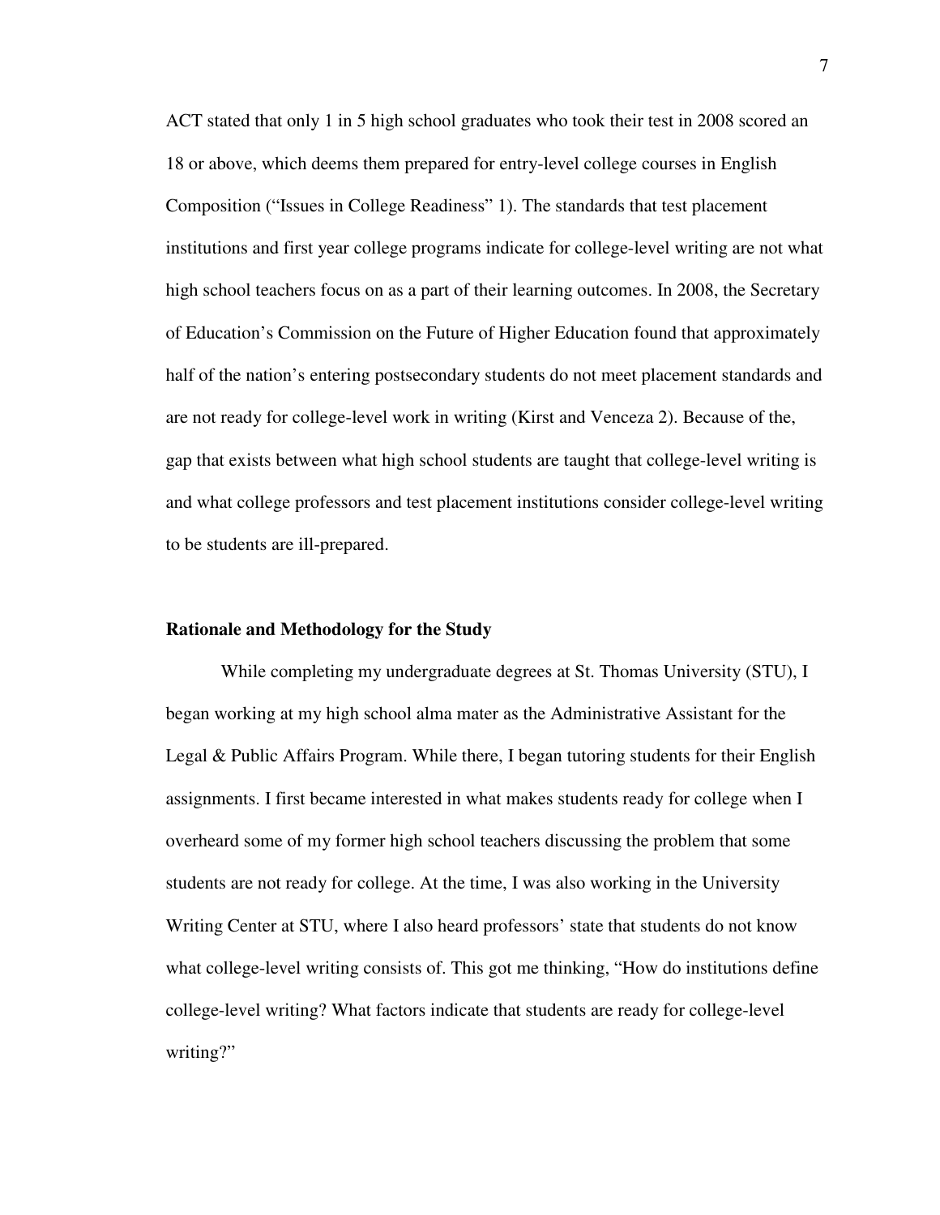ACT stated that only 1 in 5 high school graduates who took their test in 2008 scored an 18 or above, which deems them prepared for entry-level college courses in English Composition ("Issues in College Readiness" 1). The standards that test placement institutions and first year college programs indicate for college-level writing are not what high school teachers focus on as a part of their learning outcomes. In 2008, the Secretary of Education's Commission on the Future of Higher Education found that approximately half of the nation's entering postsecondary students do not meet placement standards and are not ready for college-level work in writing (Kirst and Venceza 2). Because of the, gap that exists between what high school students are taught that college-level writing is and what college professors and test placement institutions consider college-level writing to be students are ill-prepared.

**Rationale and Methodology for the Study**

While completing my undergraduate degrees at St. Thomas University (STU), I began working at my high school alma mater as the Administrative Assistant for the Legal & Public Affairs Program. While there, I began tutoring students for their English assignments. I first became interested in what makes students ready for college when I overheard some of my former high school teachers discussing the problem that some students are not ready for college. At the time, I was also working in the University Writing Center at STU, where I also heard professors' state that students do not know what college-level writing consists of. This got me thinking, "How do institutions define college-level writing? What factors indicate that students are ready for college-level writing?"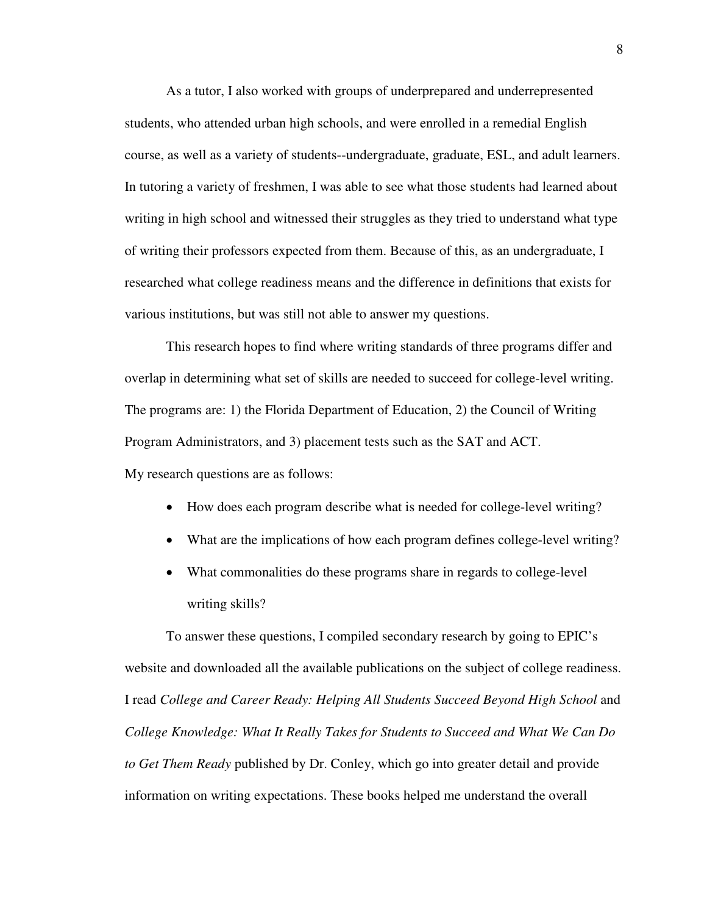As a tutor, I also worked with groups of underprepared and underrepresented students, who attended urban high schools, and were enrolled in a remedial English course, as well as a variety of students--undergraduate, graduate, ESL, and adult learners. In tutoring a variety of freshmen, I was able to see what those students had learned about writing in high school and witnessed their struggles as they tried to understand what type of writing their professors expected from them. Because of this, as an undergraduate, I researched what college readiness means and the difference in definitions that exists for various institutions, but was still not able to answer my questions.

This research hopes to find where writing standards of three programs differ and overlap in determining what set of skills are needed to succeed for college-level writing. The programs are: 1) the Florida Department of Education, 2) the Council of Writing Program Administrators, and 3) placement tests such as the SAT and ACT.

My research questions are as follows:

- How does each program describe what is needed for college-level writing?
- What are the implications of how each program defines college-level writing?
- What commonalities do these programs share in regards to college-level writing skills?

To answer these questions, I compiled secondary research by going to EPIC's website and downloaded all the available publications on the subject of college readiness. I read *College and Career Ready: Helping All Students Succeed Beyond High School* and *College Knowledge: What It Really Takes for Students to Succeed and What We Can Do to Get Them Ready* published by Dr. Conley, which go into greater detail and provide information on writing expectations. These books helped me understand the overall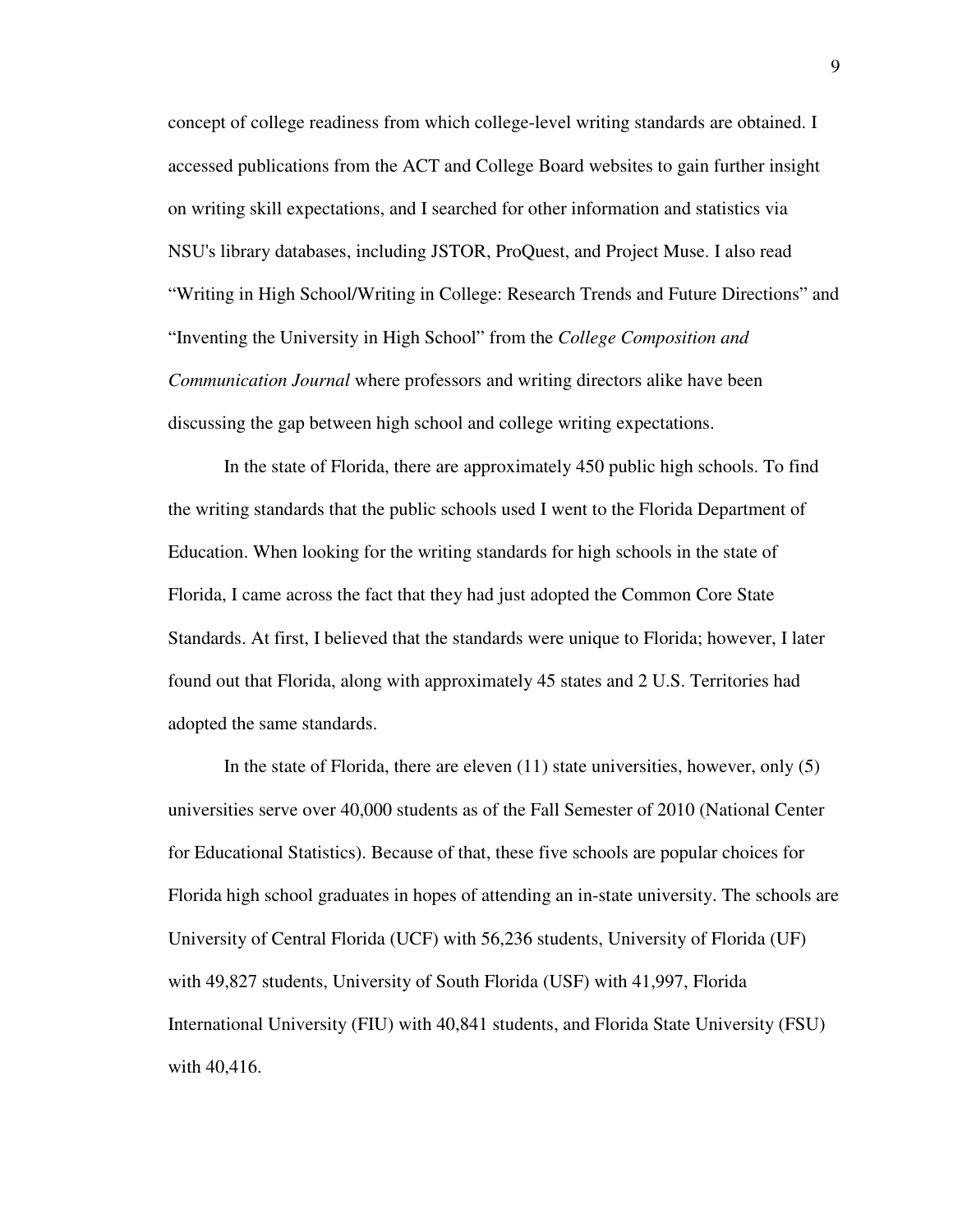concept of college readiness from which college-level writing standards are obtained. I accessed publications from the ACT and College Board websites to gain further insight on writing skill expectations, and I searched for other information and statistics via NSU's library databases, including JSTOR, ProQuest, and Project Muse. I also read "Writing in High School/Writing in College: Research Trends and Future Directions" and "Inventing the University in High School" from the *College Composition and Communication Journal* where professors and writing directors alike have been discussing the gap between high school and college writing expectations.

In the state of Florida, there are approximately 450 public high schools. To find the writing standards that the public schools used I went to the Florida Department of Education. When looking for the writing standards for high schools in the state of Florida, I came across the fact that they had just adopted the Common Core State Standards. At first, I believed that the standards were unique to Florida; however, I later found out that Florida, along with approximately 45 states and 2 U.S. Territories had adopted the same standards.

In the state of Florida, there are eleven (11) state universities, however, only (5) universities serve over 40,000 students as of the Fall Semester of 2010 (National Center for Educational Statistics). Because of that, these five schools are popular choices for Florida high school graduates in hopes of attending an in-state university. The schools are University of Central Florida (UCF) with 56,236 students, University of Florida (UF) with 49,827 students, University of South Florida (USF) with 41,997, Florida International University (FIU) with 40,841 students, and Florida State University (FSU) with 40,416.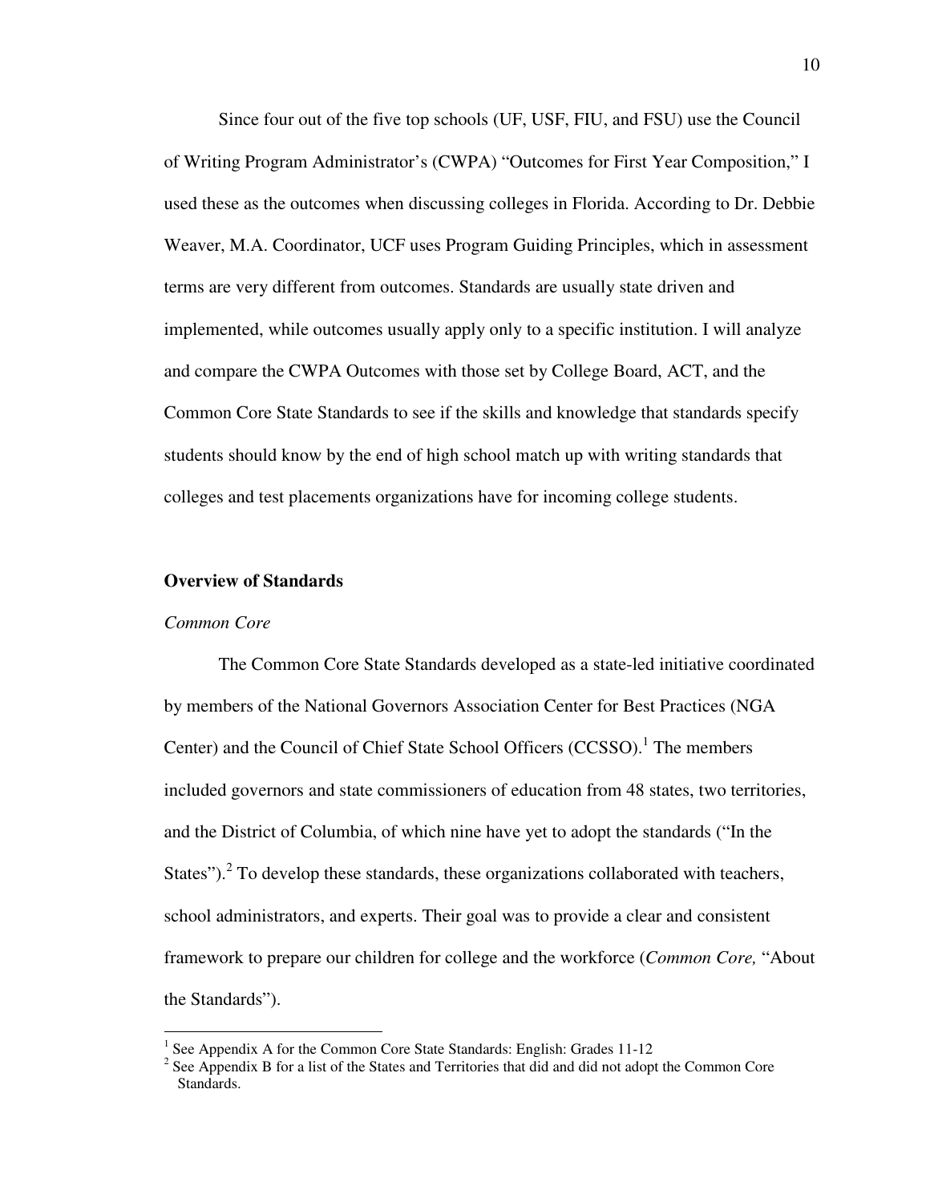Since four out of the five top schools (UF, USF, FIU, and FSU) use the Council of Writing Program Administrator's (CWPA) "Outcomes for First Year Composition," I used these as the outcomes when discussing colleges in Florida. According to Dr. Debbie Weaver, M.A. Coordinator, UCF uses Program Guiding Principles, which in assessment terms are very different from outcomes. Standards are usually state driven and implemented, while outcomes usually apply only to a specific institution. I will analyze and compare the CWPA Outcomes with those set by College Board, ACT, and the Common Core State Standards to see if the skills and knowledge that standards specify students should know by the end of high school match up with writing standards that colleges and test placements organizations have for incoming college students.

## Overview of Standards

### *Common Core*

The Common Core State Standards developed as a state-led initiative coordinated by members of the National Governors Association Center for Best Practices (NGA Center) and the Council of Chief State School Officers (CCSSO).[1] The members included governors and state commissioners of education from 48 states, two territories, and the District of Columbia, of which nine have yet to adopt the standards ("In the States").[2] To develop these standards, these organizations collaborated with teachers, school administrators, and experts. Their goal was to provide a clear and consistent framework to prepare our children for college and the workforce (*Common Core,* "About the Standards").

---

[1] See Appendix A for the Common Core State Standards: English: Grades 11-12

[2] See Appendix B for a list of the States and Territories that did and did not adopt the Common Core Standards.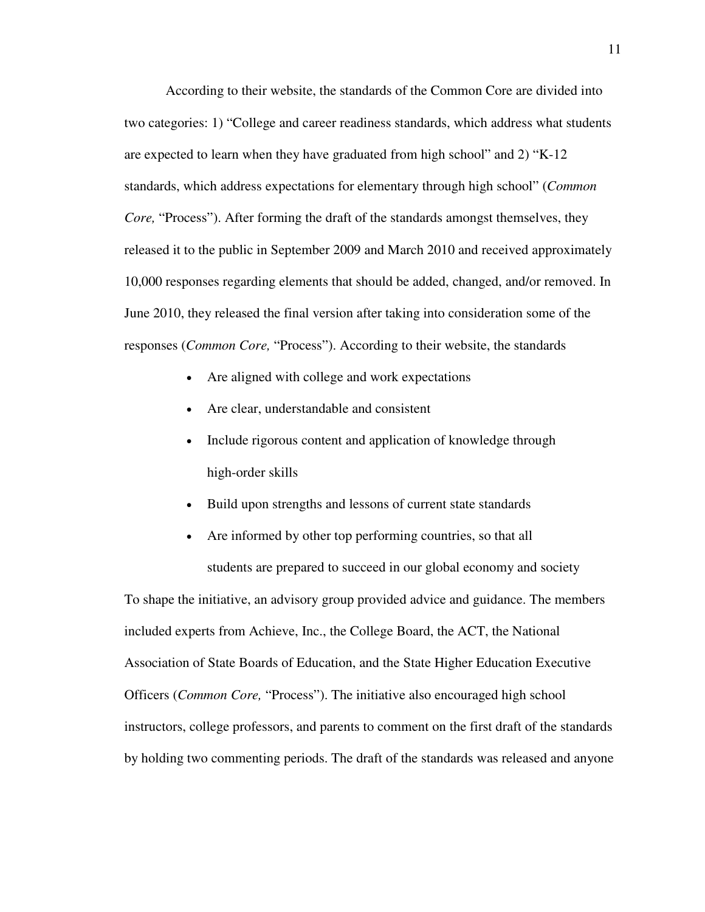According to their website, the standards of the Common Core are divided into two categories: 1) "College and career readiness standards, which address what students are expected to learn when they have graduated from high school" and 2) "K-12 standards, which address expectations for elementary through high school" (*Common Core,* "Process"). After forming the draft of the standards amongst themselves, they released it to the public in September 2009 and March 2010 and received approximately 10,000 responses regarding elements that should be added, changed, and/or removed. In June 2010, they released the final version after taking into consideration some of the responses (*Common Core,* "Process"). According to their website, the standards

- Are aligned with college and work expectations
- Are clear, understandable and consistent
- Include rigorous content and application of knowledge through high-order skills
- Build upon strengths and lessons of current state standards
- Are informed by other top performing countries, so that all students are prepared to succeed in our global economy and society

To shape the initiative, an advisory group provided advice and guidance. The members included experts from Achieve, Inc., the College Board, the ACT, the National Association of State Boards of Education, and the State Higher Education Executive Officers (*Common Core,* "Process"). The initiative also encouraged high school instructors, college professors, and parents to comment on the first draft of the standards by holding two commenting periods. The draft of the standards was released and anyone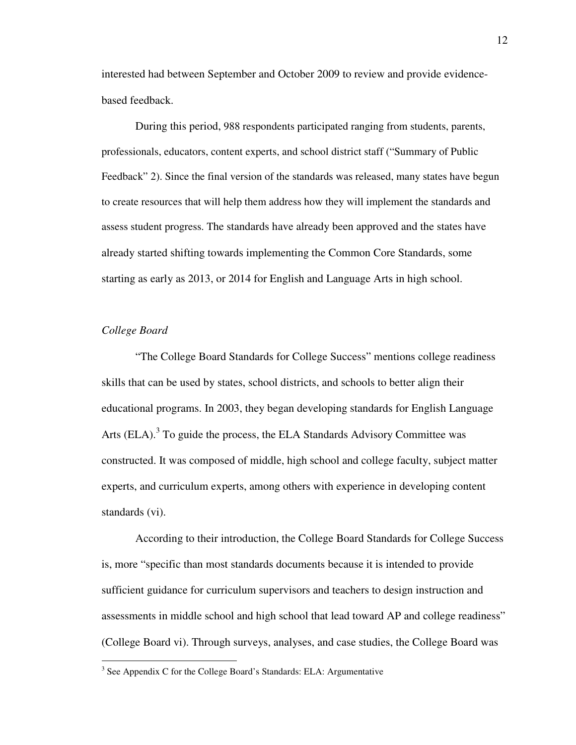interested had between September and October 2009 to review and provide evidence-based feedback.

During this period, 988 respondents participated ranging from students, parents, professionals, educators, content experts, and school district staff ("Summary of Public Feedback" 2). Since the final version of the standards was released, many states have begun to create resources that will help them address how they will implement the standards and assess student progress. The standards have already been approved and the states have already started shifting towards implementing the Common Core Standards, some starting as early as 2013, or 2014 for English and Language Arts in high school.

*College Board*

"The College Board Standards for College Success" mentions college readiness skills that can be used by states, school districts, and schools to better align their educational programs. In 2003, they began developing standards for English Language Arts (ELA).[3] To guide the process, the ELA Standards Advisory Committee was constructed. It was composed of middle, high school and college faculty, subject matter experts, and curriculum experts, among others with experience in developing content standards (vi).

According to their introduction, the College Board Standards for College Success is, more "specific than most standards documents because it is intended to provide sufficient guidance for curriculum supervisors and teachers to design instruction and assessments in middle school and high school that lead toward AP and college readiness" (College Board vi). Through surveys, analyses, and case studies, the College Board was

[3] See Appendix C for the College Board's Standards: ELA: Argumentative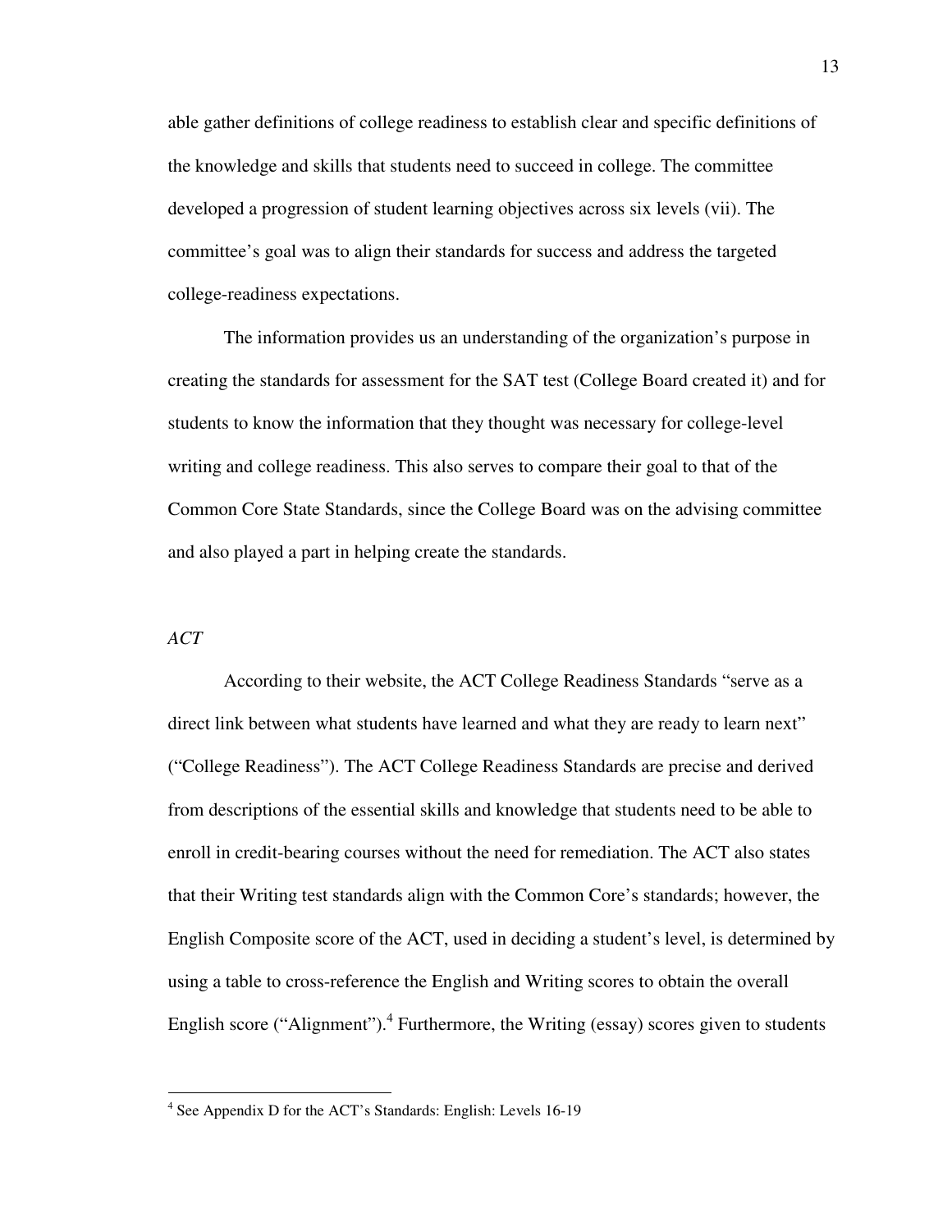able gather definitions of college readiness to establish clear and specific definitions of the knowledge and skills that students need to succeed in college. The committee developed a progression of student learning objectives across six levels (vii). The committee's goal was to align their standards for success and address the targeted college-readiness expectations.

The information provides us an understanding of the organization's purpose in creating the standards for assessment for the SAT test (College Board created it) and for students to know the information that they thought was necessary for college-level writing and college readiness. This also serves to compare their goal to that of the Common Core State Standards, since the College Board was on the advising committee and also played a part in helping create the standards.

*ACT*

According to their website, the ACT College Readiness Standards "serve as a direct link between what students have learned and what they are ready to learn next" ("College Readiness"). The ACT College Readiness Standards are precise and derived from descriptions of the essential skills and knowledge that students need to be able to enroll in credit-bearing courses without the need for remediation. The ACT also states that their Writing test standards align with the Common Core's standards; however, the English Composite score of the ACT, used in deciding a student's level, is determined by using a table to cross-reference the English and Writing scores to obtain the overall English score ("Alignment").[4] Furthermore, the Writing (essay) scores given to students

[4] See Appendix D for the ACT's Standards: English: Levels 16-19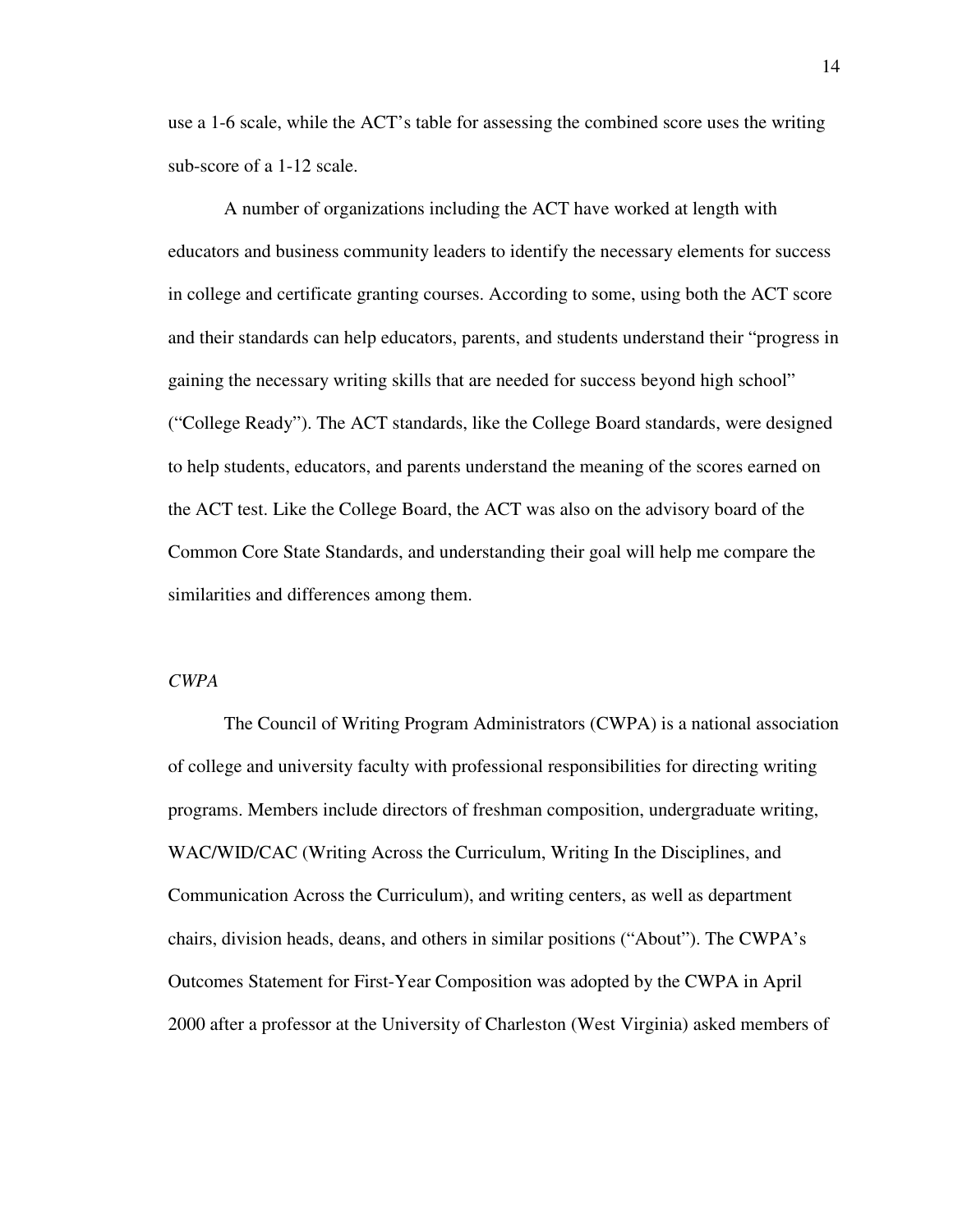use a 1-6 scale, while the ACT's table for assessing the combined score uses the writing sub-score of a 1-12 scale.

A number of organizations including the ACT have worked at length with educators and business community leaders to identify the necessary elements for success in college and certificate granting courses. According to some, using both the ACT score and their standards can help educators, parents, and students understand their "progress in gaining the necessary writing skills that are needed for success beyond high school" ("College Ready"). The ACT standards, like the College Board standards, were designed to help students, educators, and parents understand the meaning of the scores earned on the ACT test. Like the College Board, the ACT was also on the advisory board of the Common Core State Standards, and understanding their goal will help me compare the similarities and differences among them.

*CWPA*

The Council of Writing Program Administrators (CWPA) is a national association of college and university faculty with professional responsibilities for directing writing programs. Members include directors of freshman composition, undergraduate writing, WAC/WID/CAC (Writing Across the Curriculum, Writing In the Disciplines, and Communication Across the Curriculum), and writing centers, as well as department chairs, division heads, deans, and others in similar positions ("About"). The CWPA's Outcomes Statement for First-Year Composition was adopted by the CWPA in April 2000 after a professor at the University of Charleston (West Virginia) asked members of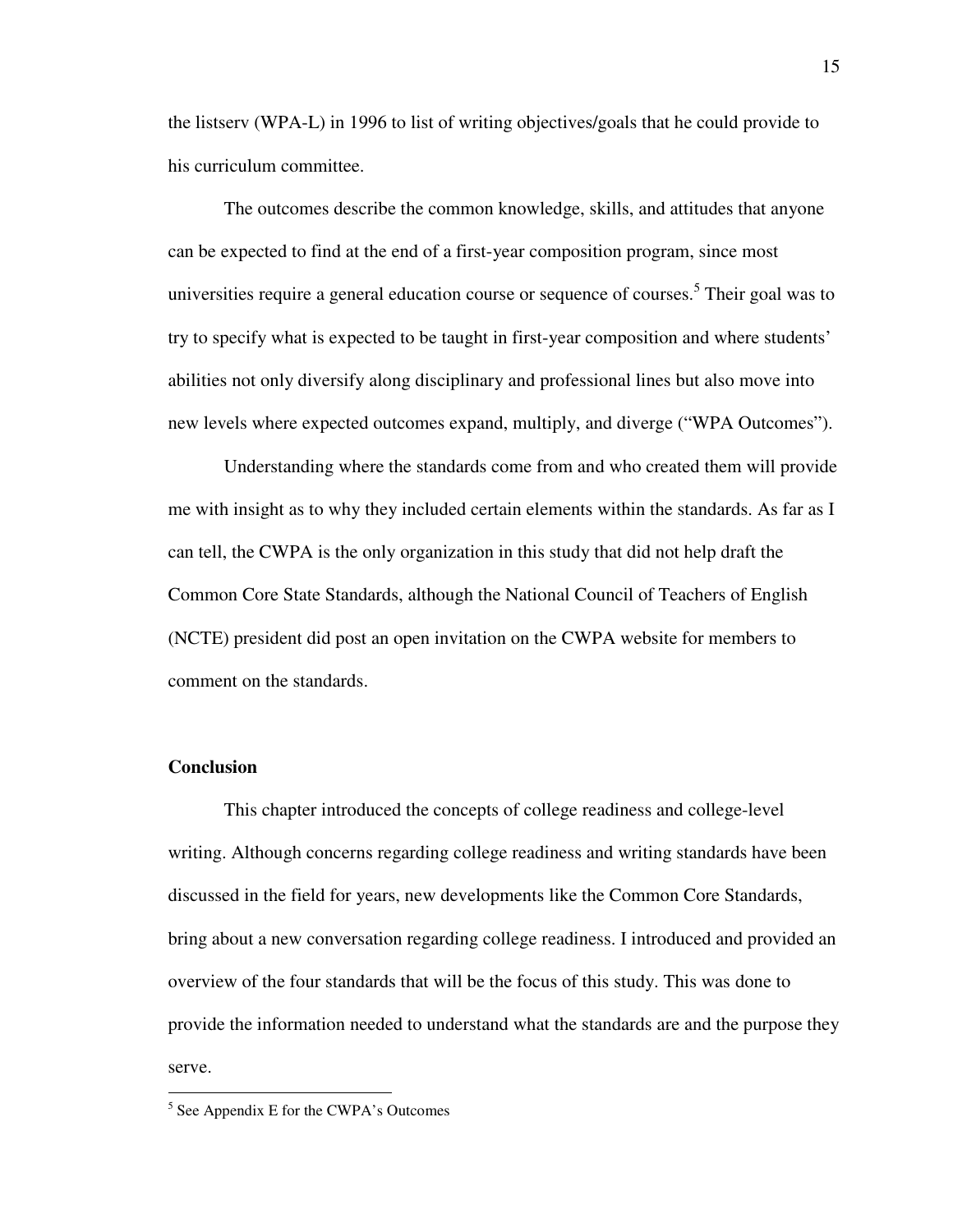the listserv (WPA-L) in 1996 to list of writing objectives/goals that he could provide to his curriculum committee.

The outcomes describe the common knowledge, skills, and attitudes that anyone can be expected to find at the end of a first-year composition program, since most universities require a general education course or sequence of courses.[5] Their goal was to try to specify what is expected to be taught in first-year composition and where students' abilities not only diversify along disciplinary and professional lines but also move into new levels where expected outcomes expand, multiply, and diverge ("WPA Outcomes").

Understanding where the standards come from and who created them will provide me with insight as to why they included certain elements within the standards. As far as I can tell, the CWPA is the only organization in this study that did not help draft the Common Core State Standards, although the National Council of Teachers of English (NCTE) president did post an open invitation on the CWPA website for members to comment on the standards.

## Conclusion

This chapter introduced the concepts of college readiness and college-level writing. Although concerns regarding college readiness and writing standards have been discussed in the field for years, new developments like the Common Core Standards, bring about a new conversation regarding college readiness. I introduced and provided an overview of the four standards that will be the focus of this study. This was done to provide the information needed to understand what the standards are and the purpose they serve.

---

[5] See Appendix E for the CWPA's Outcomes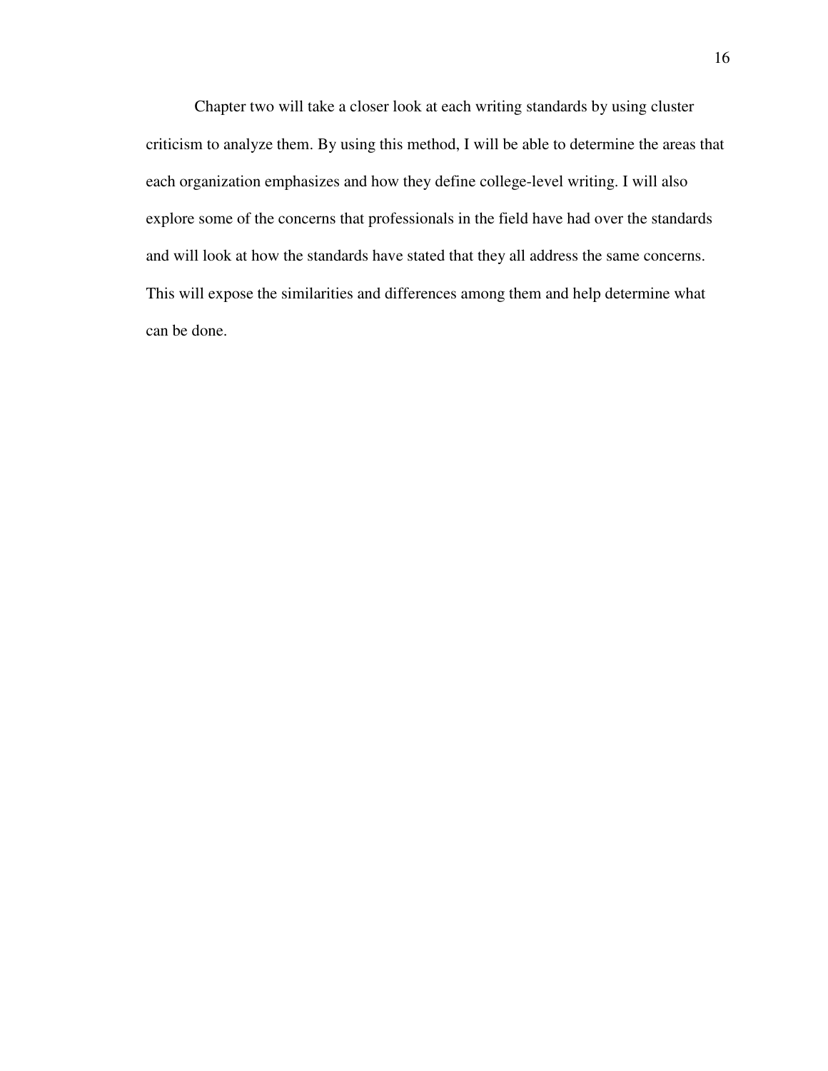Chapter two will take a closer look at each writing standards by using cluster criticism to analyze them. By using this method, I will be able to determine the areas that each organization emphasizes and how they define college-level writing. I will also explore some of the concerns that professionals in the field have had over the standards and will look at how the standards have stated that they all address the same concerns. This will expose the similarities and differences among them and help determine what can be done.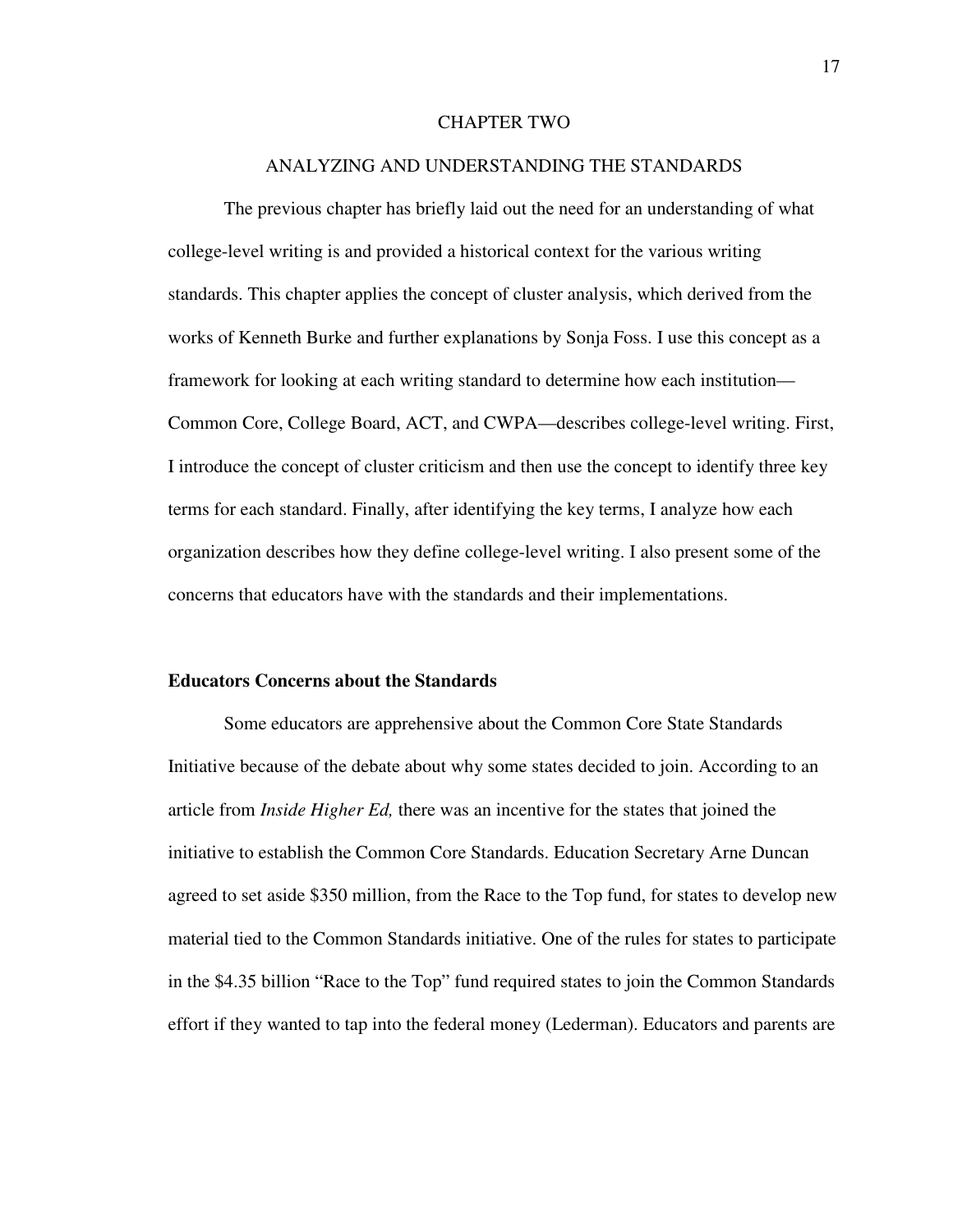# CHAPTER TWO

## ANALYZING AND UNDERSTANDING THE STANDARDS

The previous chapter has briefly laid out the need for an understanding of what college-level writing is and provided a historical context for the various writing standards. This chapter applies the concept of cluster analysis, which derived from the works of Kenneth Burke and further explanations by Sonja Foss. I use this concept as a framework for looking at each writing standard to determine how each institution—Common Core, College Board, ACT, and CWPA—describes college-level writing. First, I introduce the concept of cluster criticism and then use the concept to identify three key terms for each standard. Finally, after identifying the key terms, I analyze how each organization describes how they define college-level writing. I also present some of the concerns that educators have with the standards and their implementations.

### Educators Concerns about the Standards

Some educators are apprehensive about the Common Core State Standards Initiative because of the debate about why some states decided to join. According to an article from *Inside Higher Ed,* there was an incentive for the states that joined the initiative to establish the Common Core Standards. Education Secretary Arne Duncan agreed to set aside $350 million, from the Race to the Top fund, for states to develop new material tied to the Common Standards initiative. One of the rules for states to participate in the $4.35 billion "Race to the Top" fund required states to join the Common Standards effort if they wanted to tap into the federal money (Lederman). Educators and parents are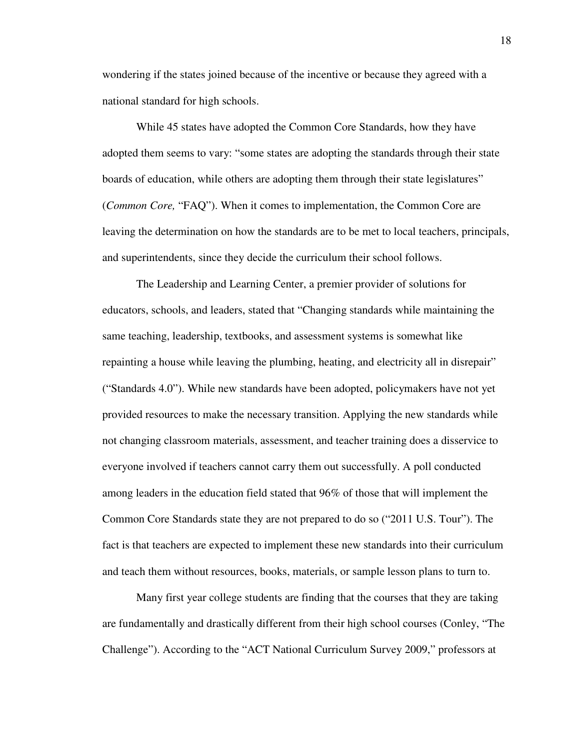wondering if the states joined because of the incentive or because they agreed with a national standard for high schools.

While 45 states have adopted the Common Core Standards, how they have adopted them seems to vary: "some states are adopting the standards through their state boards of education, while others are adopting them through their state legislatures" (*Common Core,* "FAQ"). When it comes to implementation, the Common Core are leaving the determination on how the standards are to be met to local teachers, principals, and superintendents, since they decide the curriculum their school follows.

The Leadership and Learning Center, a premier provider of solutions for educators, schools, and leaders, stated that "Changing standards while maintaining the same teaching, leadership, textbooks, and assessment systems is somewhat like repainting a house while leaving the plumbing, heating, and electricity all in disrepair" ("Standards 4.0"). While new standards have been adopted, policymakers have not yet provided resources to make the necessary transition. Applying the new standards while not changing classroom materials, assessment, and teacher training does a disservice to everyone involved if teachers cannot carry them out successfully. A poll conducted among leaders in the education field stated that 96% of those that will implement the Common Core Standards state they are not prepared to do so ("2011 U.S. Tour"). The fact is that teachers are expected to implement these new standards into their curriculum and teach them without resources, books, materials, or sample lesson plans to turn to.

Many first year college students are finding that the courses that they are taking are fundamentally and drastically different from their high school courses (Conley, "The Challenge"). According to the "ACT National Curriculum Survey 2009," professors at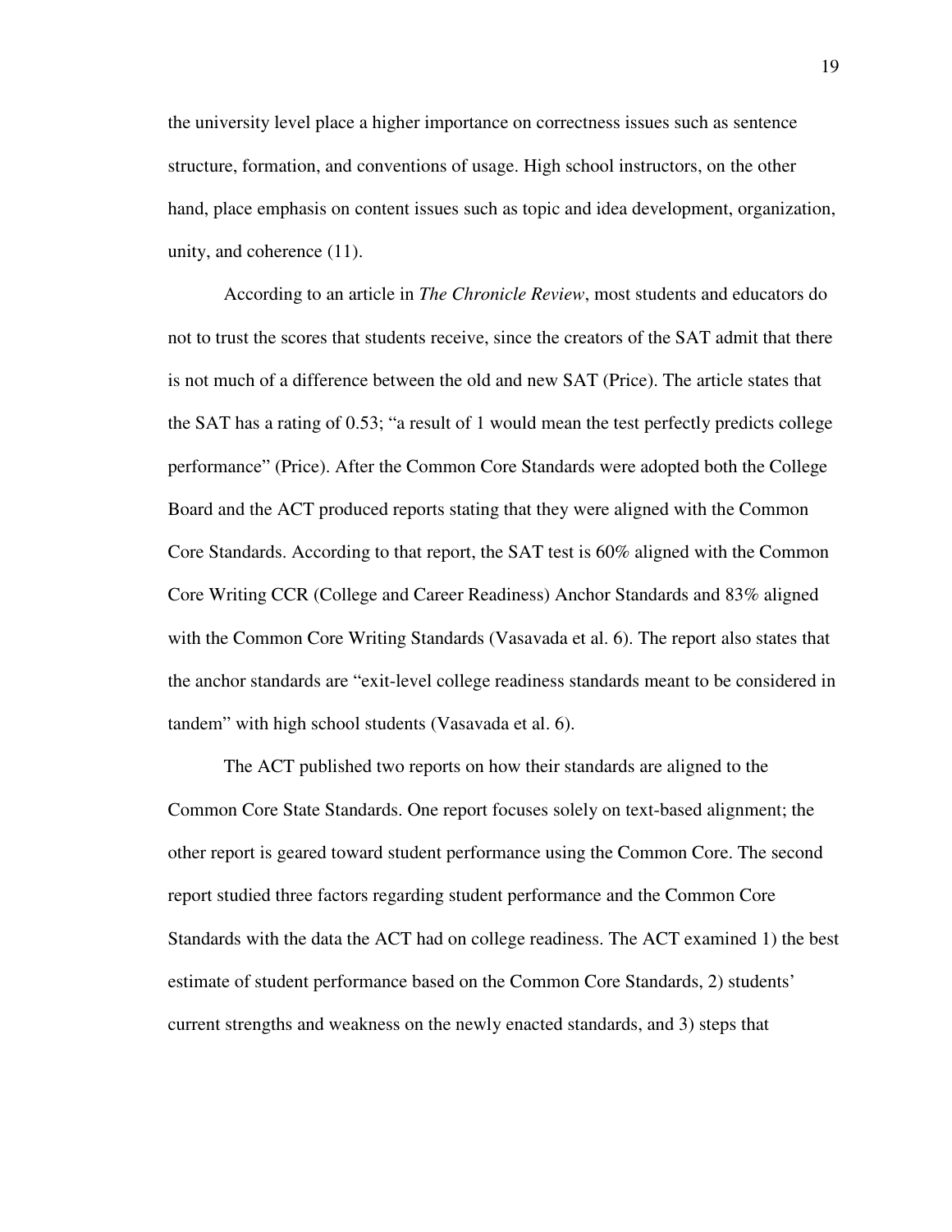the university level place a higher importance on correctness issues such as sentence structure, formation, and conventions of usage. High school instructors, on the other hand, place emphasis on content issues such as topic and idea development, organization, unity, and coherence (11).

According to an article in *The Chronicle Review*, most students and educators do not to trust the scores that students receive, since the creators of the SAT admit that there is not much of a difference between the old and new SAT (Price). The article states that the SAT has a rating of 0.53; "a result of 1 would mean the test perfectly predicts college performance" (Price). After the Common Core Standards were adopted both the College Board and the ACT produced reports stating that they were aligned with the Common Core Standards. According to that report, the SAT test is 60% aligned with the Common Core Writing CCR (College and Career Readiness) Anchor Standards and 83% aligned with the Common Core Writing Standards (Vasavada et al. 6). The report also states that the anchor standards are "exit-level college readiness standards meant to be considered in tandem" with high school students (Vasavada et al. 6).

The ACT published two reports on how their standards are aligned to the Common Core State Standards. One report focuses solely on text-based alignment; the other report is geared toward student performance using the Common Core. The second report studied three factors regarding student performance and the Common Core Standards with the data the ACT had on college readiness. The ACT examined 1) the best estimate of student performance based on the Common Core Standards, 2) students' current strengths and weakness on the newly enacted standards, and 3) steps that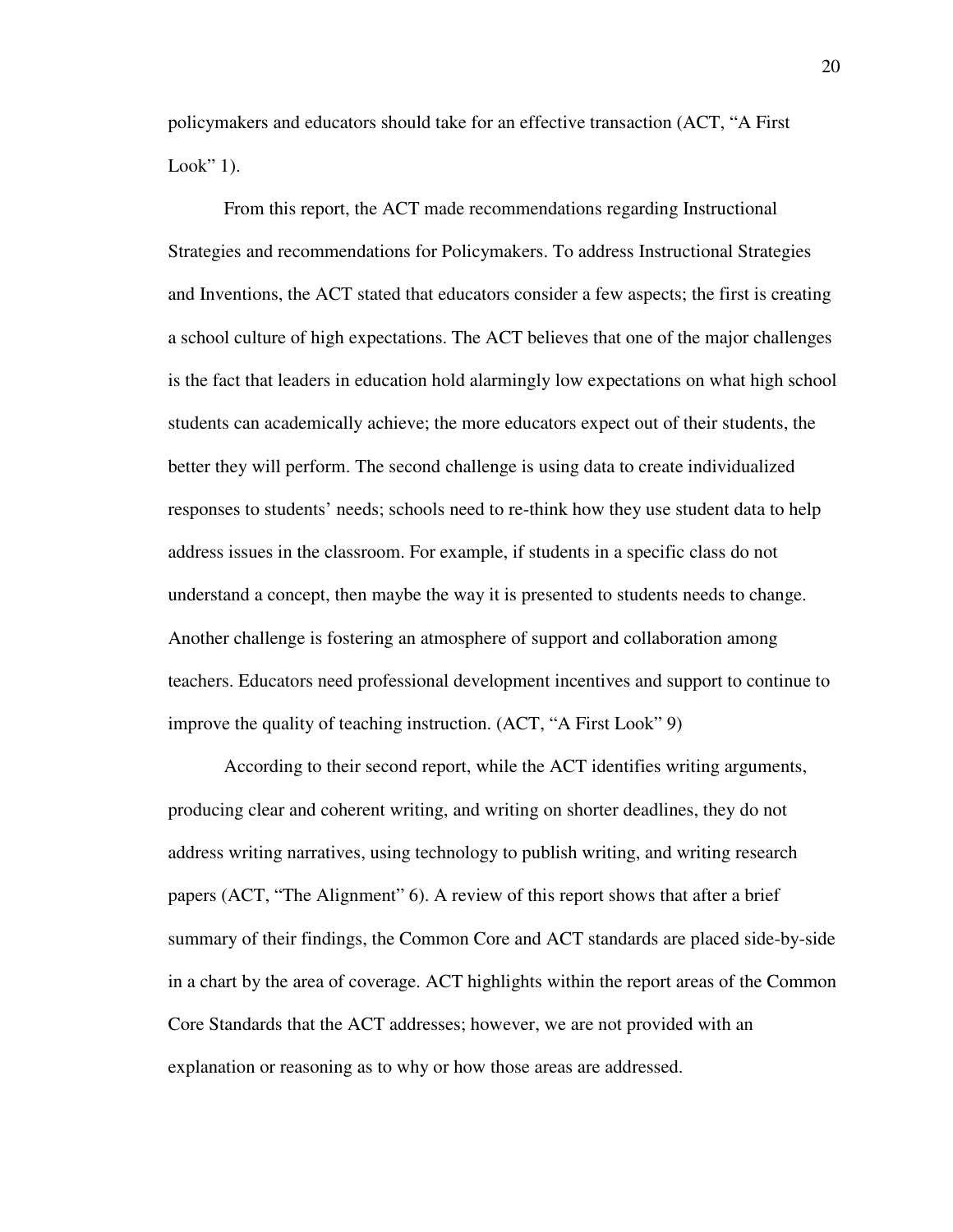policymakers and educators should take for an effective transaction (ACT, "A First Look" 1).

From this report, the ACT made recommendations regarding Instructional Strategies and recommendations for Policymakers. To address Instructional Strategies and Inventions, the ACT stated that educators consider a few aspects; the first is creating a school culture of high expectations. The ACT believes that one of the major challenges is the fact that leaders in education hold alarmingly low expectations on what high school students can academically achieve; the more educators expect out of their students, the better they will perform. The second challenge is using data to create individualized responses to students' needs; schools need to re-think how they use student data to help address issues in the classroom. For example, if students in a specific class do not understand a concept, then maybe the way it is presented to students needs to change. Another challenge is fostering an atmosphere of support and collaboration among teachers. Educators need professional development incentives and support to continue to improve the quality of teaching instruction. (ACT, "A First Look" 9)

According to their second report, while the ACT identifies writing arguments, producing clear and coherent writing, and writing on shorter deadlines, they do not address writing narratives, using technology to publish writing, and writing research papers (ACT, "The Alignment" 6). A review of this report shows that after a brief summary of their findings, the Common Core and ACT standards are placed side-by-side in a chart by the area of coverage. ACT highlights within the report areas of the Common Core Standards that the ACT addresses; however, we are not provided with an explanation or reasoning as to why or how those areas are addressed.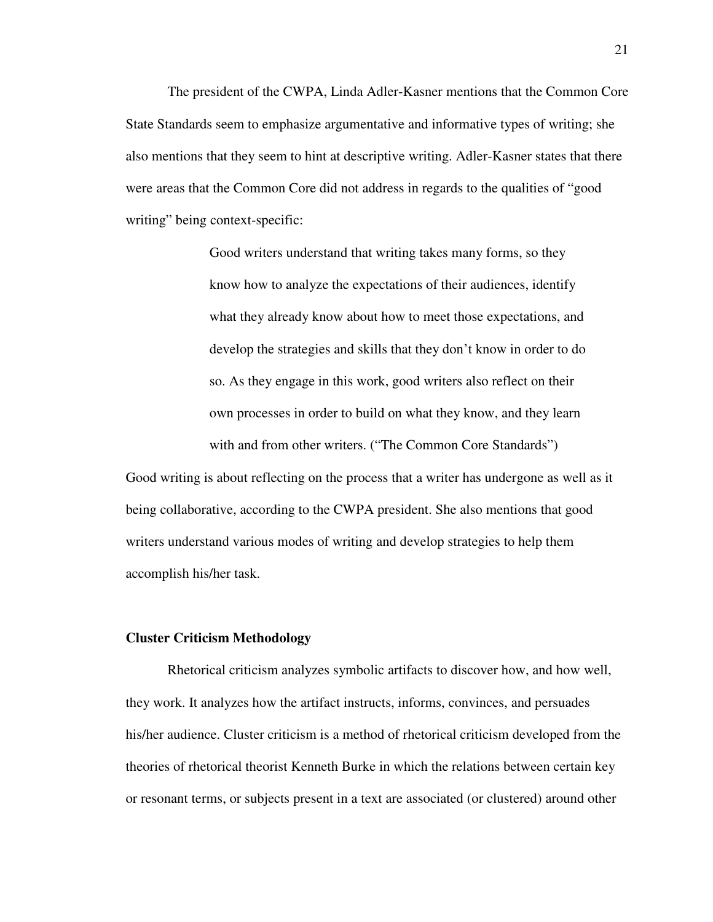The president of the CWPA, Linda Adler-Kasner mentions that the Common Core State Standards seem to emphasize argumentative and informative types of writing; she also mentions that they seem to hint at descriptive writing. Adler-Kasner states that there were areas that the Common Core did not address in regards to the qualities of "good writing" being context-specific:

> Good writers understand that writing takes many forms, so they know how to analyze the expectations of their audiences, identify what they already know about how to meet those expectations, and develop the strategies and skills that they don't know in order to do so. As they engage in this work, good writers also reflect on their own processes in order to build on what they know, and they learn with and from other writers. ("The Common Core Standards")

Good writing is about reflecting on the process that a writer has undergone as well as it being collaborative, according to the CWPA president. She also mentions that good writers understand various modes of writing and develop strategies to help them accomplish his/her task.

**Cluster Criticism Methodology**

Rhetorical criticism analyzes symbolic artifacts to discover how, and how well, they work. It analyzes how the artifact instructs, informs, convinces, and persuades his/her audience. Cluster criticism is a method of rhetorical criticism developed from the theories of rhetorical theorist Kenneth Burke in which the relations between certain key or resonant terms, or subjects present in a text are associated (or clustered) around other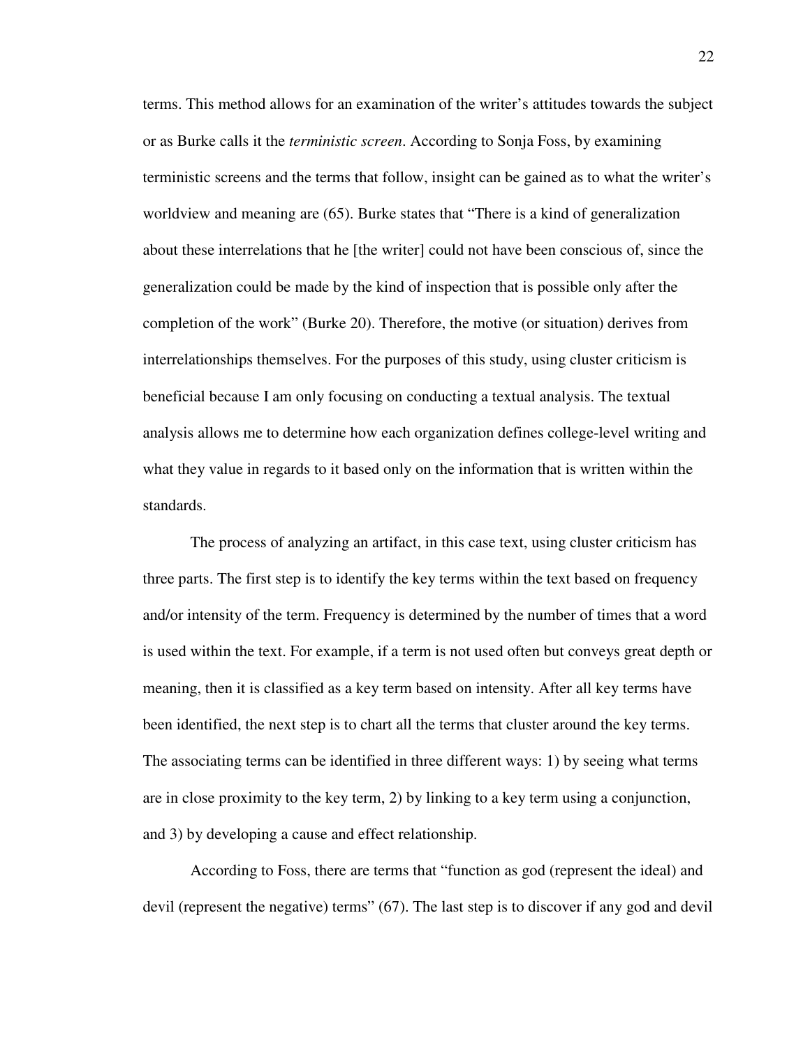terms. This method allows for an examination of the writer's attitudes towards the subject or as Burke calls it the *terministic screen*. According to Sonja Foss, by examining terministic screens and the terms that follow, insight can be gained as to what the writer's worldview and meaning are (65). Burke states that "There is a kind of generalization about these interrelations that he [the writer] could not have been conscious of, since the generalization could be made by the kind of inspection that is possible only after the completion of the work" (Burke 20). Therefore, the motive (or situation) derives from interrelationships themselves. For the purposes of this study, using cluster criticism is beneficial because I am only focusing on conducting a textual analysis. The textual analysis allows me to determine how each organization defines college-level writing and what they value in regards to it based only on the information that is written within the standards.

The process of analyzing an artifact, in this case text, using cluster criticism has three parts. The first step is to identify the key terms within the text based on frequency and/or intensity of the term. Frequency is determined by the number of times that a word is used within the text. For example, if a term is not used often but conveys great depth or meaning, then it is classified as a key term based on intensity. After all key terms have been identified, the next step is to chart all the terms that cluster around the key terms. The associating terms can be identified in three different ways: 1) by seeing what terms are in close proximity to the key term, 2) by linking to a key term using a conjunction, and 3) by developing a cause and effect relationship.

According to Foss, there are terms that "function as god (represent the ideal) and devil (represent the negative) terms" (67). The last step is to discover if any god and devil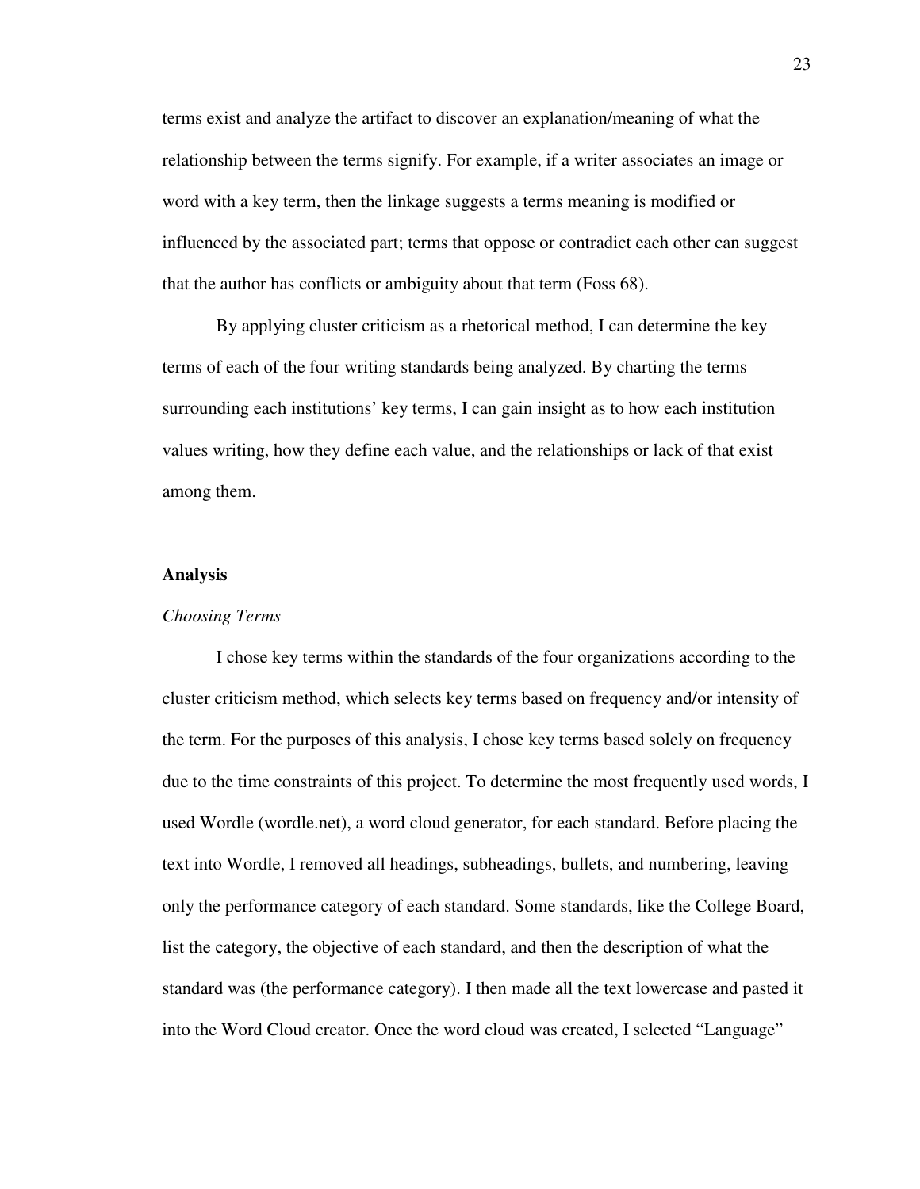terms exist and analyze the artifact to discover an explanation/meaning of what the relationship between the terms signify. For example, if a writer associates an image or word with a key term, then the linkage suggests a terms meaning is modified or influenced by the associated part; terms that oppose or contradict each other can suggest that the author has conflicts or ambiguity about that term (Foss 68).

By applying cluster criticism as a rhetorical method, I can determine the key terms of each of the four writing standards being analyzed. By charting the terms surrounding each institutions' key terms, I can gain insight as to how each institution values writing, how they define each value, and the relationships or lack of that exist among them.

## Analysis

### *Choosing Terms*

I chose key terms within the standards of the four organizations according to the cluster criticism method, which selects key terms based on frequency and/or intensity of the term. For the purposes of this analysis, I chose key terms based solely on frequency due to the time constraints of this project. To determine the most frequently used words, I used Wordle (wordle.net), a word cloud generator, for each standard. Before placing the text into Wordle, I removed all headings, subheadings, bullets, and numbering, leaving only the performance category of each standard. Some standards, like the College Board, list the category, the objective of each standard, and then the description of what the standard was (the performance category). I then made all the text lowercase and pasted it into the Word Cloud creator. Once the word cloud was created, I selected "Language"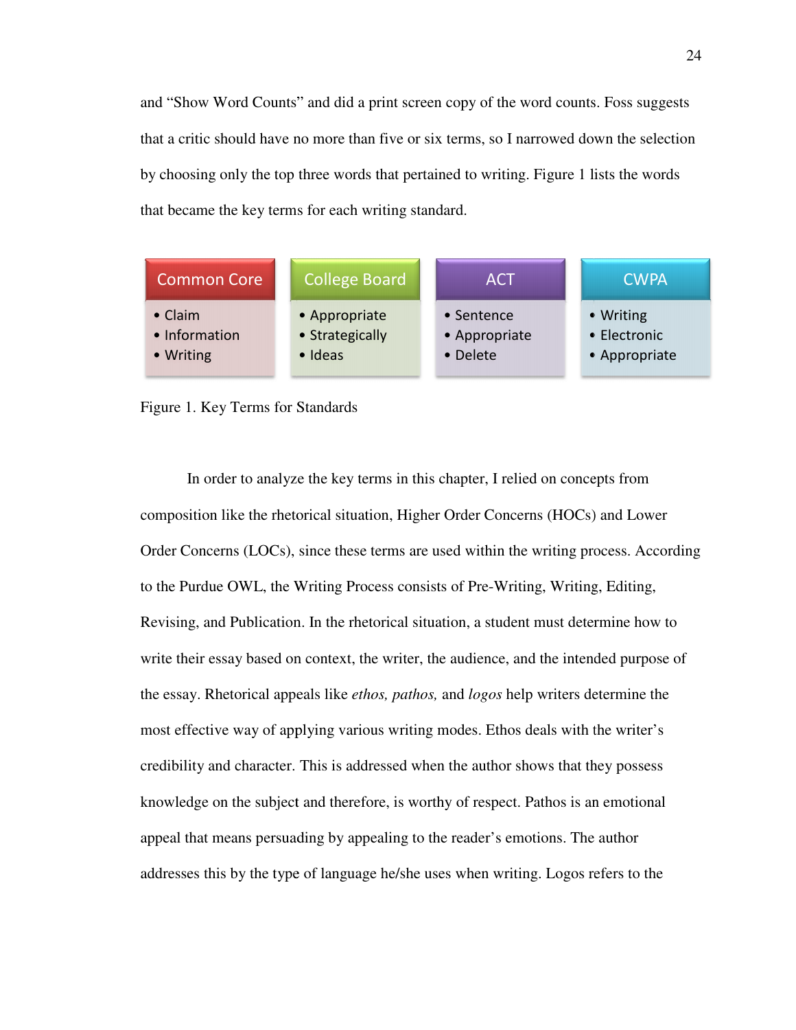and "Show Word Counts" and did a print screen copy of the word counts. Foss suggests that a critic should have no more than five or six terms, so I narrowed down the selection by choosing only the top three words that pertained to writing. Figure 1 lists the words that became the key terms for each writing standard.

| Common Core | College Board | ACT | CWPA |
|---|---|---|---|
| • Claim<br>• Information<br>• Writing | • Appropriate<br>• Strategically<br>• Ideas | • Sentence<br>• Appropriate<br>• Delete | • Writing<br>• Electronic<br>• Appropriate |

Figure 1. Key Terms for Standards

In order to analyze the key terms in this chapter, I relied on concepts from composition like the rhetorical situation, Higher Order Concerns (HOCs) and Lower Order Concerns (LOCs), since these terms are used within the writing process. According to the Purdue OWL, the Writing Process consists of Pre-Writing, Writing, Editing, Revising, and Publication. In the rhetorical situation, a student must determine how to write their essay based on context, the writer, the audience, and the intended purpose of the essay. Rhetorical appeals like *ethos, pathos,* and *logos* help writers determine the most effective way of applying various writing modes. Ethos deals with the writer's credibility and character. This is addressed when the author shows that they possess knowledge on the subject and therefore, is worthy of respect. Pathos is an emotional appeal that means persuading by appealing to the reader's emotions. The author addresses this by the type of language he/she uses when writing. Logos refers to the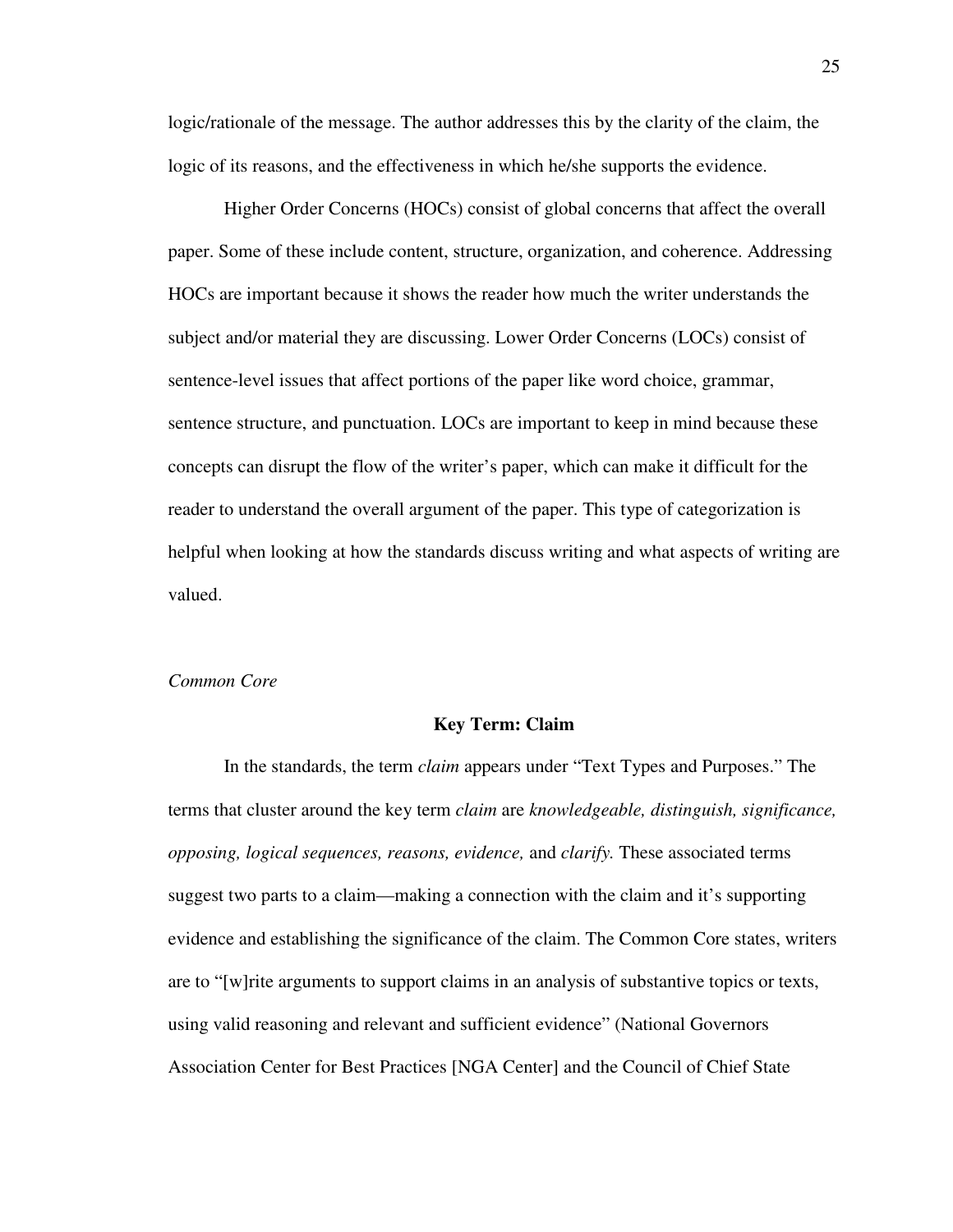logic/rationale of the message. The author addresses this by the clarity of the claim, the logic of its reasons, and the effectiveness in which he/she supports the evidence.

Higher Order Concerns (HOCs) consist of global concerns that affect the overall paper. Some of these include content, structure, organization, and coherence. Addressing HOCs are important because it shows the reader how much the writer understands the subject and/or material they are discussing. Lower Order Concerns (LOCs) consist of sentence-level issues that affect portions of the paper like word choice, grammar, sentence structure, and punctuation. LOCs are important to keep in mind because these concepts can disrupt the flow of the writer's paper, which can make it difficult for the reader to understand the overall argument of the paper. This type of categorization is helpful when looking at how the standards discuss writing and what aspects of writing are valued.

*Common Core*

**Key Term: Claim**

In the standards, the term *claim* appears under "Text Types and Purposes." The terms that cluster around the key term *claim* are *knowledgeable, distinguish, significance, opposing, logical sequences, reasons, evidence,* and *clarify.* These associated terms suggest two parts to a claim—making a connection with the claim and it's supporting evidence and establishing the significance of the claim. The Common Core states, writers are to "[w]rite arguments to support claims in an analysis of substantive topics or texts, using valid reasoning and relevant and sufficient evidence" (National Governors Association Center for Best Practices [NGA Center] and the Council of Chief State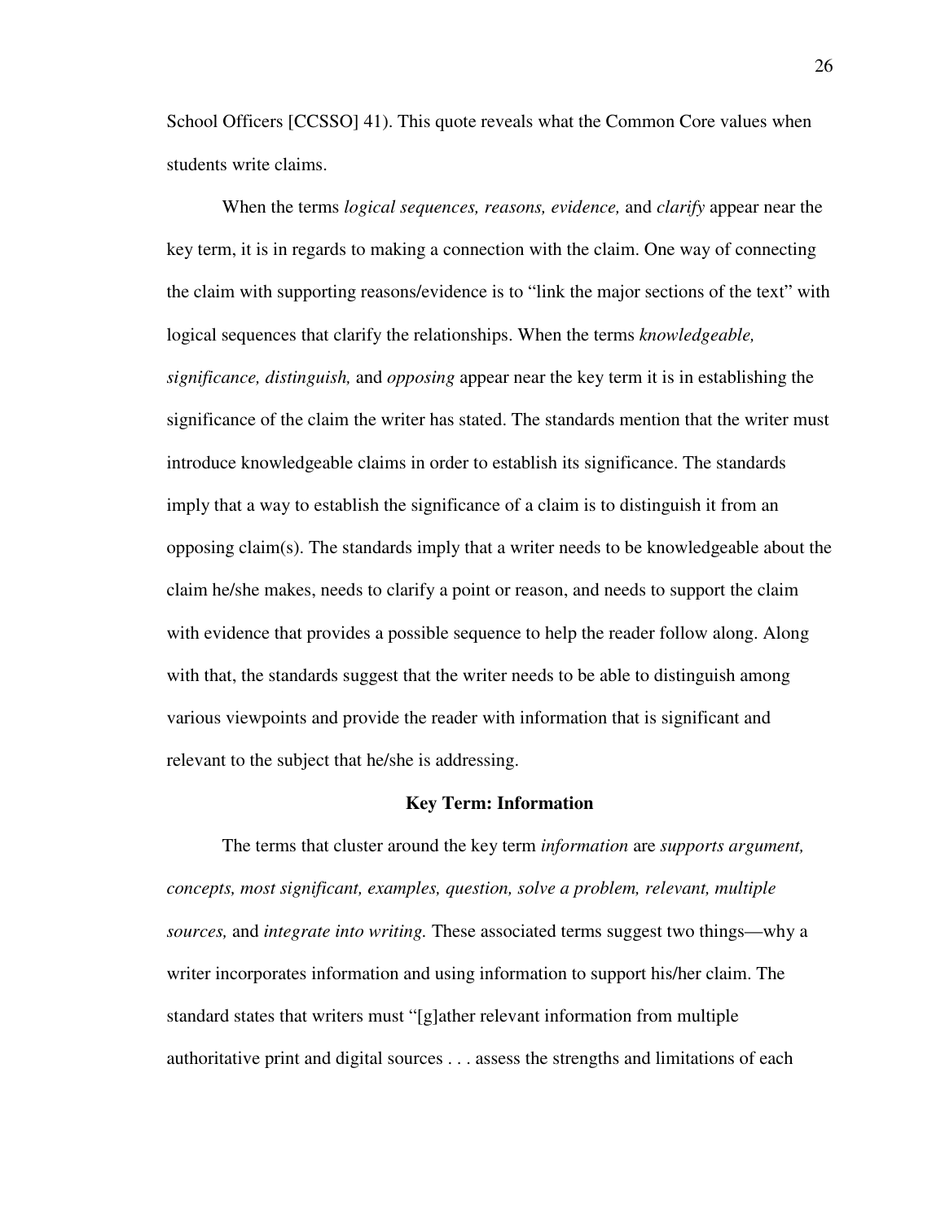School Officers [CCSSO] 41). This quote reveals what the Common Core values when students write claims.

When the terms *logical sequences, reasons, evidence,* and *clarify* appear near the key term, it is in regards to making a connection with the claim. One way of connecting the claim with supporting reasons/evidence is to "link the major sections of the text" with logical sequences that clarify the relationships. When the terms *knowledgeable, significance, distinguish,* and *opposing* appear near the key term it is in establishing the significance of the claim the writer has stated. The standards mention that the writer must introduce knowledgeable claims in order to establish its significance. The standards imply that a way to establish the significance of a claim is to distinguish it from an opposing claim(s). The standards imply that a writer needs to be knowledgeable about the claim he/she makes, needs to clarify a point or reason, and needs to support the claim with evidence that provides a possible sequence to help the reader follow along. Along with that, the standards suggest that the writer needs to be able to distinguish among various viewpoints and provide the reader with information that is significant and relevant to the subject that he/she is addressing.

**Key Term: Information**

The terms that cluster around the key term *information* are *supports argument, concepts, most significant, examples, question, solve a problem, relevant, multiple sources,* and *integrate into writing.* These associated terms suggest two things—why a writer incorporates information and using information to support his/her claim. The standard states that writers must "[g]ather relevant information from multiple authoritative print and digital sources . . . assess the strengths and limitations of each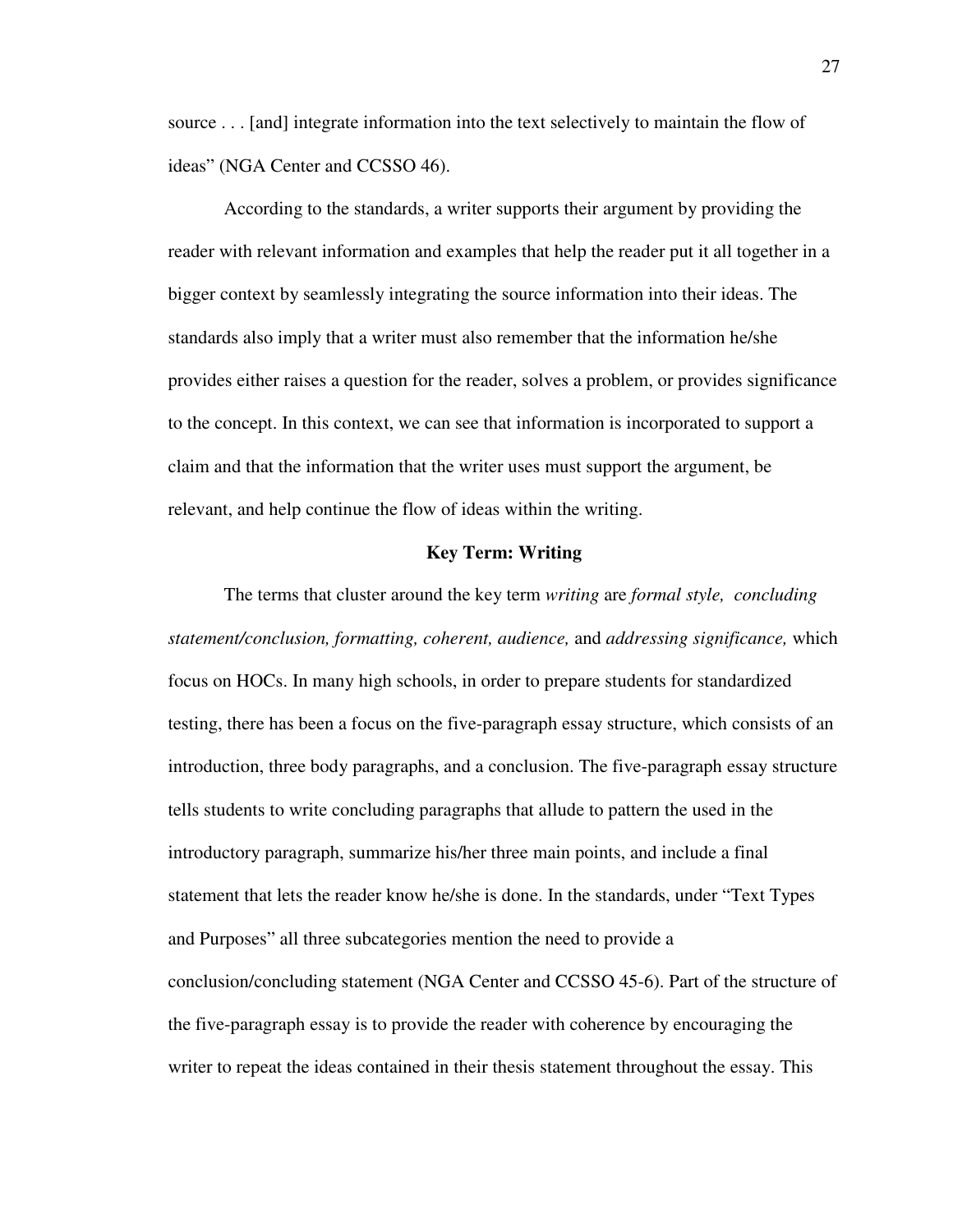source . . . [and] integrate information into the text selectively to maintain the flow of ideas" (NGA Center and CCSSO 46).

According to the standards, a writer supports their argument by providing the reader with relevant information and examples that help the reader put it all together in a bigger context by seamlessly integrating the source information into their ideas. The standards also imply that a writer must also remember that the information he/she provides either raises a question for the reader, solves a problem, or provides significance to the concept. In this context, we can see that information is incorporated to support a claim and that the information that the writer uses must support the argument, be relevant, and help continue the flow of ideas within the writing.

## Key Term: Writing

The terms that cluster around the key term *writing* are *formal style, concluding statement/conclusion, formatting, coherent, audience,* and *addressing significance,* which focus on HOCs. In many high schools, in order to prepare students for standardized testing, there has been a focus on the five-paragraph essay structure, which consists of an introduction, three body paragraphs, and a conclusion. The five-paragraph essay structure tells students to write concluding paragraphs that allude to pattern the used in the introductory paragraph, summarize his/her three main points, and include a final statement that lets the reader know he/she is done. In the standards, under "Text Types and Purposes" all three subcategories mention the need to provide a conclusion/concluding statement (NGA Center and CCSSO 45-6). Part of the structure of the five-paragraph essay is to provide the reader with coherence by encouraging the writer to repeat the ideas contained in their thesis statement throughout the essay. This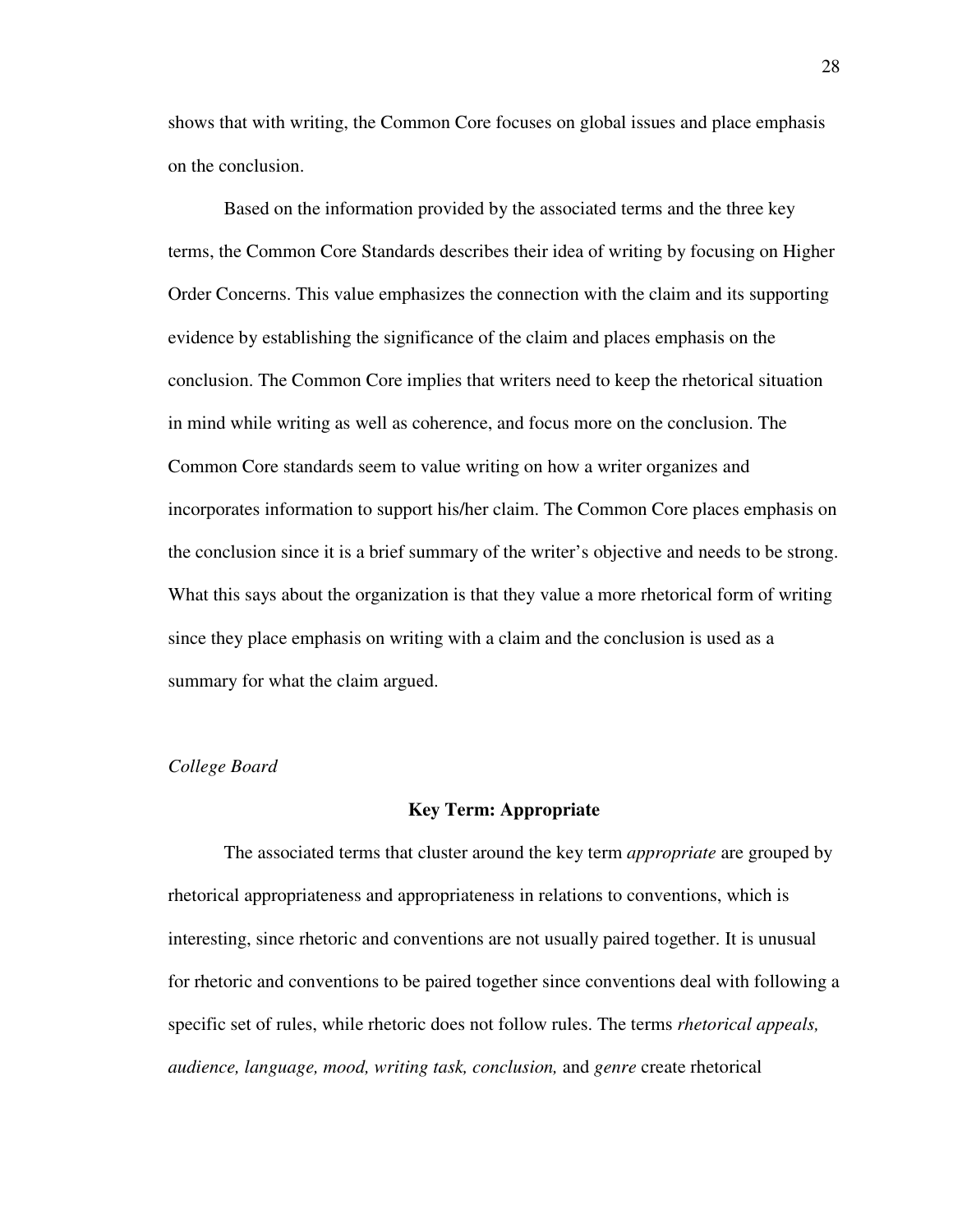shows that with writing, the Common Core focuses on global issues and place emphasis on the conclusion.

Based on the information provided by the associated terms and the three key terms, the Common Core Standards describes their idea of writing by focusing on Higher Order Concerns. This value emphasizes the connection with the claim and its supporting evidence by establishing the significance of the claim and places emphasis on the conclusion. The Common Core implies that writers need to keep the rhetorical situation in mind while writing as well as coherence, and focus more on the conclusion. The Common Core standards seem to value writing on how a writer organizes and incorporates information to support his/her claim. The Common Core places emphasis on the conclusion since it is a brief summary of the writer's objective and needs to be strong. What this says about the organization is that they value a more rhetorical form of writing since they place emphasis on writing with a claim and the conclusion is used as a summary for what the claim argued.

*College Board*

**Key Term: Appropriate**

The associated terms that cluster around the key term *appropriate* are grouped by rhetorical appropriateness and appropriateness in relations to conventions, which is interesting, since rhetoric and conventions are not usually paired together. It is unusual for rhetoric and conventions to be paired together since conventions deal with following a specific set of rules, while rhetoric does not follow rules. The terms *rhetorical appeals, audience, language, mood, writing task, conclusion,* and *genre* create rhetorical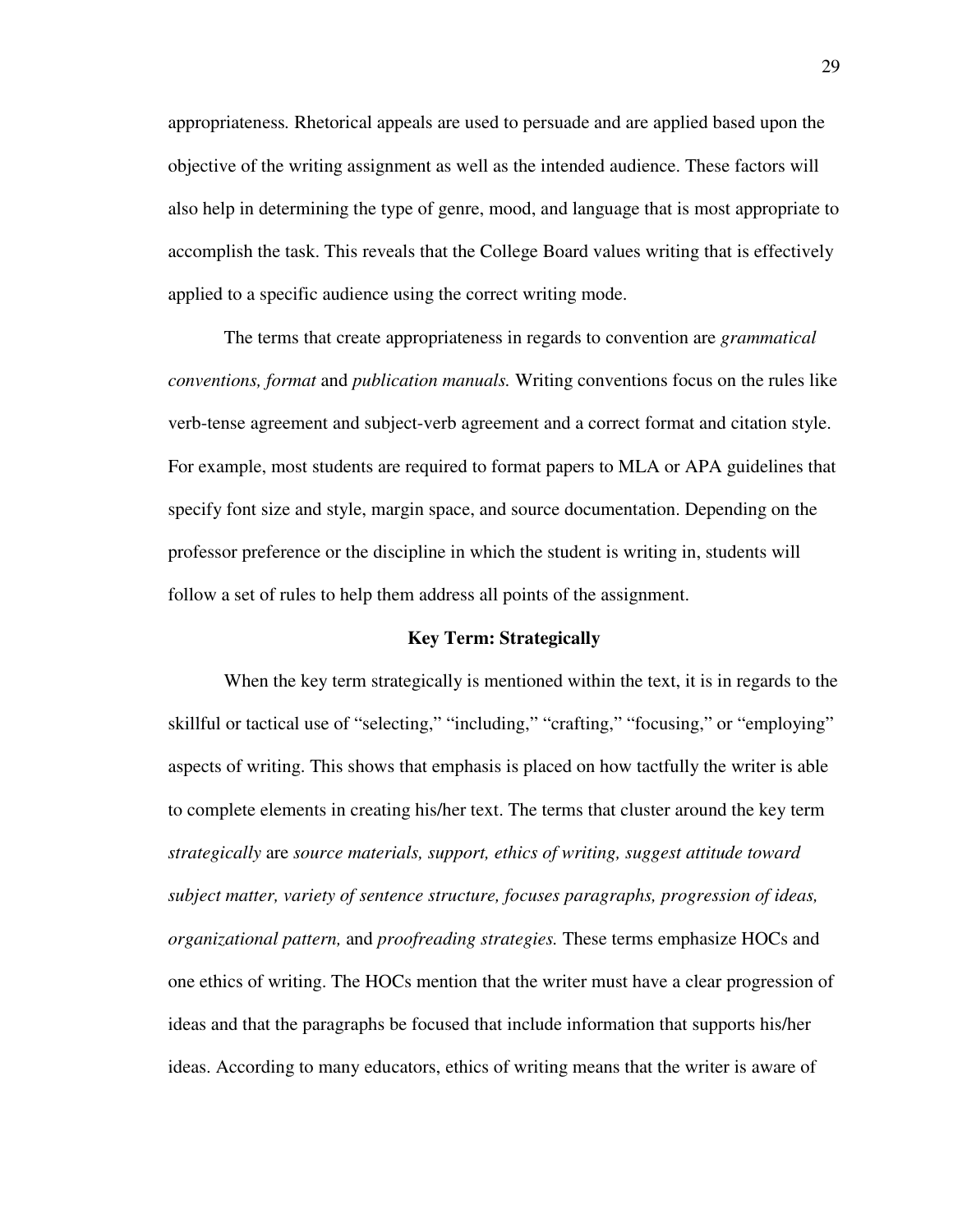appropriateness. Rhetorical appeals are used to persuade and are applied based upon the objective of the writing assignment as well as the intended audience. These factors will also help in determining the type of genre, mood, and language that is most appropriate to accomplish the task. This reveals that the College Board values writing that is effectively applied to a specific audience using the correct writing mode.

The terms that create appropriateness in regards to convention are *grammatical conventions, format* and *publication manuals.* Writing conventions focus on the rules like verb-tense agreement and subject-verb agreement and a correct format and citation style. For example, most students are required to format papers to MLA or APA guidelines that specify font size and style, margin space, and source documentation. Depending on the professor preference or the discipline in which the student is writing in, students will follow a set of rules to help them address all points of the assignment.

## Key Term: Strategically

When the key term strategically is mentioned within the text, it is in regards to the skillful or tactical use of "selecting," "including," "crafting," "focusing," or "employing" aspects of writing. This shows that emphasis is placed on how tactfully the writer is able to complete elements in creating his/her text. The terms that cluster around the key term *strategically* are *source materials, support, ethics of writing, suggest attitude toward subject matter, variety of sentence structure, focuses paragraphs, progression of ideas, organizational pattern,* and *proofreading strategies.* These terms emphasize HOCs and one ethics of writing. The HOCs mention that the writer must have a clear progression of ideas and that the paragraphs be focused that include information that supports his/her ideas. According to many educators, ethics of writing means that the writer is aware of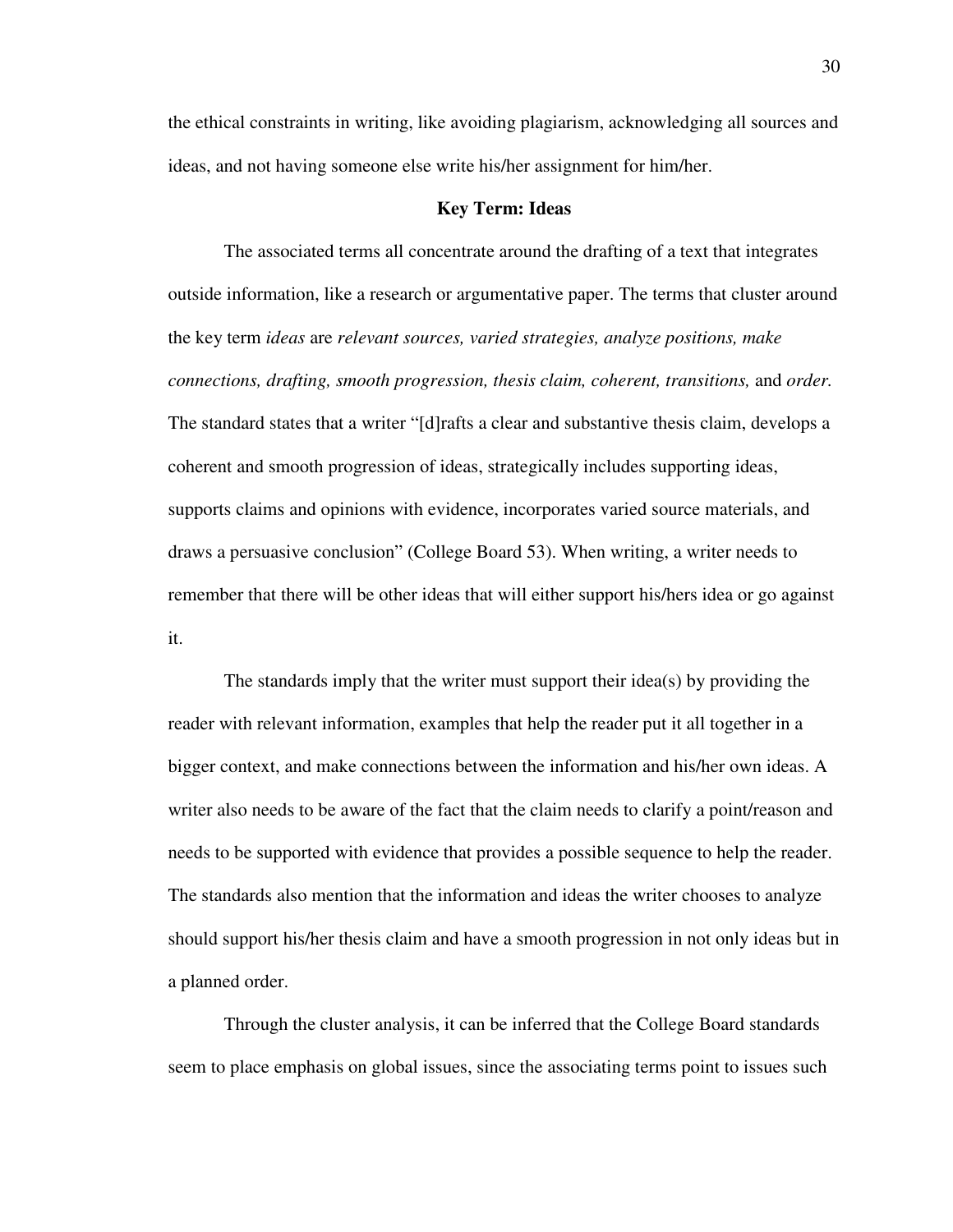the ethical constraints in writing, like avoiding plagiarism, acknowledging all sources and ideas, and not having someone else write his/her assignment for him/her.

### Key Term: Ideas

The associated terms all concentrate around the drafting of a text that integrates outside information, like a research or argumentative paper. The terms that cluster around the key term *ideas* are *relevant sources, varied strategies, analyze positions, make connections, drafting, smooth progression, thesis claim, coherent, transitions,* and *order.* The standard states that a writer "[d]rafts a clear and substantive thesis claim, develops a coherent and smooth progression of ideas, strategically includes supporting ideas, supports claims and opinions with evidence, incorporates varied source materials, and draws a persuasive conclusion" (College Board 53). When writing, a writer needs to remember that there will be other ideas that will either support his/hers idea or go against it.

The standards imply that the writer must support their idea(s) by providing the reader with relevant information, examples that help the reader put it all together in a bigger context, and make connections between the information and his/her own ideas. A writer also needs to be aware of the fact that the claim needs to clarify a point/reason and needs to be supported with evidence that provides a possible sequence to help the reader. The standards also mention that the information and ideas the writer chooses to analyze should support his/her thesis claim and have a smooth progression in not only ideas but in a planned order.

Through the cluster analysis, it can be inferred that the College Board standards seem to place emphasis on global issues, since the associating terms point to issues such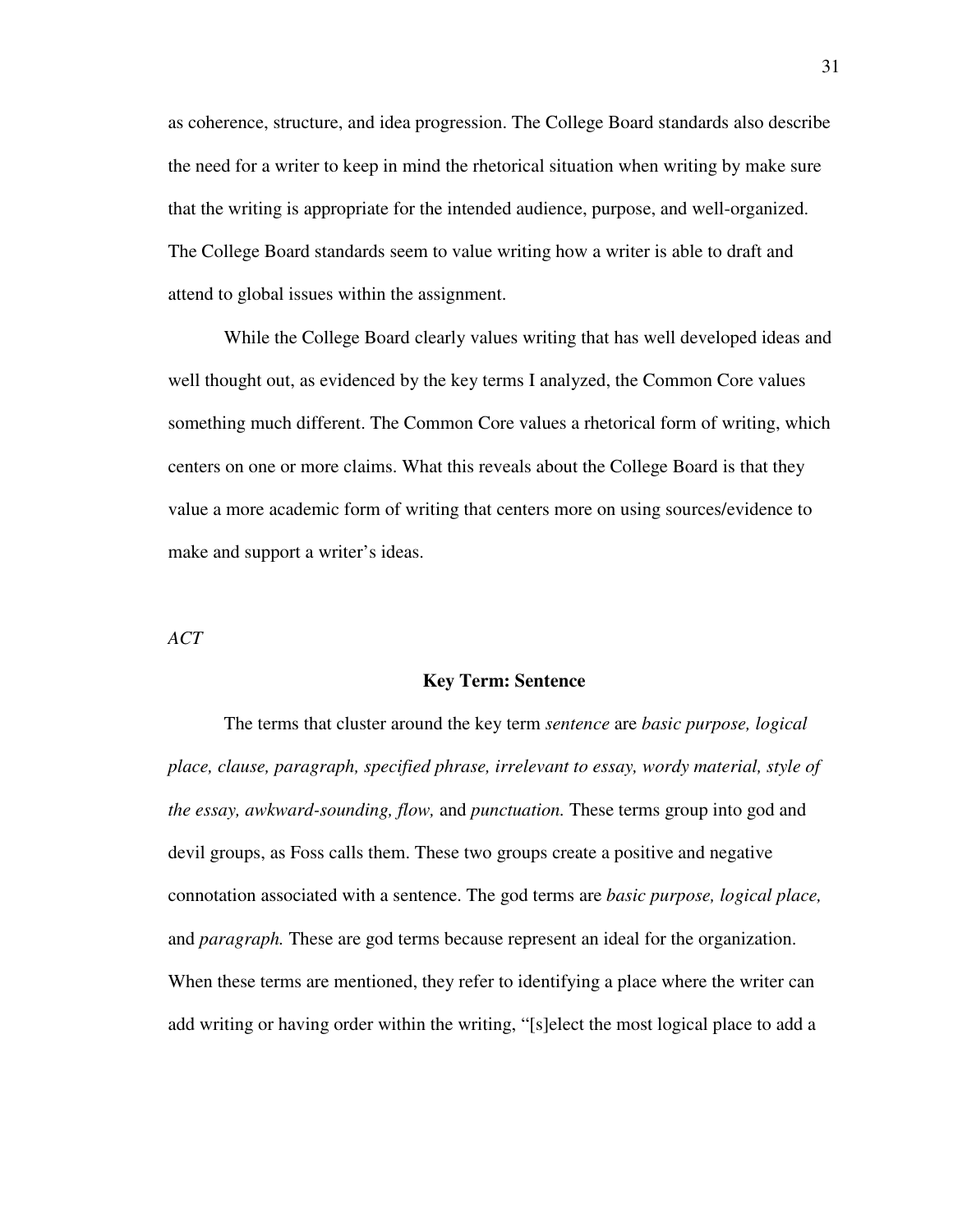as coherence, structure, and idea progression. The College Board standards also describe the need for a writer to keep in mind the rhetorical situation when writing by make sure that the writing is appropriate for the intended audience, purpose, and well-organized. The College Board standards seem to value writing how a writer is able to draft and attend to global issues within the assignment.

While the College Board clearly values writing that has well developed ideas and well thought out, as evidenced by the key terms I analyzed, the Common Core values something much different. The Common Core values a rhetorical form of writing, which centers on one or more claims. What this reveals about the College Board is that they value a more academic form of writing that centers more on using sources/evidence to make and support a writer's ideas.

### *ACT*

#### **Key Term: Sentence**

The terms that cluster around the key term *sentence* are *basic purpose, logical place, clause, paragraph, specified phrase, irrelevant to essay, wordy material, style of the essay, awkward-sounding, flow,* and *punctuation.* These terms group into god and devil groups, as Foss calls them. These two groups create a positive and negative connotation associated with a sentence. The god terms are *basic purpose, logical place,* and *paragraph.* These are god terms because represent an ideal for the organization. When these terms are mentioned, they refer to identifying a place where the writer can add writing or having order within the writing, "[s]elect the most logical place to add a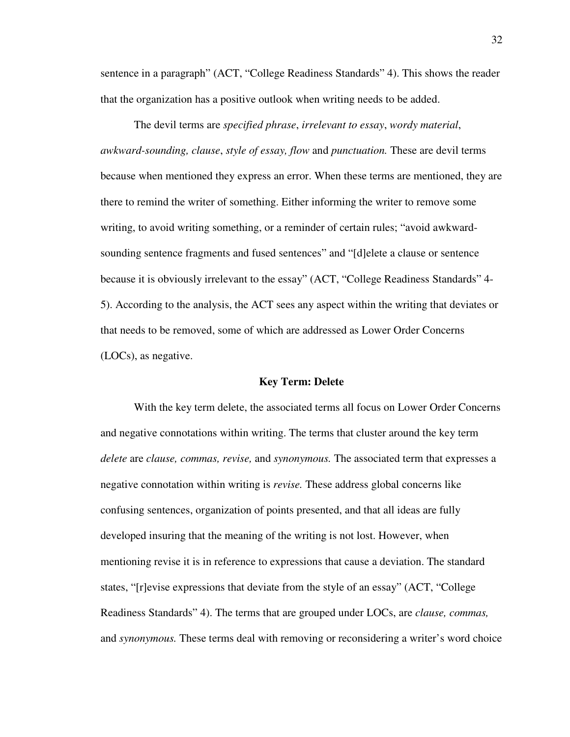sentence in a paragraph" (ACT, "College Readiness Standards" 4). This shows the reader that the organization has a positive outlook when writing needs to be added.

The devil terms are *specified phrase*, *irrelevant to essay*, *wordy material*, *awkward-sounding, clause*, *style of essay, flow* and *punctuation.* These are devil terms because when mentioned they express an error. When these terms are mentioned, they are there to remind the writer of something. Either informing the writer to remove some writing, to avoid writing something, or a reminder of certain rules; "avoid awkward-sounding sentence fragments and fused sentences" and "[d]elete a clause or sentence because it is obviously irrelevant to the essay" (ACT, "College Readiness Standards" 4-5). According to the analysis, the ACT sees any aspect within the writing that deviates or that needs to be removed, some of which are addressed as Lower Order Concerns (LOCs), as negative.

**Key Term: Delete**

With the key term delete, the associated terms all focus on Lower Order Concerns and negative connotations within writing. The terms that cluster around the key term *delete* are *clause, commas, revise,* and *synonymous.* The associated term that expresses a negative connotation within writing is *revise.* These address global concerns like confusing sentences, organization of points presented, and that all ideas are fully developed insuring that the meaning of the writing is not lost. However, when mentioning revise it is in reference to expressions that cause a deviation. The standard states, "[r]evise expressions that deviate from the style of an essay" (ACT, "College Readiness Standards" 4). The terms that are grouped under LOCs, are *clause, commas,* and *synonymous.* These terms deal with removing or reconsidering a writer's word choice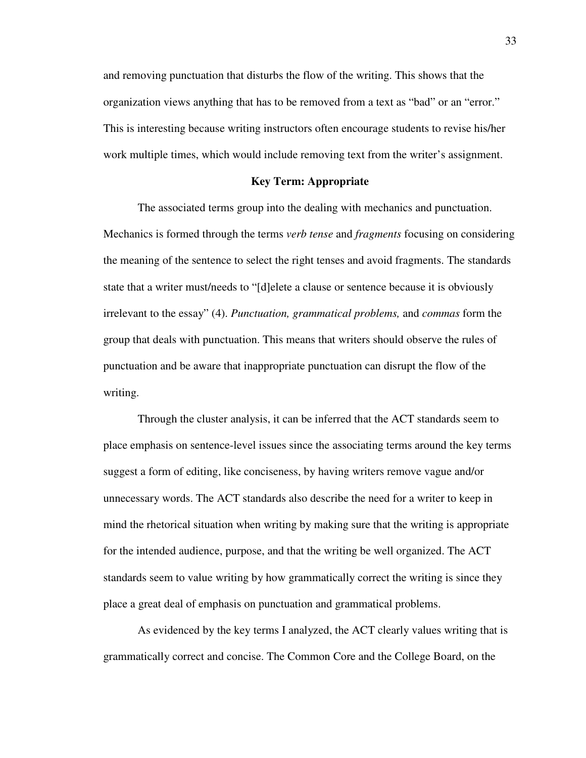and removing punctuation that disturbs the flow of the writing. This shows that the organization views anything that has to be removed from a text as “bad” or an “error.” This is interesting because writing instructors often encourage students to revise his/her work multiple times, which would include removing text from the writer’s assignment.

**Key Term: Appropriate**

The associated terms group into the dealing with mechanics and punctuation. Mechanics is formed through the terms *verb tense* and *fragments* focusing on considering the meaning of the sentence to select the right tenses and avoid fragments. The standards state that a writer must/needs to “[d]elete a clause or sentence because it is obviously irrelevant to the essay” (4). *Punctuation, grammatical problems,* and *commas* form the group that deals with punctuation. This means that writers should observe the rules of punctuation and be aware that inappropriate punctuation can disrupt the flow of the writing.

Through the cluster analysis, it can be inferred that the ACT standards seem to place emphasis on sentence-level issues since the associating terms around the key terms suggest a form of editing, like conciseness, by having writers remove vague and/or unnecessary words. The ACT standards also describe the need for a writer to keep in mind the rhetorical situation when writing by making sure that the writing is appropriate for the intended audience, purpose, and that the writing be well organized. The ACT standards seem to value writing by how grammatically correct the writing is since they place a great deal of emphasis on punctuation and grammatical problems.

As evidenced by the key terms I analyzed, the ACT clearly values writing that is grammatically correct and concise. The Common Core and the College Board, on the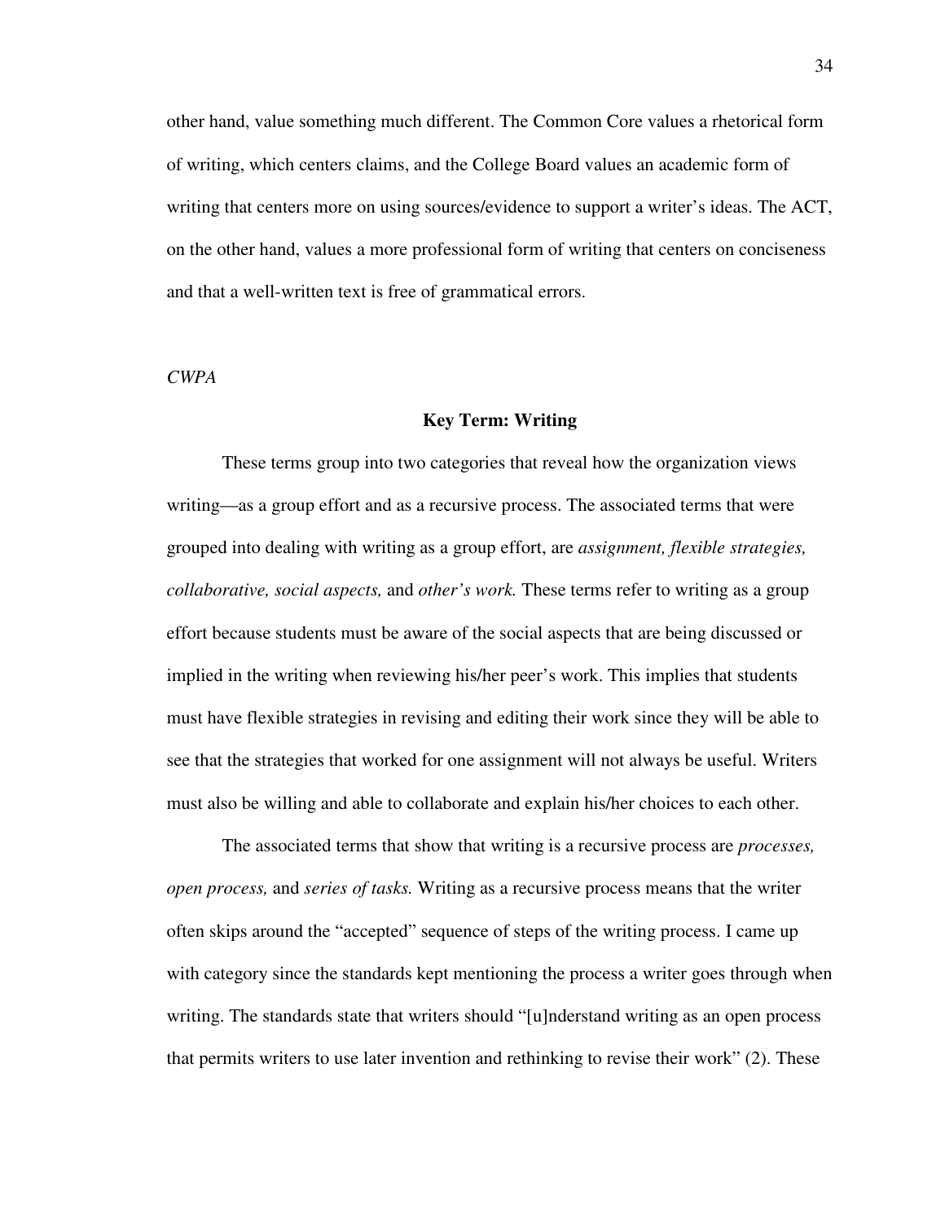other hand, value something much different. The Common Core values a rhetorical form of writing, which centers claims, and the College Board values an academic form of writing that centers more on using sources/evidence to support a writer's ideas. The ACT, on the other hand, values a more professional form of writing that centers on conciseness and that a well-written text is free of grammatical errors.

*CWPA*

**Key Term: Writing**

These terms group into two categories that reveal how the organization views writing—as a group effort and as a recursive process. The associated terms that were grouped into dealing with writing as a group effort, are *assignment, flexible strategies, collaborative, social aspects,* and *other's work.* These terms refer to writing as a group effort because students must be aware of the social aspects that are being discussed or implied in the writing when reviewing his/her peer's work. This implies that students must have flexible strategies in revising and editing their work since they will be able to see that the strategies that worked for one assignment will not always be useful. Writers must also be willing and able to collaborate and explain his/her choices to each other.

The associated terms that show that writing is a recursive process are *processes, open process,* and *series of tasks.* Writing as a recursive process means that the writer often skips around the "accepted" sequence of steps of the writing process. I came up with category since the standards kept mentioning the process a writer goes through when writing. The standards state that writers should "[u]nderstand writing as an open process that permits writers to use later invention and rethinking to revise their work" (2). These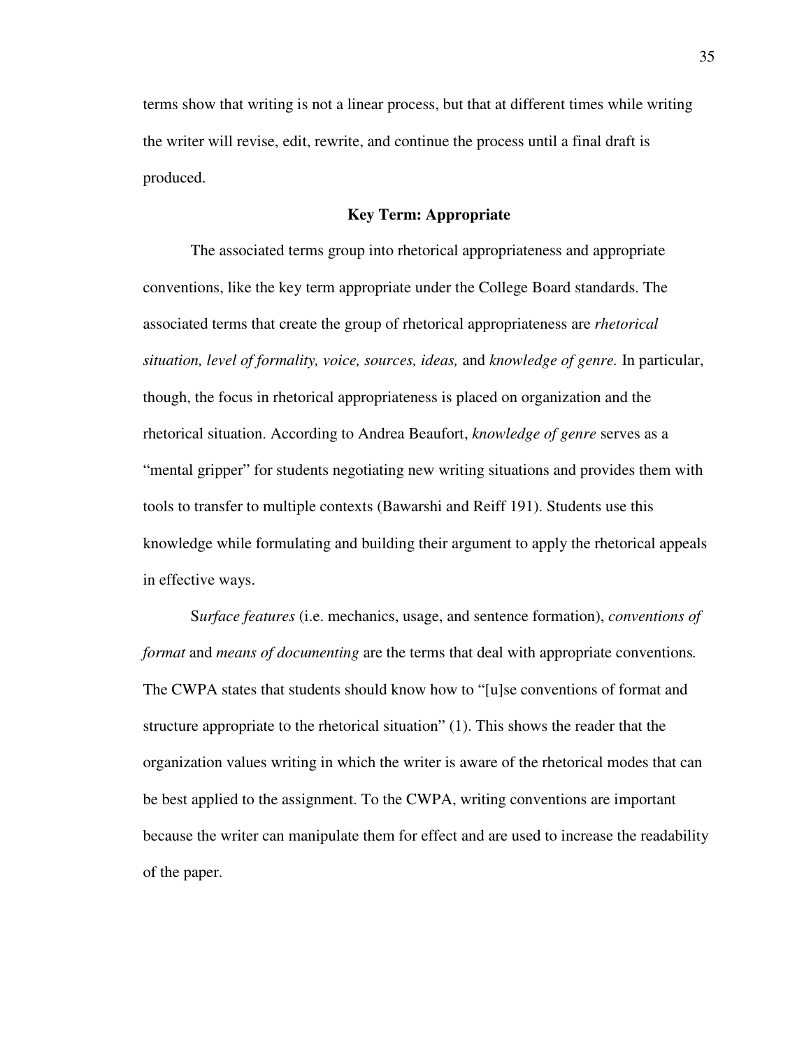terms show that writing is not a linear process, but that at different times while writing the writer will revise, edit, rewrite, and continue the process until a final draft is produced.

## Key Term: Appropriate

The associated terms group into rhetorical appropriateness and appropriate conventions, like the key term appropriate under the College Board standards. The associated terms that create the group of rhetorical appropriateness are *rhetorical situation, level of formality, voice, sources, ideas,* and *knowledge of genre.* In particular, though, the focus in rhetorical appropriateness is placed on organization and the rhetorical situation. According to Andrea Beaufort, *knowledge of genre* serves as a "mental gripper" for students negotiating new writing situations and provides them with tools to transfer to multiple contexts (Bawarshi and Reiff 191). Students use this knowledge while formulating and building their argument to apply the rhetorical appeals in effective ways.

S*urface features* (i.e. mechanics, usage, and sentence formation), *conventions of format* and *means of documenting* are the terms that deal with appropriate conventions*.* The CWPA states that students should know how to "[u]se conventions of format and structure appropriate to the rhetorical situation" (1). This shows the reader that the organization values writing in which the writer is aware of the rhetorical modes that can be best applied to the assignment. To the CWPA, writing conventions are important because the writer can manipulate them for effect and are used to increase the readability of the paper.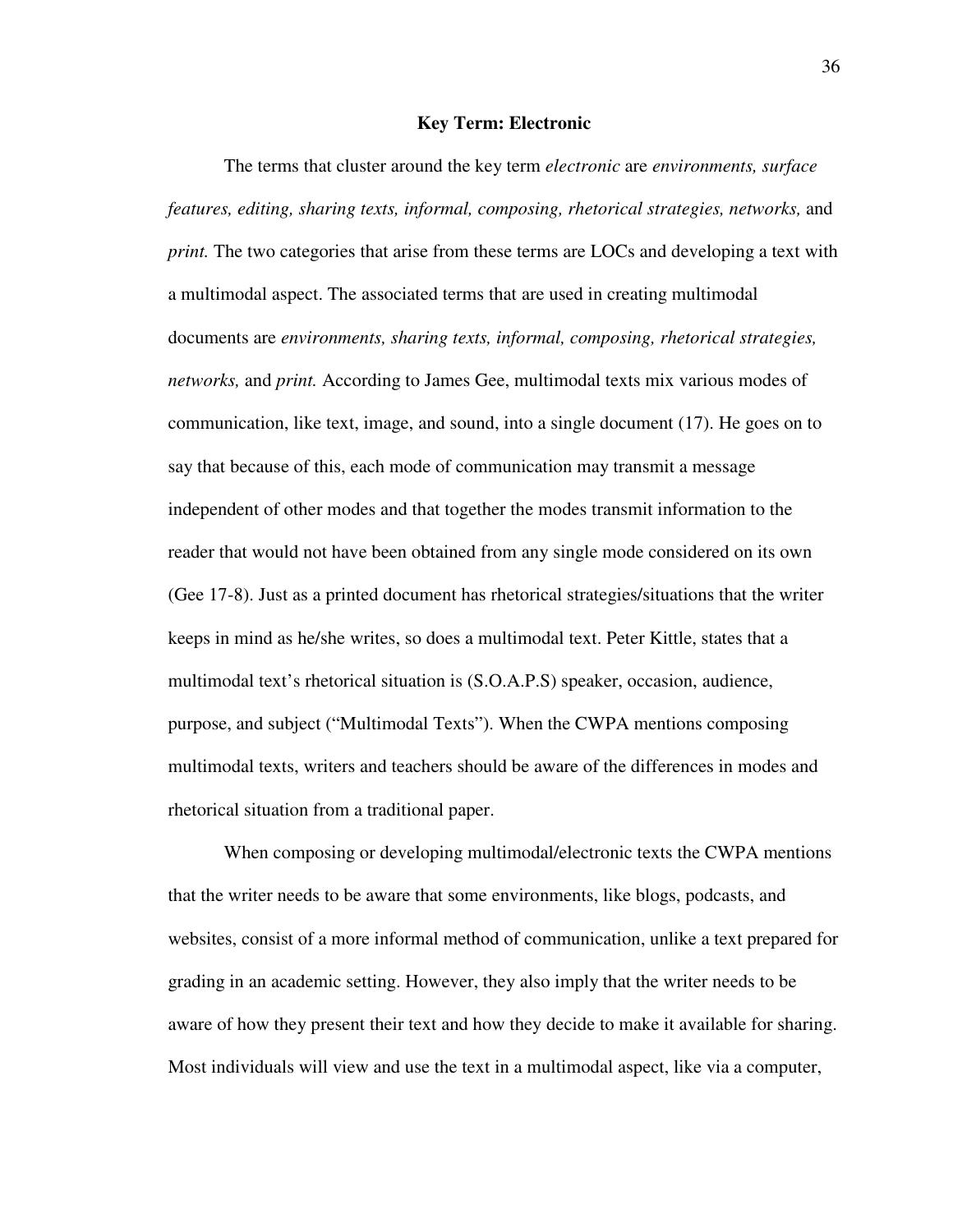## Key Term: Electronic

The terms that cluster around the key term *electronic* are *environments, surface features, editing, sharing texts, informal, composing, rhetorical strategies, networks,* and *print.* The two categories that arise from these terms are LOCs and developing a text with a multimodal aspect. The associated terms that are used in creating multimodal documents are *environments, sharing texts, informal, composing, rhetorical strategies, networks,* and *print.* According to James Gee, multimodal texts mix various modes of communication, like text, image, and sound, into a single document (17). He goes on to say that because of this, each mode of communication may transmit a message independent of other modes and that together the modes transmit information to the reader that would not have been obtained from any single mode considered on its own (Gee 17-8). Just as a printed document has rhetorical strategies/situations that the writer keeps in mind as he/she writes, so does a multimodal text. Peter Kittle, states that a multimodal text's rhetorical situation is (S.O.A.P.S) speaker, occasion, audience, purpose, and subject ("Multimodal Texts"). When the CWPA mentions composing multimodal texts, writers and teachers should be aware of the differences in modes and rhetorical situation from a traditional paper.

When composing or developing multimodal/electronic texts the CWPA mentions that the writer needs to be aware that some environments, like blogs, podcasts, and websites, consist of a more informal method of communication, unlike a text prepared for grading in an academic setting. However, they also imply that the writer needs to be aware of how they present their text and how they decide to make it available for sharing. Most individuals will view and use the text in a multimodal aspect, like via a computer,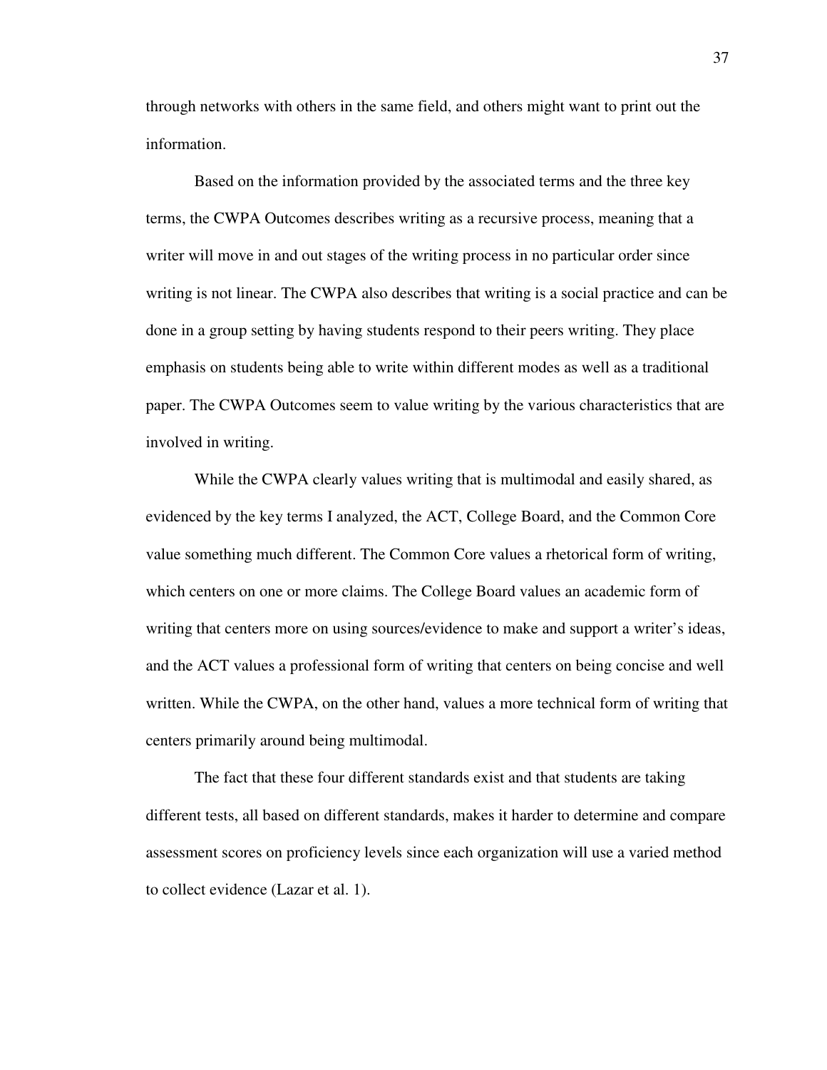through networks with others in the same field, and others might want to print out the information.

Based on the information provided by the associated terms and the three key terms, the CWPA Outcomes describes writing as a recursive process, meaning that a writer will move in and out stages of the writing process in no particular order since writing is not linear. The CWPA also describes that writing is a social practice and can be done in a group setting by having students respond to their peers writing. They place emphasis on students being able to write within different modes as well as a traditional paper. The CWPA Outcomes seem to value writing by the various characteristics that are involved in writing.

While the CWPA clearly values writing that is multimodal and easily shared, as evidenced by the key terms I analyzed, the ACT, College Board, and the Common Core value something much different. The Common Core values a rhetorical form of writing, which centers on one or more claims. The College Board values an academic form of writing that centers more on using sources/evidence to make and support a writer's ideas, and the ACT values a professional form of writing that centers on being concise and well written. While the CWPA, on the other hand, values a more technical form of writing that centers primarily around being multimodal.

The fact that these four different standards exist and that students are taking different tests, all based on different standards, makes it harder to determine and compare assessment scores on proficiency levels since each organization will use a varied method to collect evidence (Lazar et al. 1).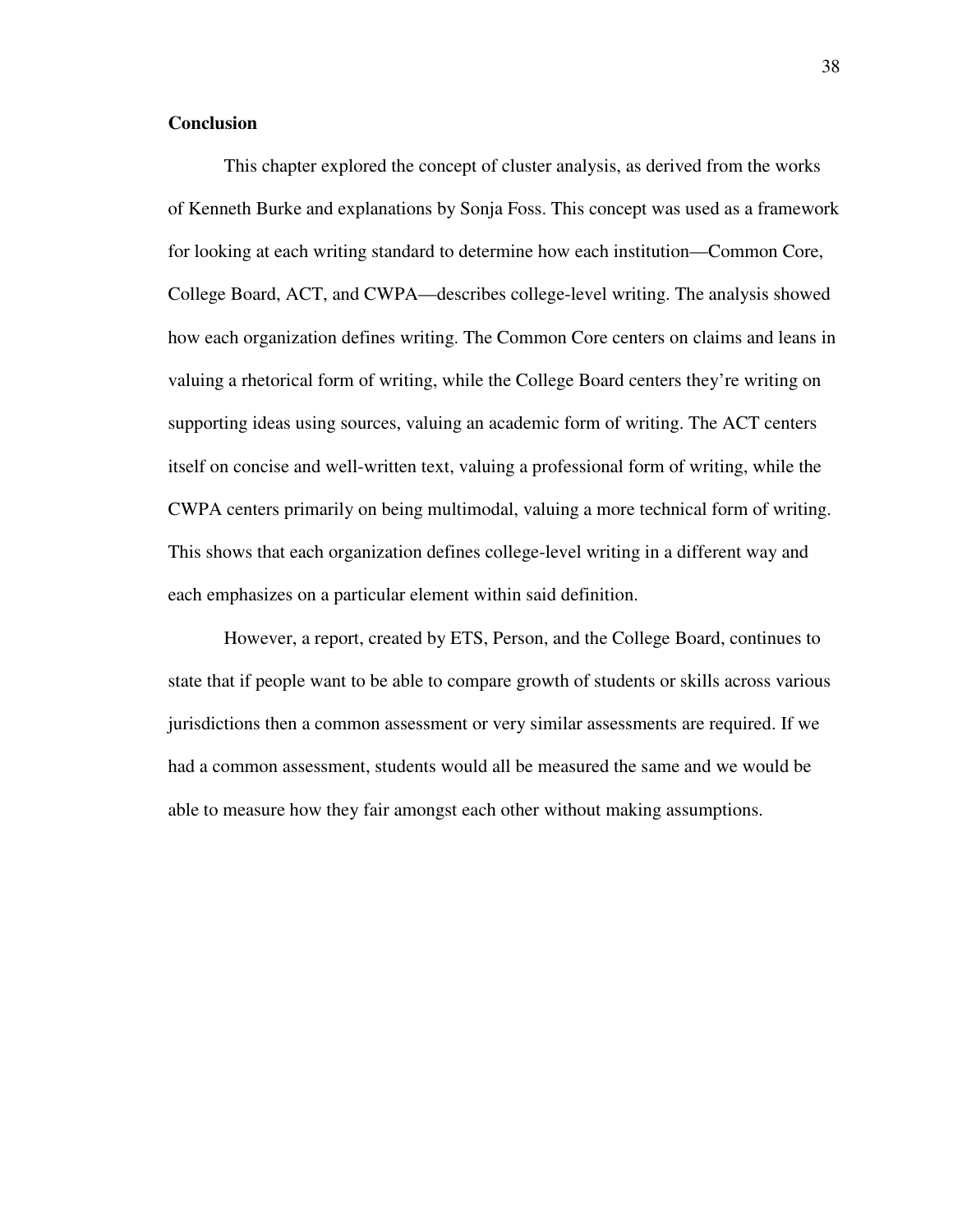## Conclusion

This chapter explored the concept of cluster analysis, as derived from the works of Kenneth Burke and explanations by Sonja Foss. This concept was used as a framework for looking at each writing standard to determine how each institution—Common Core, College Board, ACT, and CWPA—describes college-level writing. The analysis showed how each organization defines writing. The Common Core centers on claims and leans in valuing a rhetorical form of writing, while the College Board centers they're writing on supporting ideas using sources, valuing an academic form of writing. The ACT centers itself on concise and well-written text, valuing a professional form of writing, while the CWPA centers primarily on being multimodal, valuing a more technical form of writing. This shows that each organization defines college-level writing in a different way and each emphasizes on a particular element within said definition.

However, a report, created by ETS, Person, and the College Board, continues to state that if people want to be able to compare growth of students or skills across various jurisdictions then a common assessment or very similar assessments are required. If we had a common assessment, students would all be measured the same and we would be able to measure how they fair amongst each other without making assumptions.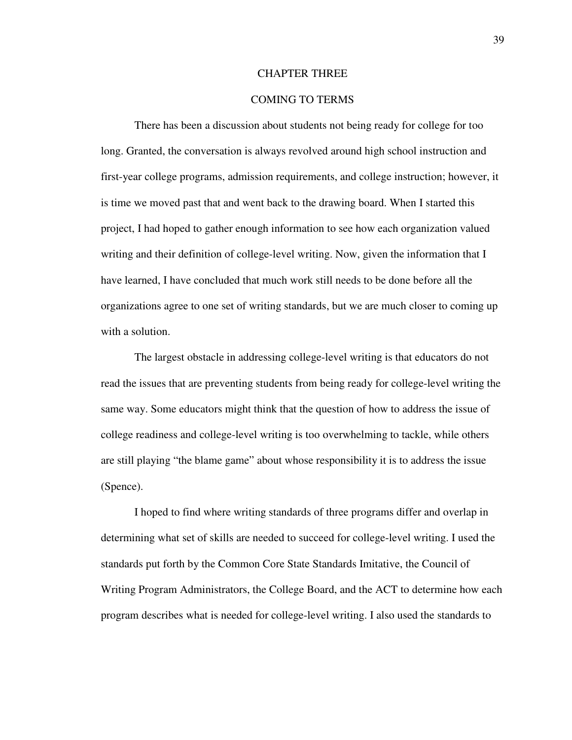# CHAPTER THREE

## COMING TO TERMS

There has been a discussion about students not being ready for college for too long. Granted, the conversation is always revolved around high school instruction and first-year college programs, admission requirements, and college instruction; however, it is time we moved past that and went back to the drawing board. When I started this project, I had hoped to gather enough information to see how each organization valued writing and their definition of college-level writing. Now, given the information that I have learned, I have concluded that much work still needs to be done before all the organizations agree to one set of writing standards, but we are much closer to coming up with a solution.

The largest obstacle in addressing college-level writing is that educators do not read the issues that are preventing students from being ready for college-level writing the same way. Some educators might think that the question of how to address the issue of college readiness and college-level writing is too overwhelming to tackle, while others are still playing "the blame game" about whose responsibility it is to address the issue (Spence).

I hoped to find where writing standards of three programs differ and overlap in determining what set of skills are needed to succeed for college-level writing. I used the standards put forth by the Common Core State Standards Imitative, the Council of Writing Program Administrators, the College Board, and the ACT to determine how each program describes what is needed for college-level writing. I also used the standards to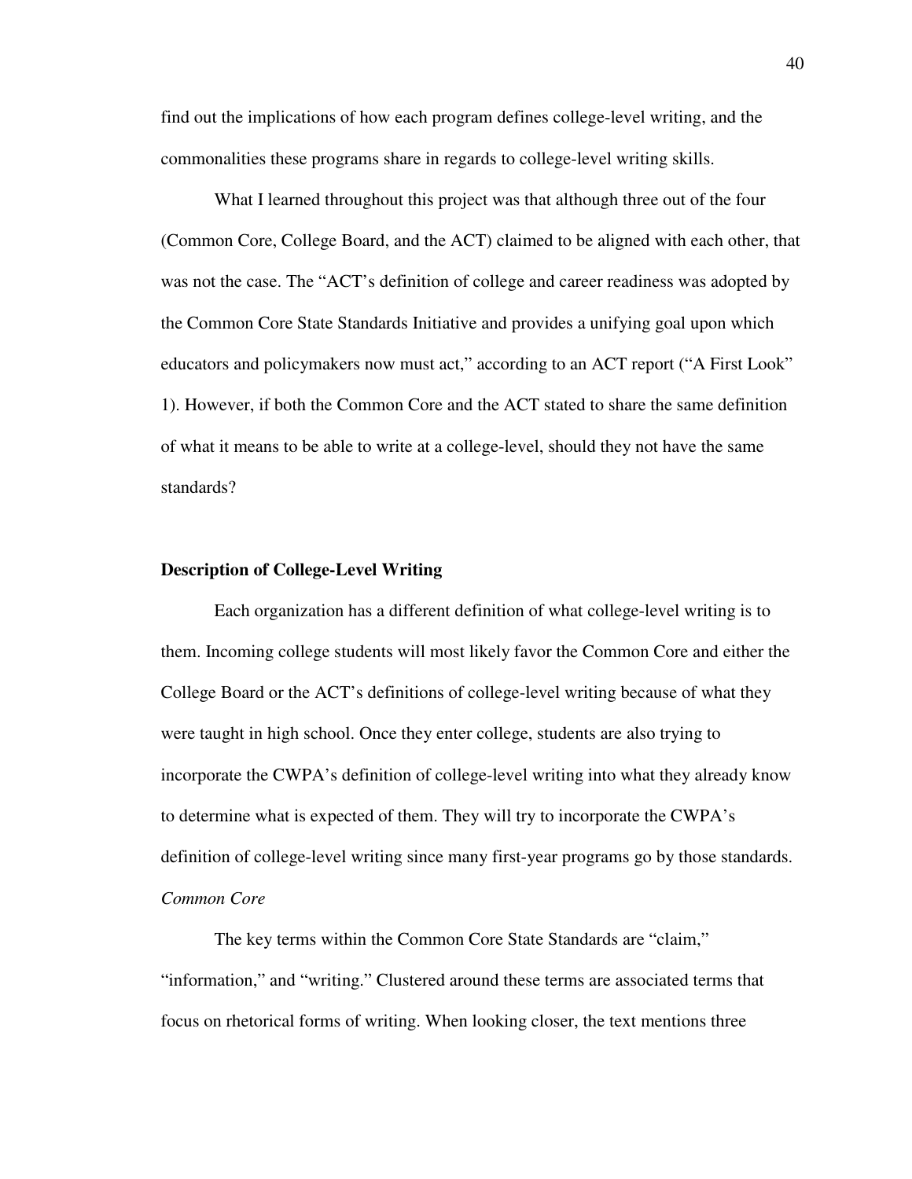find out the implications of how each program defines college-level writing, and the commonalities these programs share in regards to college-level writing skills.

What I learned throughout this project was that although three out of the four (Common Core, College Board, and the ACT) claimed to be aligned with each other, that was not the case. The "ACT's definition of college and career readiness was adopted by the Common Core State Standards Initiative and provides a unifying goal upon which educators and policymakers now must act," according to an ACT report ("A First Look" 1). However, if both the Common Core and the ACT stated to share the same definition of what it means to be able to write at a college-level, should they not have the same standards?

## Description of College-Level Writing

Each organization has a different definition of what college-level writing is to them. Incoming college students will most likely favor the Common Core and either the College Board or the ACT's definitions of college-level writing because of what they were taught in high school. Once they enter college, students are also trying to incorporate the CWPA's definition of college-level writing into what they already know to determine what is expected of them. They will try to incorporate the CWPA's definition of college-level writing since many first-year programs go by those standards.

### *Common Core*

The key terms within the Common Core State Standards are "claim," "information," and "writing." Clustered around these terms are associated terms that focus on rhetorical forms of writing. When looking closer, the text mentions three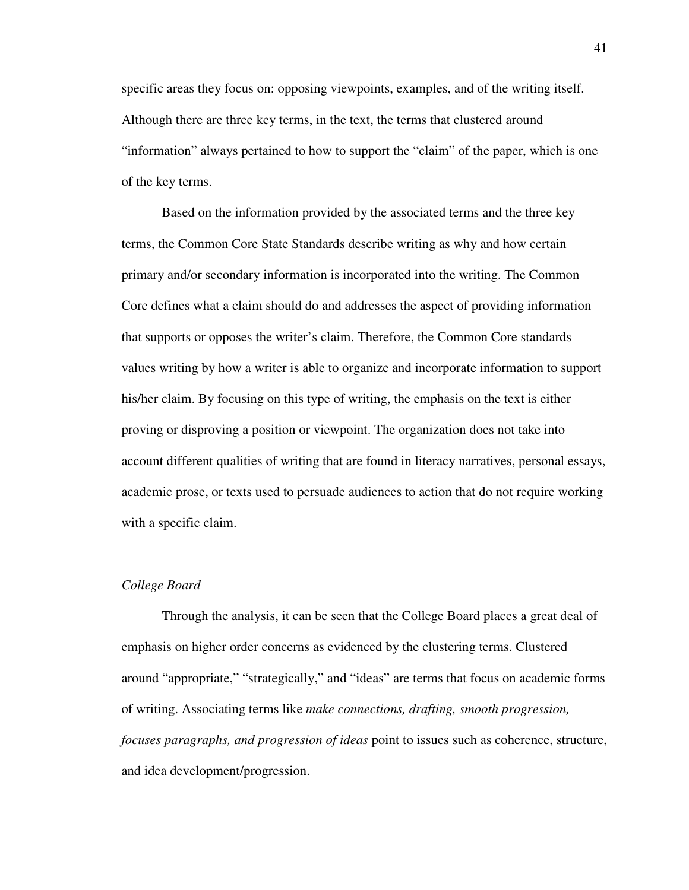specific areas they focus on: opposing viewpoints, examples, and of the writing itself. Although there are three key terms, in the text, the terms that clustered around "information" always pertained to how to support the "claim" of the paper, which is one of the key terms.

Based on the information provided by the associated terms and the three key terms, the Common Core State Standards describe writing as why and how certain primary and/or secondary information is incorporated into the writing. The Common Core defines what a claim should do and addresses the aspect of providing information that supports or opposes the writer's claim. Therefore, the Common Core standards values writing by how a writer is able to organize and incorporate information to support his/her claim. By focusing on this type of writing, the emphasis on the text is either proving or disproving a position or viewpoint. The organization does not take into account different qualities of writing that are found in literacy narratives, personal essays, academic prose, or texts used to persuade audiences to action that do not require working with a specific claim.

*College Board*

Through the analysis, it can be seen that the College Board places a great deal of emphasis on higher order concerns as evidenced by the clustering terms. Clustered around "appropriate," "strategically," and "ideas" are terms that focus on academic forms of writing. Associating terms like *make connections, drafting, smooth progression, focuses paragraphs, and progression of ideas* point to issues such as coherence, structure, and idea development/progression.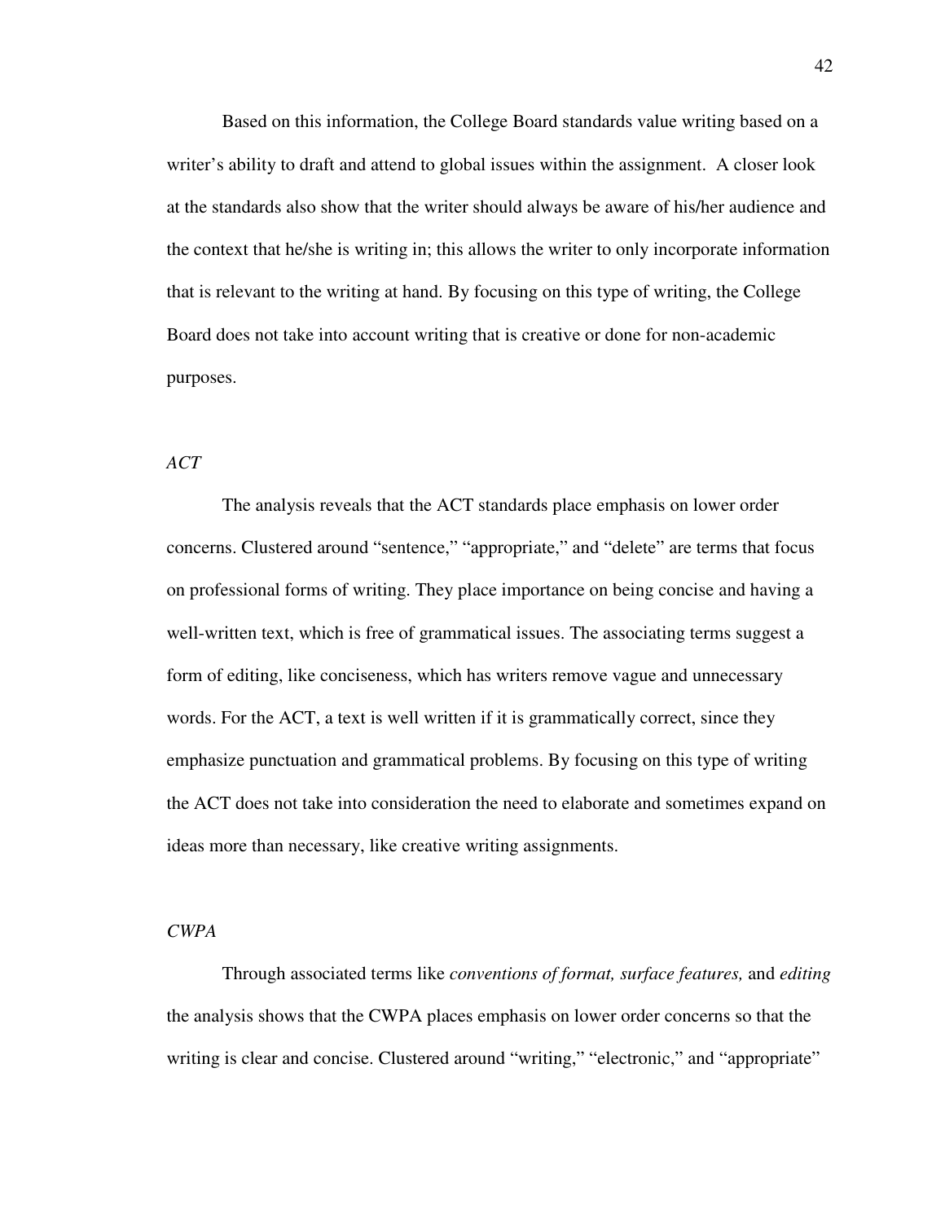Based on this information, the College Board standards value writing based on a writer's ability to draft and attend to global issues within the assignment. A closer look at the standards also show that the writer should always be aware of his/her audience and the context that he/she is writing in; this allows the writer to only incorporate information that is relevant to the writing at hand. By focusing on this type of writing, the College Board does not take into account writing that is creative or done for non-academic purposes.

### *ACT*

The analysis reveals that the ACT standards place emphasis on lower order concerns. Clustered around "sentence," "appropriate," and "delete" are terms that focus on professional forms of writing. They place importance on being concise and having a well-written text, which is free of grammatical issues. The associating terms suggest a form of editing, like conciseness, which has writers remove vague and unnecessary words. For the ACT, a text is well written if it is grammatically correct, since they emphasize punctuation and grammatical problems. By focusing on this type of writing the ACT does not take into consideration the need to elaborate and sometimes expand on ideas more than necessary, like creative writing assignments.

### *CWPA*

Through associated terms like *conventions of format, surface features,* and *editing* the analysis shows that the CWPA places emphasis on lower order concerns so that the writing is clear and concise. Clustered around "writing," "electronic," and "appropriate"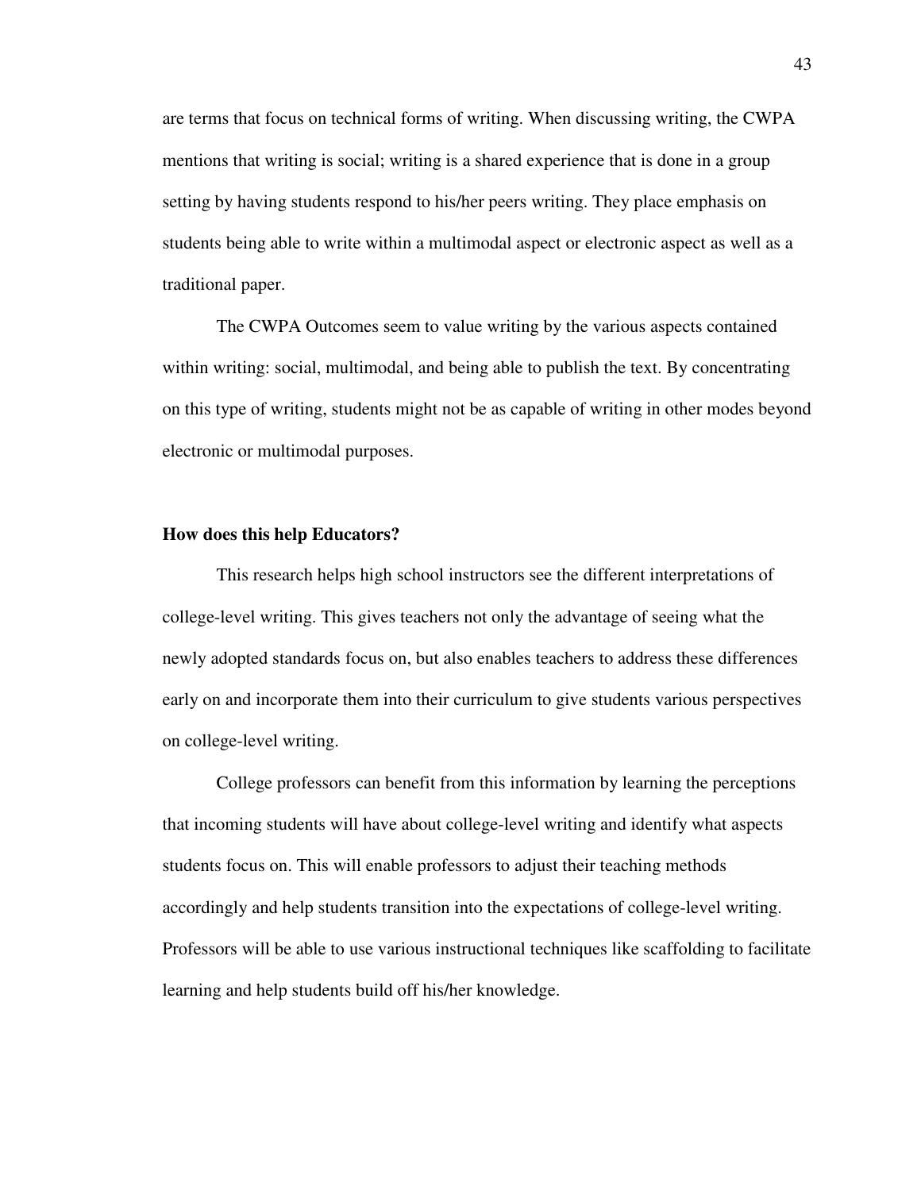are terms that focus on technical forms of writing. When discussing writing, the CWPA mentions that writing is social; writing is a shared experience that is done in a group setting by having students respond to his/her peers writing. They place emphasis on students being able to write within a multimodal aspect or electronic aspect as well as a traditional paper.

The CWPA Outcomes seem to value writing by the various aspects contained within writing: social, multimodal, and being able to publish the text. By concentrating on this type of writing, students might not be as capable of writing in other modes beyond electronic or multimodal purposes.

**How does this help Educators?**

This research helps high school instructors see the different interpretations of college-level writing. This gives teachers not only the advantage of seeing what the newly adopted standards focus on, but also enables teachers to address these differences early on and incorporate them into their curriculum to give students various perspectives on college-level writing.

College professors can benefit from this information by learning the perceptions that incoming students will have about college-level writing and identify what aspects students focus on. This will enable professors to adjust their teaching methods accordingly and help students transition into the expectations of college-level writing. Professors will be able to use various instructional techniques like scaffolding to facilitate learning and help students build off his/her knowledge.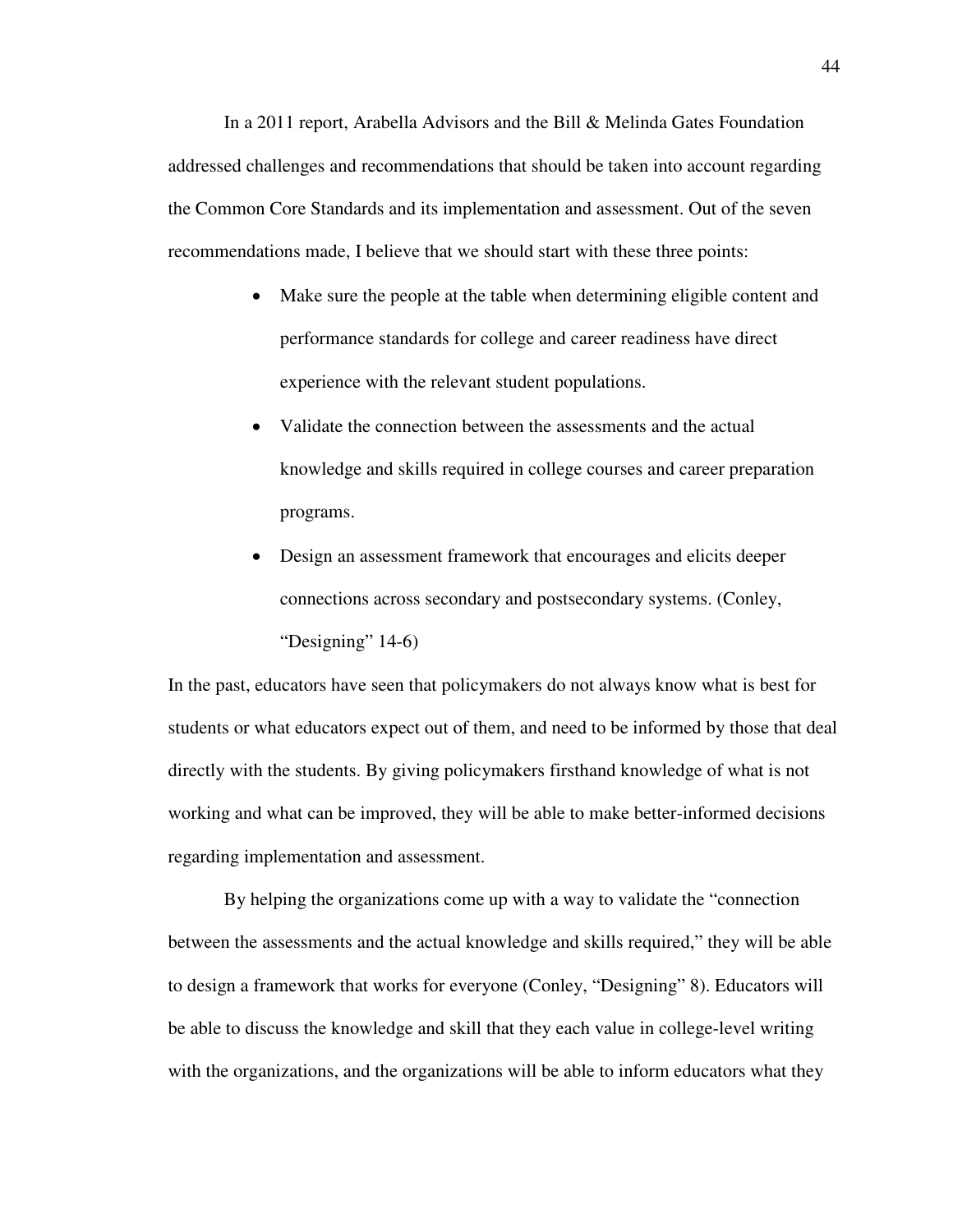In a 2011 report, Arabella Advisors and the Bill & Melinda Gates Foundation addressed challenges and recommendations that should be taken into account regarding the Common Core Standards and its implementation and assessment. Out of the seven recommendations made, I believe that we should start with these three points:

> - Make sure the people at the table when determining eligible content and performance standards for college and career readiness have direct experience with the relevant student populations.
> - Validate the connection between the assessments and the actual knowledge and skills required in college courses and career preparation programs.
> - Design an assessment framework that encourages and elicits deeper connections across secondary and postsecondary systems. (Conley, "Designing" 14-6)

In the past, educators have seen that policymakers do not always know what is best for students or what educators expect out of them, and need to be informed by those that deal directly with the students. By giving policymakers firsthand knowledge of what is not working and what can be improved, they will be able to make better-informed decisions regarding implementation and assessment.

By helping the organizations come up with a way to validate the "connection between the assessments and the actual knowledge and skills required," they will be able to design a framework that works for everyone (Conley, "Designing" 8). Educators will be able to discuss the knowledge and skill that they each value in college-level writing with the organizations, and the organizations will be able to inform educators what they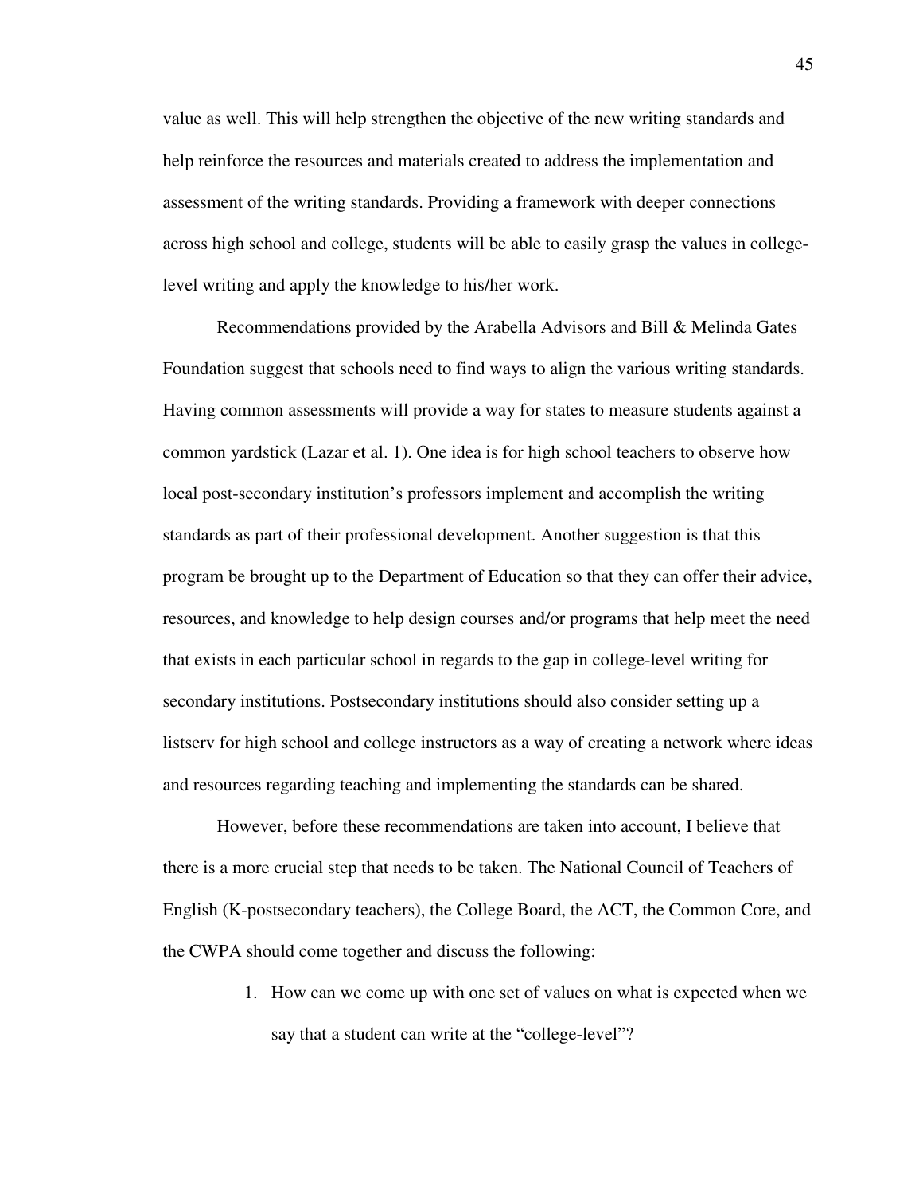value as well. This will help strengthen the objective of the new writing standards and help reinforce the resources and materials created to address the implementation and assessment of the writing standards. Providing a framework with deeper connections across high school and college, students will be able to easily grasp the values in college-level writing and apply the knowledge to his/her work.

Recommendations provided by the Arabella Advisors and Bill & Melinda Gates Foundation suggest that schools need to find ways to align the various writing standards. Having common assessments will provide a way for states to measure students against a common yardstick (Lazar et al. 1). One idea is for high school teachers to observe how local post-secondary institution's professors implement and accomplish the writing standards as part of their professional development. Another suggestion is that this program be brought up to the Department of Education so that they can offer their advice, resources, and knowledge to help design courses and/or programs that help meet the need that exists in each particular school in regards to the gap in college-level writing for secondary institutions. Postsecondary institutions should also consider setting up a listserv for high school and college instructors as a way of creating a network where ideas and resources regarding teaching and implementing the standards can be shared.

However, before these recommendations are taken into account, I believe that there is a more crucial step that needs to be taken. The National Council of Teachers of English (K-postsecondary teachers), the College Board, the ACT, the Common Core, and the CWPA should come together and discuss the following:

1. How can we come up with one set of values on what is expected when we say that a student can write at the "college-level"?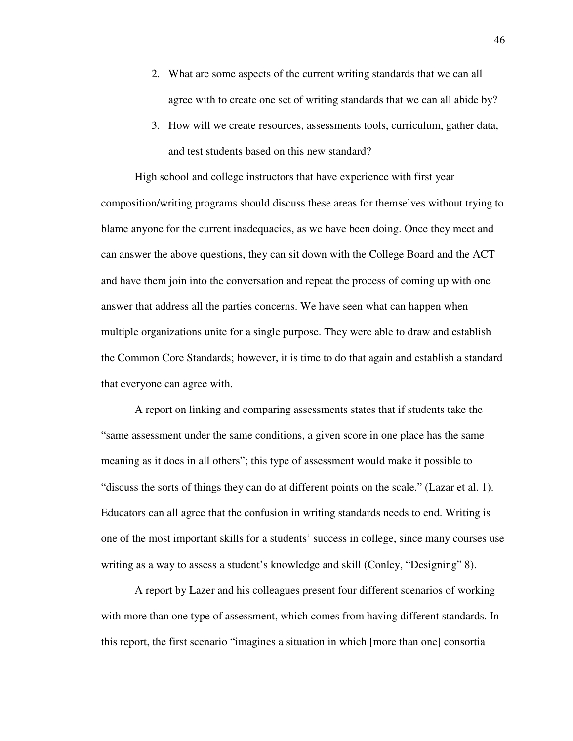2. What are some aspects of the current writing standards that we can all agree with to create one set of writing standards that we can all abide by?
3. How will we create resources, assessments tools, curriculum, gather data, and test students based on this new standard?

High school and college instructors that have experience with first year composition/writing programs should discuss these areas for themselves without trying to blame anyone for the current inadequacies, as we have been doing. Once they meet and can answer the above questions, they can sit down with the College Board and the ACT and have them join into the conversation and repeat the process of coming up with one answer that address all the parties concerns. We have seen what can happen when multiple organizations unite for a single purpose. They were able to draw and establish the Common Core Standards; however, it is time to do that again and establish a standard that everyone can agree with.

A report on linking and comparing assessments states that if students take the "same assessment under the same conditions, a given score in one place has the same meaning as it does in all others"; this type of assessment would make it possible to "discuss the sorts of things they can do at different points on the scale." (Lazar et al. 1). Educators can all agree that the confusion in writing standards needs to end. Writing is one of the most important skills for a students' success in college, since many courses use writing as a way to assess a student's knowledge and skill (Conley, "Designing" 8).

A report by Lazer and his colleagues present four different scenarios of working with more than one type of assessment, which comes from having different standards. In this report, the first scenario "imagines a situation in which [more than one] consortia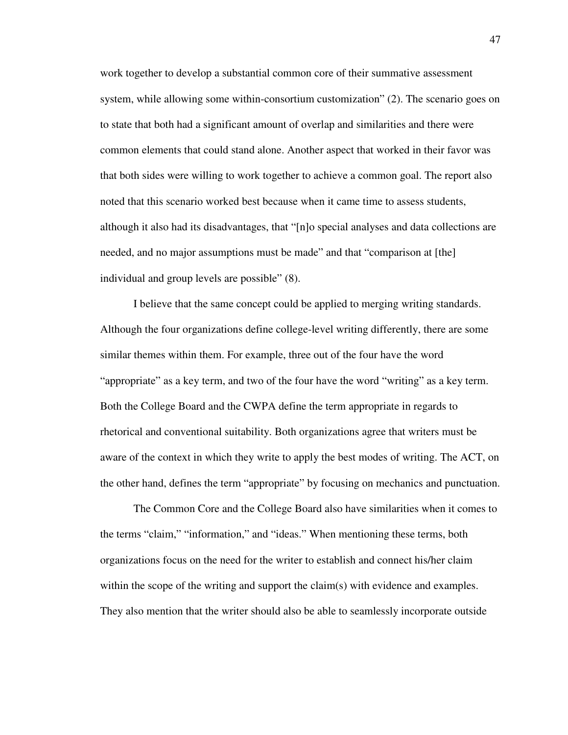work together to develop a substantial common core of their summative assessment system, while allowing some within-consortium customization" (2). The scenario goes on to state that both had a significant amount of overlap and similarities and there were common elements that could stand alone. Another aspect that worked in their favor was that both sides were willing to work together to achieve a common goal. The report also noted that this scenario worked best because when it came time to assess students, although it also had its disadvantages, that "[n]o special analyses and data collections are needed, and no major assumptions must be made" and that "comparison at [the] individual and group levels are possible" (8).

I believe that the same concept could be applied to merging writing standards. Although the four organizations define college-level writing differently, there are some similar themes within them. For example, three out of the four have the word "appropriate" as a key term, and two of the four have the word "writing" as a key term. Both the College Board and the CWPA define the term appropriate in regards to rhetorical and conventional suitability. Both organizations agree that writers must be aware of the context in which they write to apply the best modes of writing. The ACT, on the other hand, defines the term "appropriate" by focusing on mechanics and punctuation.

The Common Core and the College Board also have similarities when it comes to the terms "claim," "information," and "ideas." When mentioning these terms, both organizations focus on the need for the writer to establish and connect his/her claim within the scope of the writing and support the claim(s) with evidence and examples. They also mention that the writer should also be able to seamlessly incorporate outside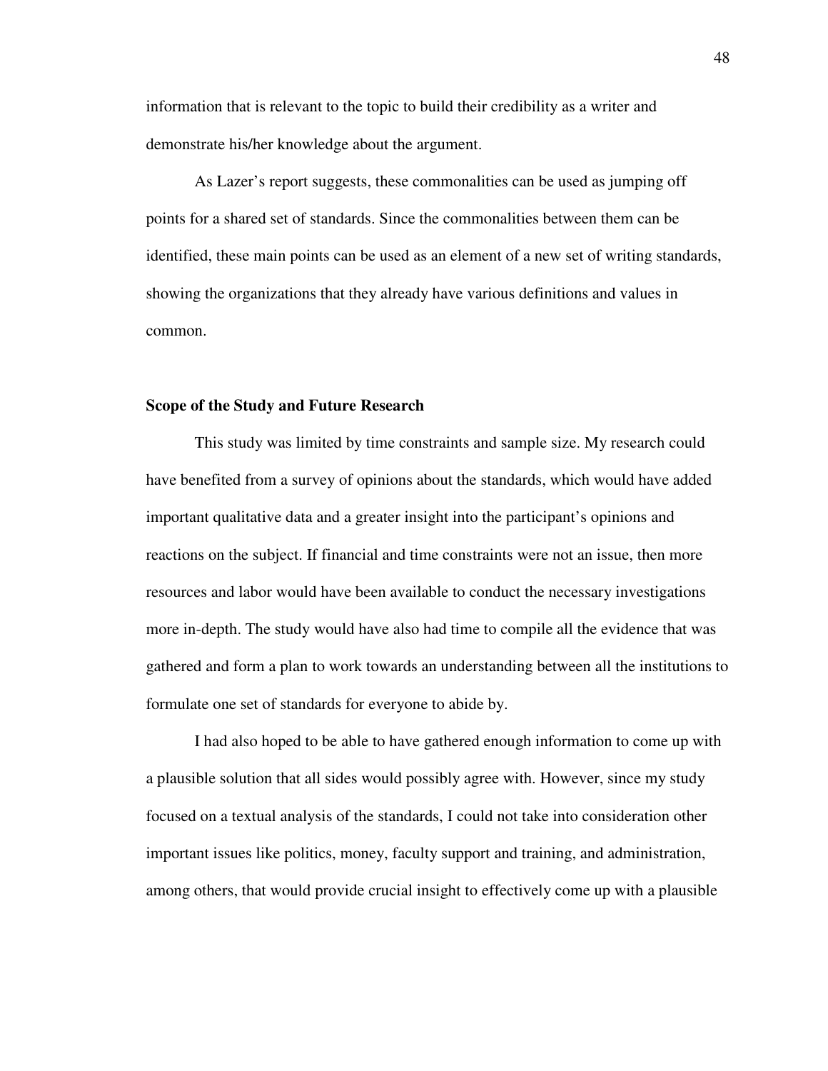information that is relevant to the topic to build their credibility as a writer and demonstrate his/her knowledge about the argument.

As Lazer's report suggests, these commonalities can be used as jumping off points for a shared set of standards. Since the commonalities between them can be identified, these main points can be used as an element of a new set of writing standards, showing the organizations that they already have various definitions and values in common.

### Scope of the Study and Future Research

This study was limited by time constraints and sample size. My research could have benefited from a survey of opinions about the standards, which would have added important qualitative data and a greater insight into the participant's opinions and reactions on the subject. If financial and time constraints were not an issue, then more resources and labor would have been available to conduct the necessary investigations more in-depth. The study would have also had time to compile all the evidence that was gathered and form a plan to work towards an understanding between all the institutions to formulate one set of standards for everyone to abide by.

I had also hoped to be able to have gathered enough information to come up with a plausible solution that all sides would possibly agree with. However, since my study focused on a textual analysis of the standards, I could not take into consideration other important issues like politics, money, faculty support and training, and administration, among others, that would provide crucial insight to effectively come up with a plausible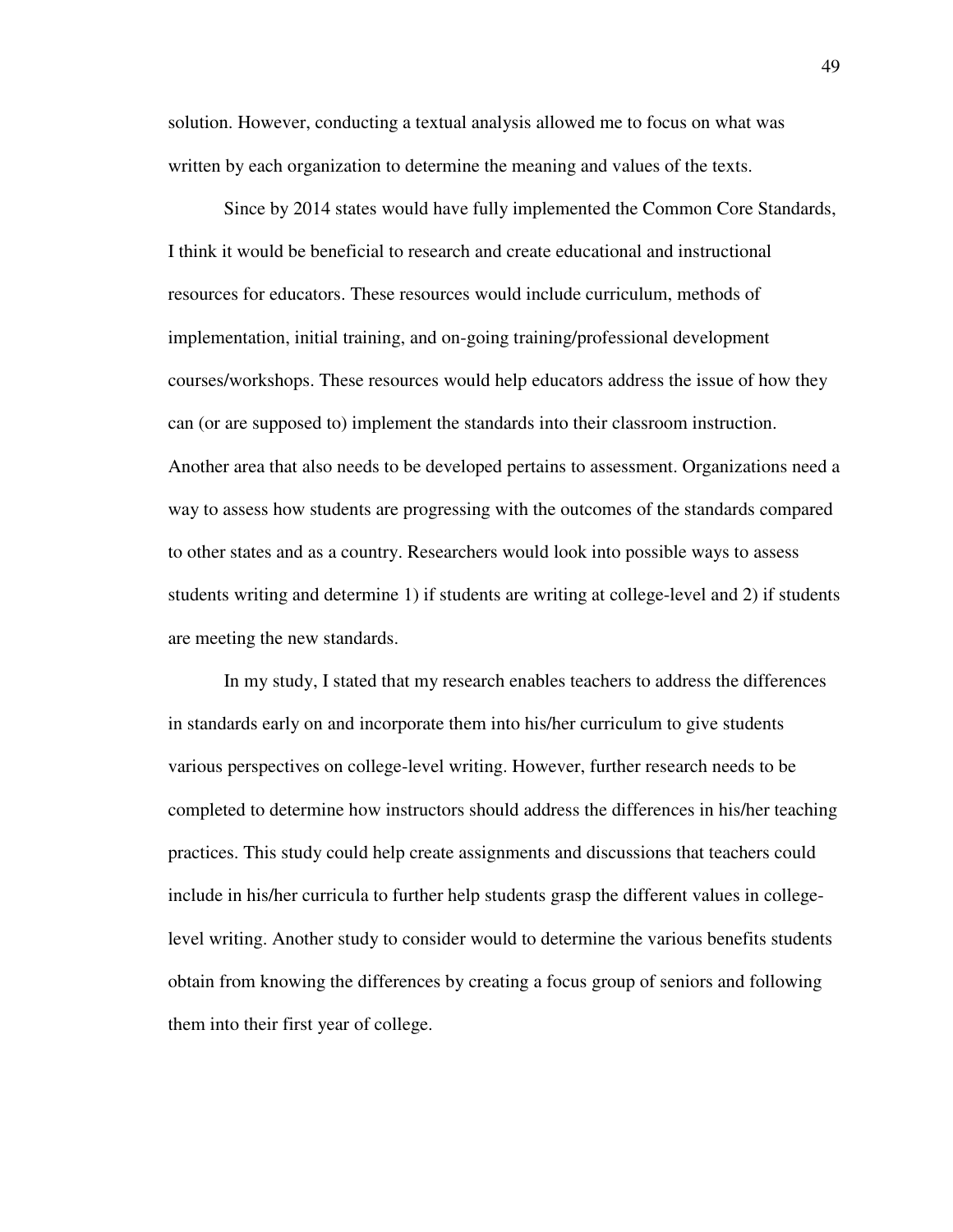solution. However, conducting a textual analysis allowed me to focus on what was written by each organization to determine the meaning and values of the texts.

Since by 2014 states would have fully implemented the Common Core Standards, I think it would be beneficial to research and create educational and instructional resources for educators. These resources would include curriculum, methods of implementation, initial training, and on-going training/professional development courses/workshops. These resources would help educators address the issue of how they can (or are supposed to) implement the standards into their classroom instruction. Another area that also needs to be developed pertains to assessment. Organizations need a way to assess how students are progressing with the outcomes of the standards compared to other states and as a country. Researchers would look into possible ways to assess students writing and determine 1) if students are writing at college-level and 2) if students are meeting the new standards.

In my study, I stated that my research enables teachers to address the differences in standards early on and incorporate them into his/her curriculum to give students various perspectives on college-level writing. However, further research needs to be completed to determine how instructors should address the differences in his/her teaching practices. This study could help create assignments and discussions that teachers could include in his/her curricula to further help students grasp the different values in college-level writing. Another study to consider would to determine the various benefits students obtain from knowing the differences by creating a focus group of seniors and following them into their first year of college.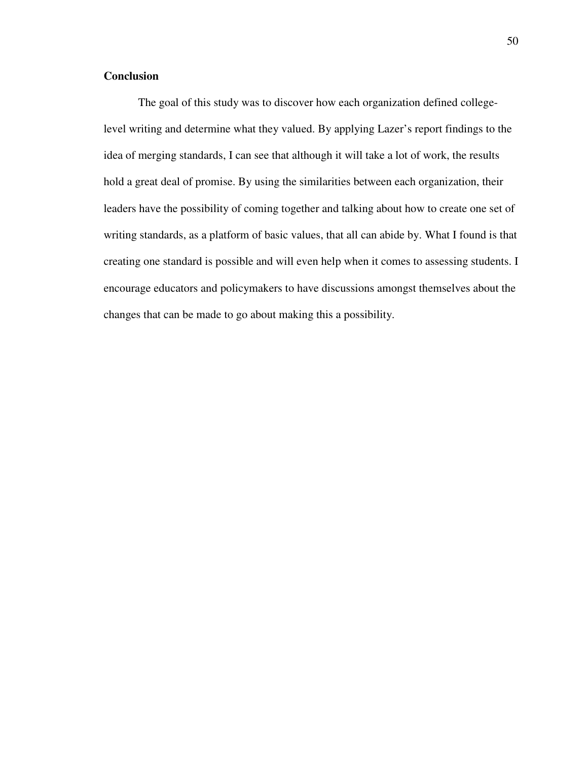## Conclusion

The goal of this study was to discover how each organization defined college-level writing and determine what they valued. By applying Lazer's report findings to the idea of merging standards, I can see that although it will take a lot of work, the results hold a great deal of promise. By using the similarities between each organization, their leaders have the possibility of coming together and talking about how to create one set of writing standards, as a platform of basic values, that all can abide by. What I found is that creating one standard is possible and will even help when it comes to assessing students. I encourage educators and policymakers to have discussions amongst themselves about the changes that can be made to go about making this a possibility.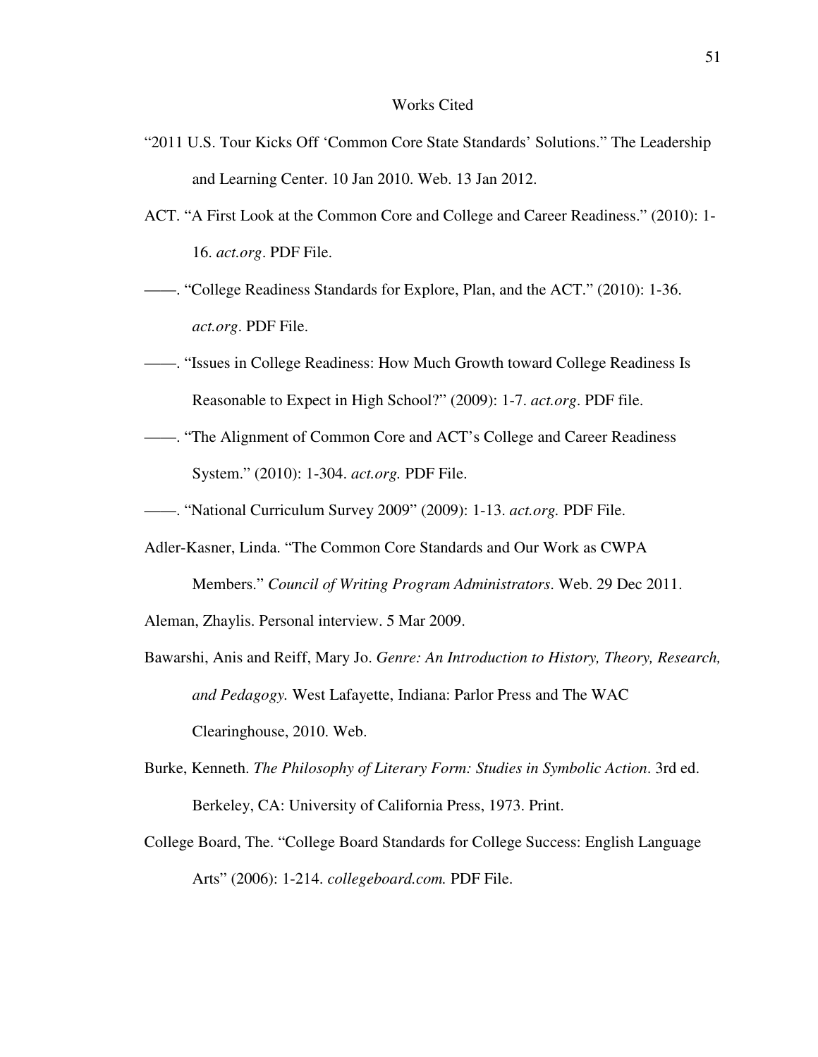# Works Cited

"2011 U.S. Tour Kicks Off 'Common Core State Standards' Solutions." The Leadership and Learning Center. 10 Jan 2010. Web. 13 Jan 2012.

ACT. "A First Look at the Common Core and College and Career Readiness." (2010): 1-16. *act.org*. PDF File.

——. "College Readiness Standards for Explore, Plan, and the ACT." (2010): 1-36. *act.org*. PDF File.

——. "Issues in College Readiness: How Much Growth toward College Readiness Is Reasonable to Expect in High School?" (2009): 1-7. *act.org*. PDF file.

——. "The Alignment of Common Core and ACT's College and Career Readiness System." (2010): 1-304. *act.org.* PDF File.

——. "National Curriculum Survey 2009" (2009): 1-13. *act.org.* PDF File.

Adler-Kasner, Linda. "The Common Core Standards and Our Work as CWPA Members." *Council of Writing Program Administrators*. Web. 29 Dec 2011.

Aleman, Zhaylis. Personal interview. 5 Mar 2009.

Bawarshi, Anis and Reiff, Mary Jo. *Genre: An Introduction to History, Theory, Research, and Pedagogy.* West Lafayette, Indiana: Parlor Press and The WAC Clearinghouse, 2010. Web.

Burke, Kenneth. *The Philosophy of Literary Form: Studies in Symbolic Action*. 3rd ed. Berkeley, CA: University of California Press, 1973. Print.

College Board, The. "College Board Standards for College Success: English Language Arts" (2006): 1-214. *collegeboard.com.* PDF File.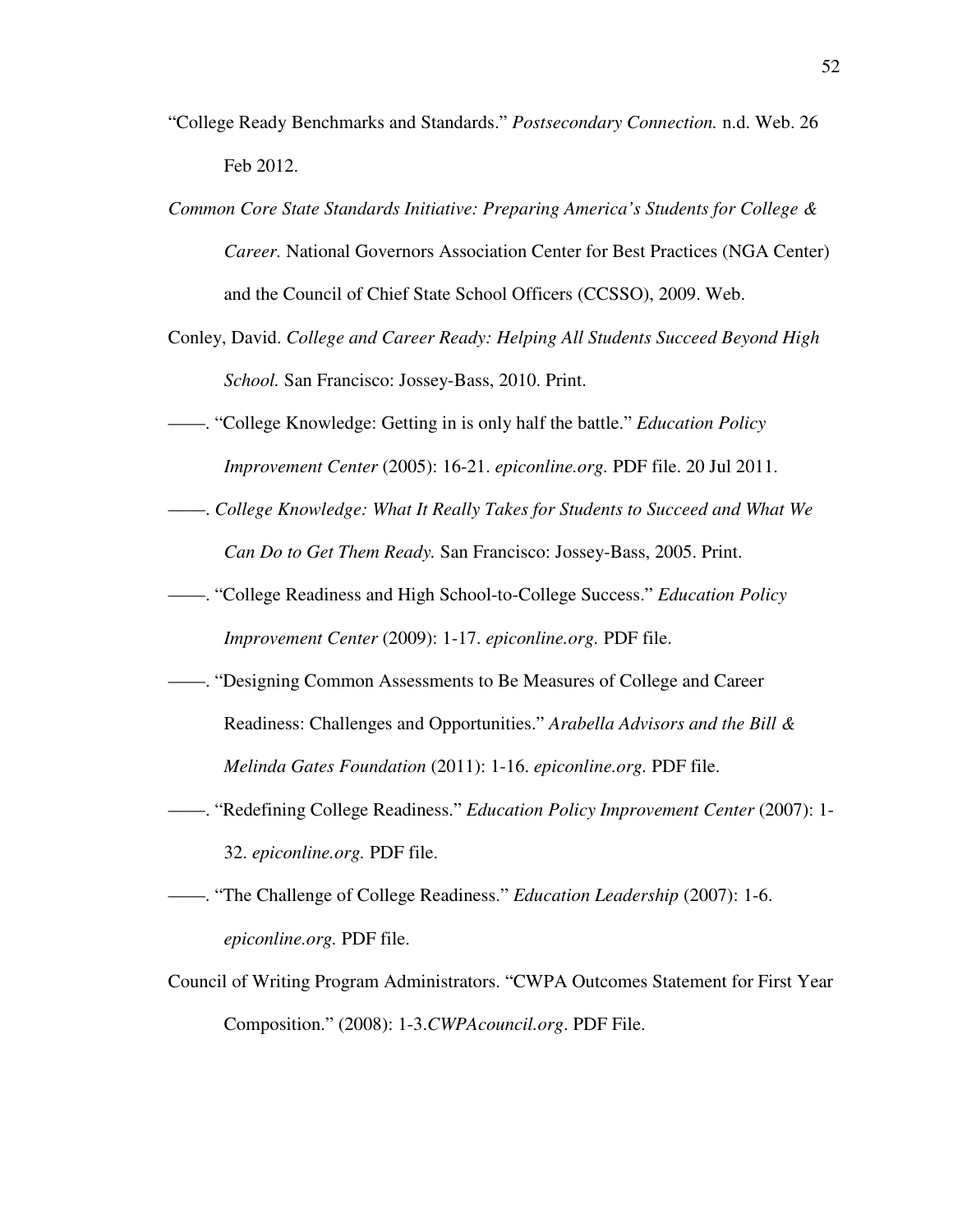"College Ready Benchmarks and Standards." *Postsecondary Connection.* n.d. Web. 26 Feb 2012.

*Common Core State Standards Initiative: Preparing America's Students for College & Career.* National Governors Association Center for Best Practices (NGA Center) and the Council of Chief State School Officers (CCSSO), 2009. Web.

Conley, David. *College and Career Ready: Helping All Students Succeed Beyond High School.* San Francisco: Jossey-Bass, 2010. Print.

——. "College Knowledge: Getting in is only half the battle." *Education Policy Improvement Center* (2005): 16-21. *epiconline.org.* PDF file. 20 Jul 2011.

——. *College Knowledge: What It Really Takes for Students to Succeed and What We Can Do to Get Them Ready.* San Francisco: Jossey-Bass, 2005. Print.

——. "College Readiness and High School-to-College Success." *Education Policy Improvement Center* (2009): 1-17. *epiconline.org.* PDF file.

——. "Designing Common Assessments to Be Measures of College and Career Readiness: Challenges and Opportunities." *Arabella Advisors and the Bill & Melinda Gates Foundation* (2011): 1-16. *epiconline.org.* PDF file.

——. "Redefining College Readiness." *Education Policy Improvement Center* (2007): 1-32. *epiconline.org.* PDF file.

——. "The Challenge of College Readiness." *Education Leadership* (2007): 1-6. *epiconline.org.* PDF file.

Council of Writing Program Administrators. "CWPA Outcomes Statement for First Year Composition." (2008): 1-3.*CWPAcouncil.org*. PDF File.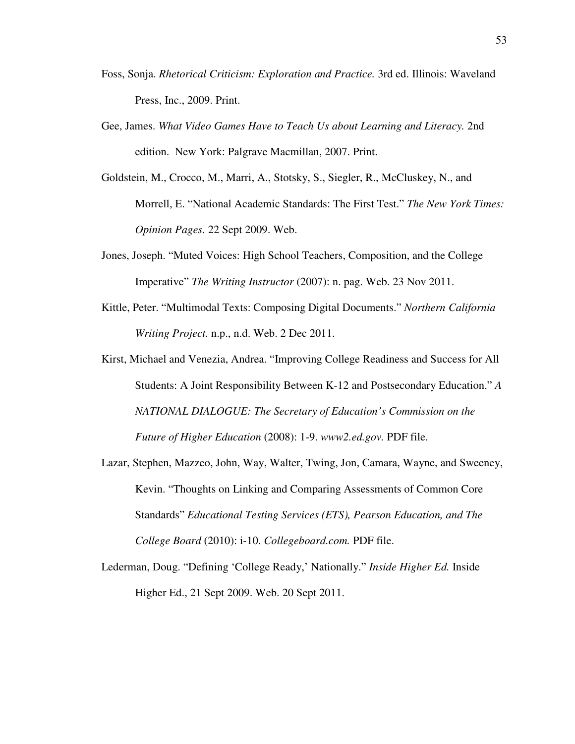Foss, Sonja. *Rhetorical Criticism: Exploration and Practice.* 3rd ed. Illinois: Waveland Press, Inc., 2009. Print.

Gee, James. *What Video Games Have to Teach Us about Learning and Literacy.* 2nd edition. New York: Palgrave Macmillan, 2007. Print.

Goldstein, M., Crocco, M., Marri, A., Stotsky, S., Siegler, R., McCluskey, N., and Morrell, E. "National Academic Standards: The First Test." *The New York Times: Opinion Pages.* 22 Sept 2009. Web.

Jones, Joseph. "Muted Voices: High School Teachers, Composition, and the College Imperative" *The Writing Instructor* (2007): n. pag. Web. 23 Nov 2011.

Kittle, Peter. "Multimodal Texts: Composing Digital Documents." *Northern California Writing Project.* n.p., n.d. Web. 2 Dec 2011.

Kirst, Michael and Venezia, Andrea. "Improving College Readiness and Success for All Students: A Joint Responsibility Between K-12 and Postsecondary Education." *A NATIONAL DIALOGUE: The Secretary of Education's Commission on the Future of Higher Education* (2008): 1-9. *www2.ed.gov.* PDF file.

Lazar, Stephen, Mazzeo, John, Way, Walter, Twing, Jon, Camara, Wayne, and Sweeney, Kevin. "Thoughts on Linking and Comparing Assessments of Common Core Standards" *Educational Testing Services (ETS), Pearson Education, and The College Board* (2010): i-10. *Collegeboard.com.* PDF file.

Lederman, Doug. "Defining 'College Ready,' Nationally." *Inside Higher Ed.* Inside Higher Ed., 21 Sept 2009. Web. 20 Sept 2011.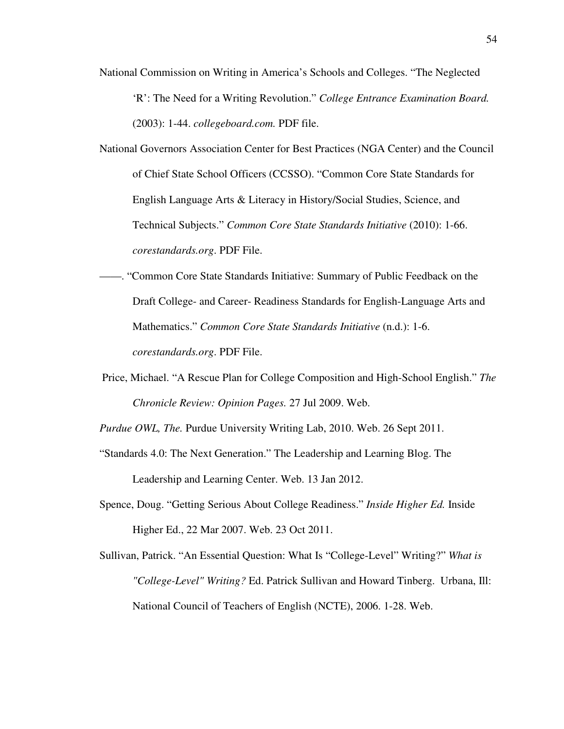National Commission on Writing in America's Schools and Colleges. "The Neglected 'R': The Need for a Writing Revolution." *College Entrance Examination Board.* (2003): 1-44. *collegeboard.com.* PDF file.

National Governors Association Center for Best Practices (NGA Center) and the Council of Chief State School Officers (CCSSO). "Common Core State Standards for English Language Arts & Literacy in History/Social Studies, Science, and Technical Subjects." *Common Core State Standards Initiative* (2010): 1-66. *corestandards.org*. PDF File.

——. "Common Core State Standards Initiative: Summary of Public Feedback on the Draft College- and Career- Readiness Standards for English-Language Arts and Mathematics." *Common Core State Standards Initiative* (n.d.): 1-6. *corestandards.org*. PDF File.

Price, Michael. "A Rescue Plan for College Composition and High-School English." *The Chronicle Review: Opinion Pages.* 27 Jul 2009. Web.

*Purdue OWL, The.* Purdue University Writing Lab, 2010. Web. 26 Sept 2011.

"Standards 4.0: The Next Generation." The Leadership and Learning Blog. The Leadership and Learning Center. Web. 13 Jan 2012.

Spence, Doug. "Getting Serious About College Readiness." *Inside Higher Ed.* Inside Higher Ed., 22 Mar 2007. Web. 23 Oct 2011.

Sullivan, Patrick. "An Essential Question: What Is "College-Level" Writing?" *What is "College-Level" Writing?* Ed. Patrick Sullivan and Howard Tinberg. Urbana, Ill: National Council of Teachers of English (NCTE), 2006. 1-28. Web.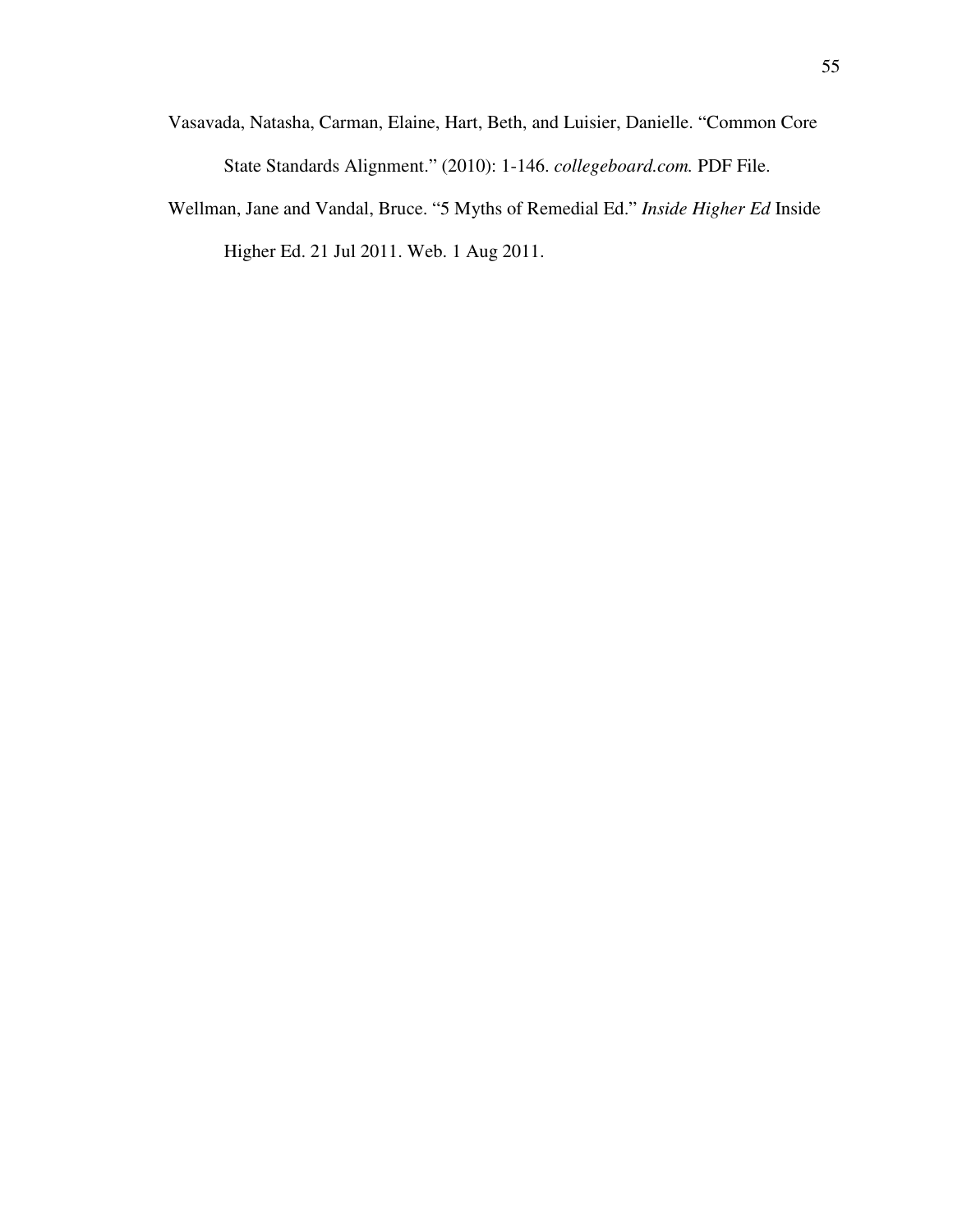Vasavada, Natasha, Carman, Elaine, Hart, Beth, and Luisier, Danielle. "Common Core State Standards Alignment." (2010): 1-146. *collegeboard.com.* PDF File.

Wellman, Jane and Vandal, Bruce. "5 Myths of Remedial Ed." *Inside Higher Ed* Inside Higher Ed. 21 Jul 2011. Web. 1 Aug 2011.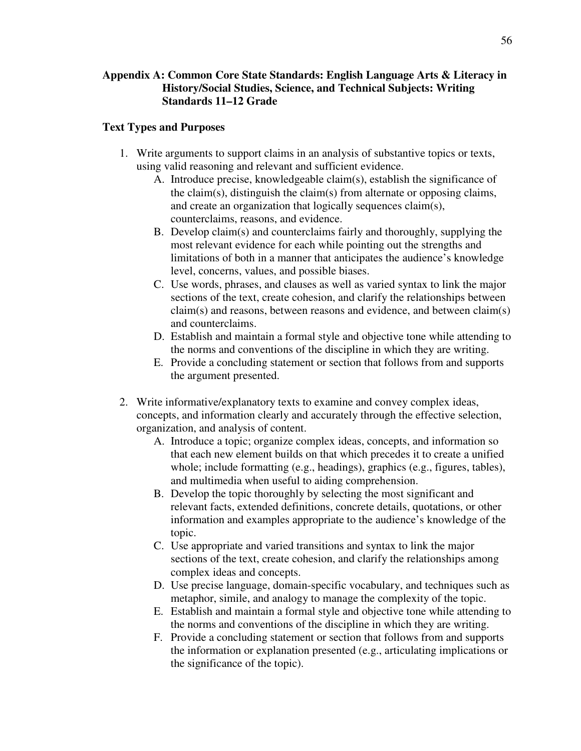## Appendix A: Common Core State Standards: English Language Arts & Literacy in History/Social Studies, Science, and Technical Subjects: Writing Standards 11–12 Grade

### Text Types and Purposes

1. Write arguments to support claims in an analysis of substantive topics or texts, using valid reasoning and relevant and sufficient evidence.
   A. Introduce precise, knowledgeable claim(s), establish the significance of the claim(s), distinguish the claim(s) from alternate or opposing claims, and create an organization that logically sequences claim(s), counterclaims, reasons, and evidence.
   B. Develop claim(s) and counterclaims fairly and thoroughly, supplying the most relevant evidence for each while pointing out the strengths and limitations of both in a manner that anticipates the audience's knowledge level, concerns, values, and possible biases.
   C. Use words, phrases, and clauses as well as varied syntax to link the major sections of the text, create cohesion, and clarify the relationships between claim(s) and reasons, between reasons and evidence, and between claim(s) and counterclaims.
   D. Establish and maintain a formal style and objective tone while attending to the norms and conventions of the discipline in which they are writing.
   E. Provide a concluding statement or section that follows from and supports the argument presented.

2. Write informative/explanatory texts to examine and convey complex ideas, concepts, and information clearly and accurately through the effective selection, organization, and analysis of content.
   A. Introduce a topic; organize complex ideas, concepts, and information so that each new element builds on that which precedes it to create a unified whole; include formatting (e.g., headings), graphics (e.g., figures, tables), and multimedia when useful to aiding comprehension.
   B. Develop the topic thoroughly by selecting the most significant and relevant facts, extended definitions, concrete details, quotations, or other information and examples appropriate to the audience's knowledge of the topic.
   C. Use appropriate and varied transitions and syntax to link the major sections of the text, create cohesion, and clarify the relationships among complex ideas and concepts.
   D. Use precise language, domain-specific vocabulary, and techniques such as metaphor, simile, and analogy to manage the complexity of the topic.
   E. Establish and maintain a formal style and objective tone while attending to the norms and conventions of the discipline in which they are writing.
   F. Provide a concluding statement or section that follows from and supports the information or explanation presented (e.g., articulating implications or the significance of the topic).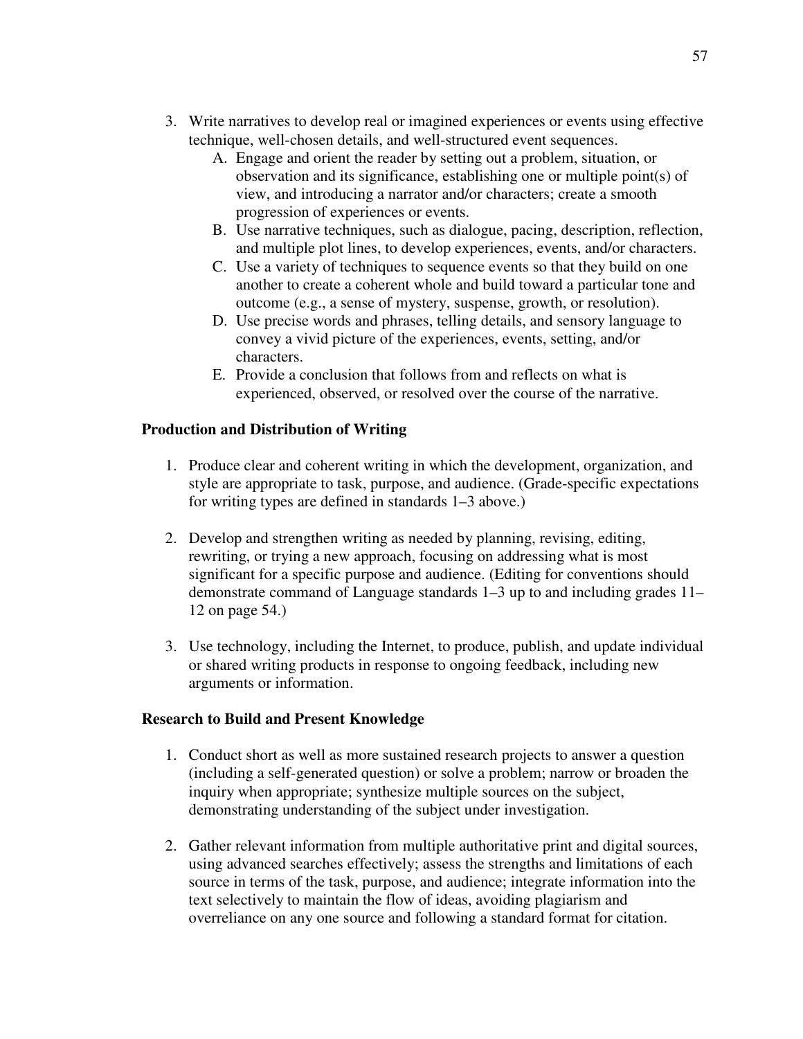3. Write narratives to develop real or imagined experiences or events using effective technique, well-chosen details, and well-structured event sequences.
    A. Engage and orient the reader by setting out a problem, situation, or observation and its significance, establishing one or multiple point(s) of view, and introducing a narrator and/or characters; create a smooth progression of experiences or events.
    B. Use narrative techniques, such as dialogue, pacing, description, reflection, and multiple plot lines, to develop experiences, events, and/or characters.
    C. Use a variety of techniques to sequence events so that they build on one another to create a coherent whole and build toward a particular tone and outcome (e.g., a sense of mystery, suspense, growth, or resolution).
    D. Use precise words and phrases, telling details, and sensory language to convey a vivid picture of the experiences, events, setting, and/or characters.
    E. Provide a conclusion that follows from and reflects on what is experienced, observed, or resolved over the course of the narrative.

**Production and Distribution of Writing**

1. Produce clear and coherent writing in which the development, organization, and style are appropriate to task, purpose, and audience. (Grade-specific expectations for writing types are defined in standards 1–3 above.)

2. Develop and strengthen writing as needed by planning, revising, editing, rewriting, or trying a new approach, focusing on addressing what is most significant for a specific purpose and audience. (Editing for conventions should demonstrate command of Language standards 1–3 up to and including grades 11–12 on page 54.)

3. Use technology, including the Internet, to produce, publish, and update individual or shared writing products in response to ongoing feedback, including new arguments or information.

**Research to Build and Present Knowledge**

1. Conduct short as well as more sustained research projects to answer a question (including a self-generated question) or solve a problem; narrow or broaden the inquiry when appropriate; synthesize multiple sources on the subject, demonstrating understanding of the subject under investigation.

2. Gather relevant information from multiple authoritative print and digital sources, using advanced searches effectively; assess the strengths and limitations of each source in terms of the task, purpose, and audience; integrate information into the text selectively to maintain the flow of ideas, avoiding plagiarism and overreliance on any one source and following a standard format for citation.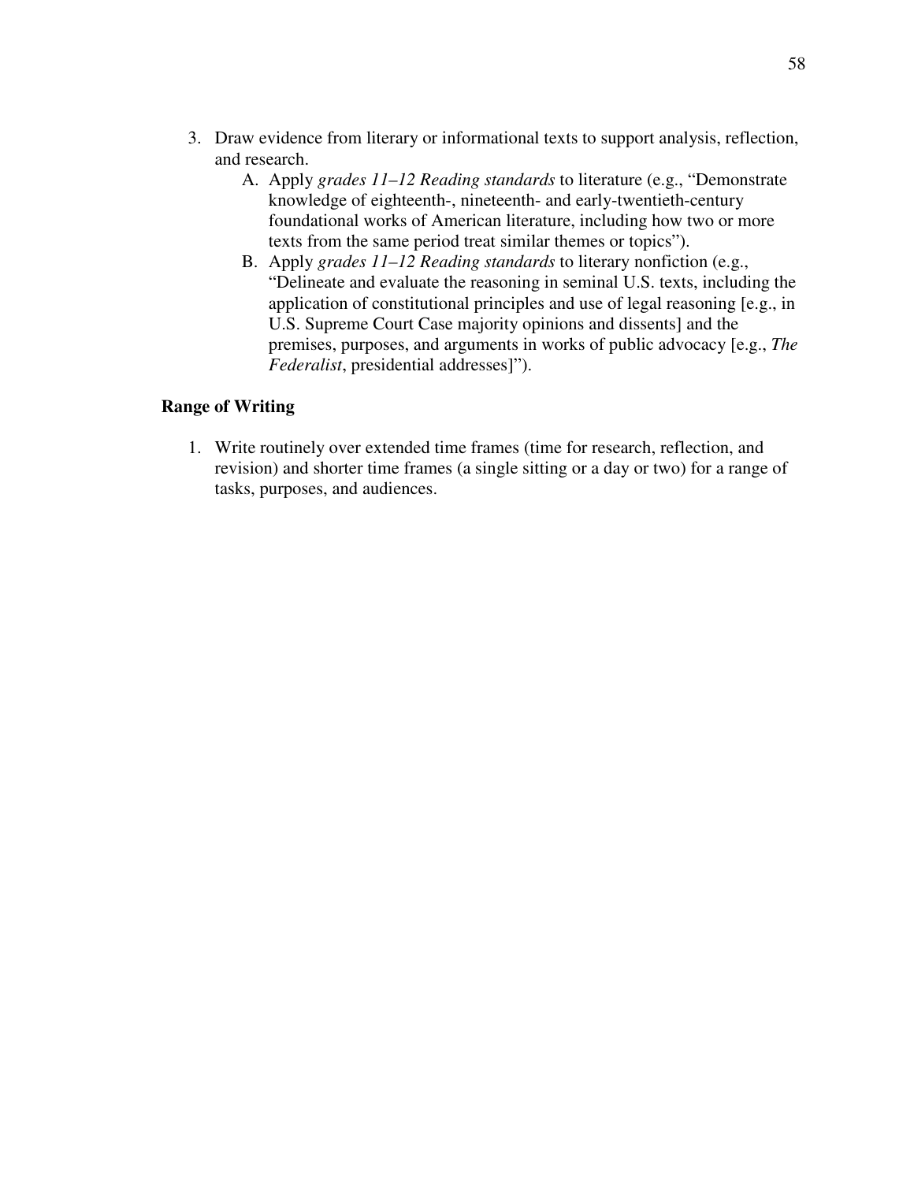3. Draw evidence from literary or informational texts to support analysis, reflection, and research.
    A. Apply *grades 11–12 Reading standards* to literature (e.g., "Demonstrate knowledge of eighteenth-, nineteenth- and early-twentieth-century foundational works of American literature, including how two or more texts from the same period treat similar themes or topics").
    B. Apply *grades 11–12 Reading standards* to literary nonfiction (e.g., "Delineate and evaluate the reasoning in seminal U.S. texts, including the application of constitutional principles and use of legal reasoning [e.g., in U.S. Supreme Court Case majority opinions and dissents] and the premises, purposes, and arguments in works of public advocacy [e.g., *The Federalist*, presidential addresses]").

**Range of Writing**

1. Write routinely over extended time frames (time for research, reflection, and revision) and shorter time frames (a single sitting or a day or two) for a range of tasks, purposes, and audiences.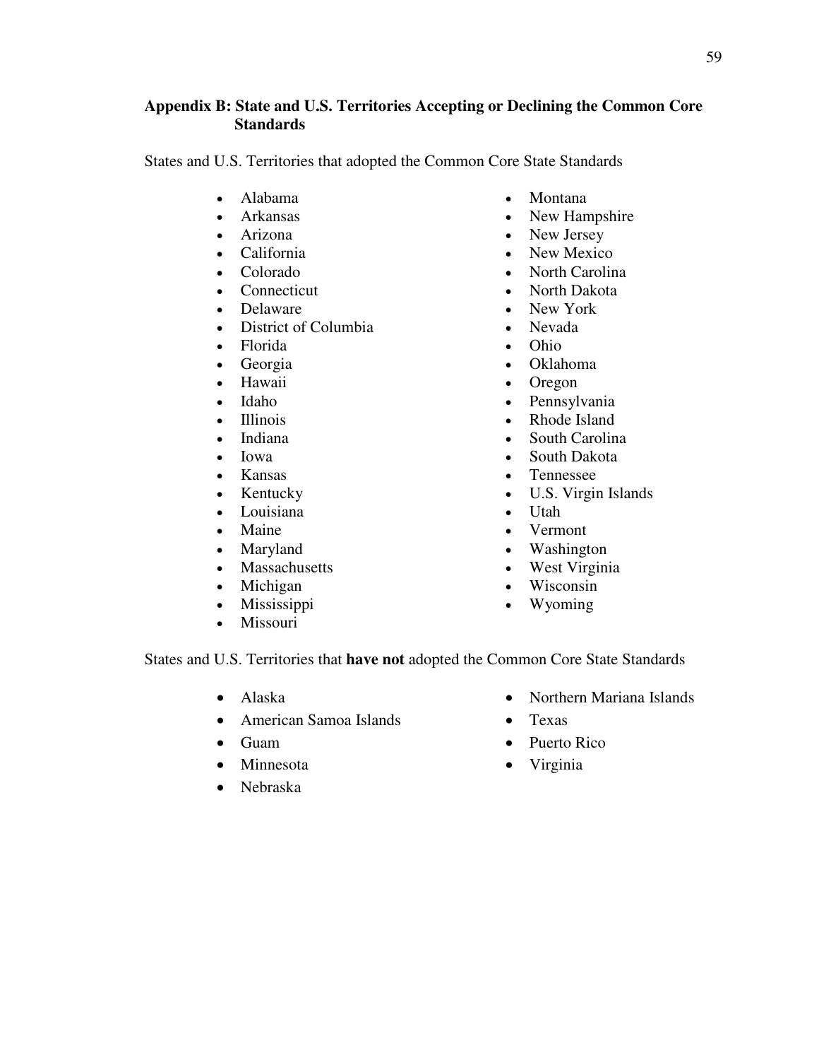## Appendix B: State and U.S. Territories Accepting or Declining the Common Core Standards

States and U.S. Territories that adopted the Common Core State Standards

- Alabama
- Arkansas
- Arizona
- California
- Colorado
- Connecticut
- Delaware
- District of Columbia
- Florida
- Georgia
- Hawaii
- Idaho
- Illinois
- Indiana
- Iowa
- Kansas
- Kentucky
- Louisiana
- Maine
- Maryland
- Massachusetts
- Michigan
- Mississippi
- Missouri
- Montana
- New Hampshire
- New Jersey
- New Mexico
- North Carolina
- North Dakota
- New York
- Nevada
- Ohio
- Oklahoma
- Oregon
- Pennsylvania
- Rhode Island
- South Carolina
- South Dakota
- Tennessee
- U.S. Virgin Islands
- Utah
- Vermont
- Washington
- West Virginia
- Wisconsin
- Wyoming

States and U.S. Territories that **have not** adopted the Common Core State Standards

- Alaska
- American Samoa Islands
- Guam
- Minnesota
- Nebraska
- Northern Mariana Islands
- Texas
- Puerto Rico
- Virginia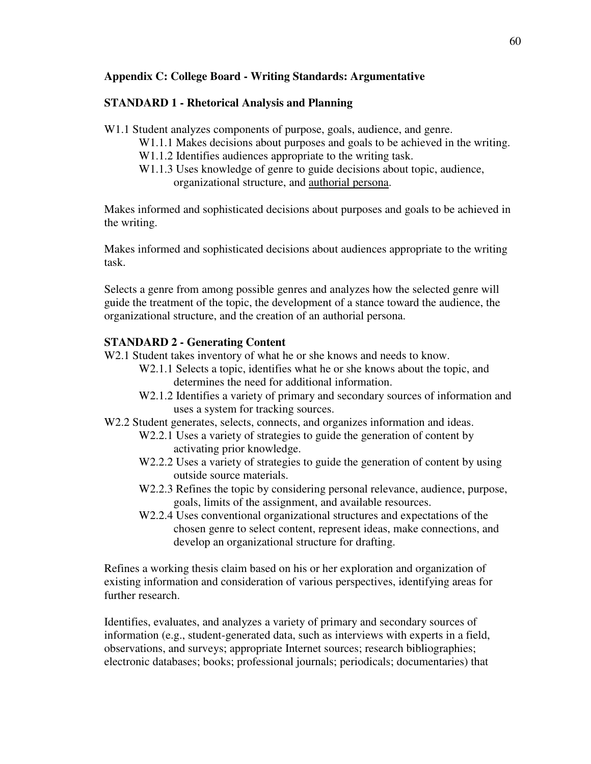## Appendix C: College Board - Writing Standards: Argumentative

### STANDARD 1 - Rhetorical Analysis and Planning

W1.1 Student analyzes components of purpose, goals, audience, and genre.

- W1.1.1 Makes decisions about purposes and goals to be achieved in the writing.
- W1.1.2 Identifies audiences appropriate to the writing task.
- W1.1.3 Uses knowledge of genre to guide decisions about topic, audience, organizational structure, and <u>authorial persona</u>.

Makes informed and sophisticated decisions about purposes and goals to be achieved in the writing.

Makes informed and sophisticated decisions about audiences appropriate to the writing task.

Selects a genre from among possible genres and analyzes how the selected genre will guide the treatment of the topic, the development of a stance toward the audience, the organizational structure, and the creation of an authorial persona.

### STANDARD 2 - Generating Content

W2.1 Student takes inventory of what he or she knows and needs to know.

- W2.1.1 Selects a topic, identifies what he or she knows about the topic, and determines the need for additional information.
- W2.1.2 Identifies a variety of primary and secondary sources of information and uses a system for tracking sources.

W2.2 Student generates, selects, connects, and organizes information and ideas.

- W2.2.1 Uses a variety of strategies to guide the generation of content by activating prior knowledge.
- W2.2.2 Uses a variety of strategies to guide the generation of content by using outside source materials.
- W2.2.3 Refines the topic by considering personal relevance, audience, purpose, goals, limits of the assignment, and available resources.
- W2.2.4 Uses conventional organizational structures and expectations of the chosen genre to select content, represent ideas, make connections, and develop an organizational structure for drafting.

Refines a working thesis claim based on his or her exploration and organization of existing information and consideration of various perspectives, identifying areas for further research.

Identifies, evaluates, and analyzes a variety of primary and secondary sources of information (e.g., student-generated data, such as interviews with experts in a field, observations, and surveys; appropriate Internet sources; research bibliographies; electronic databases; books; professional journals; periodicals; documentaries) that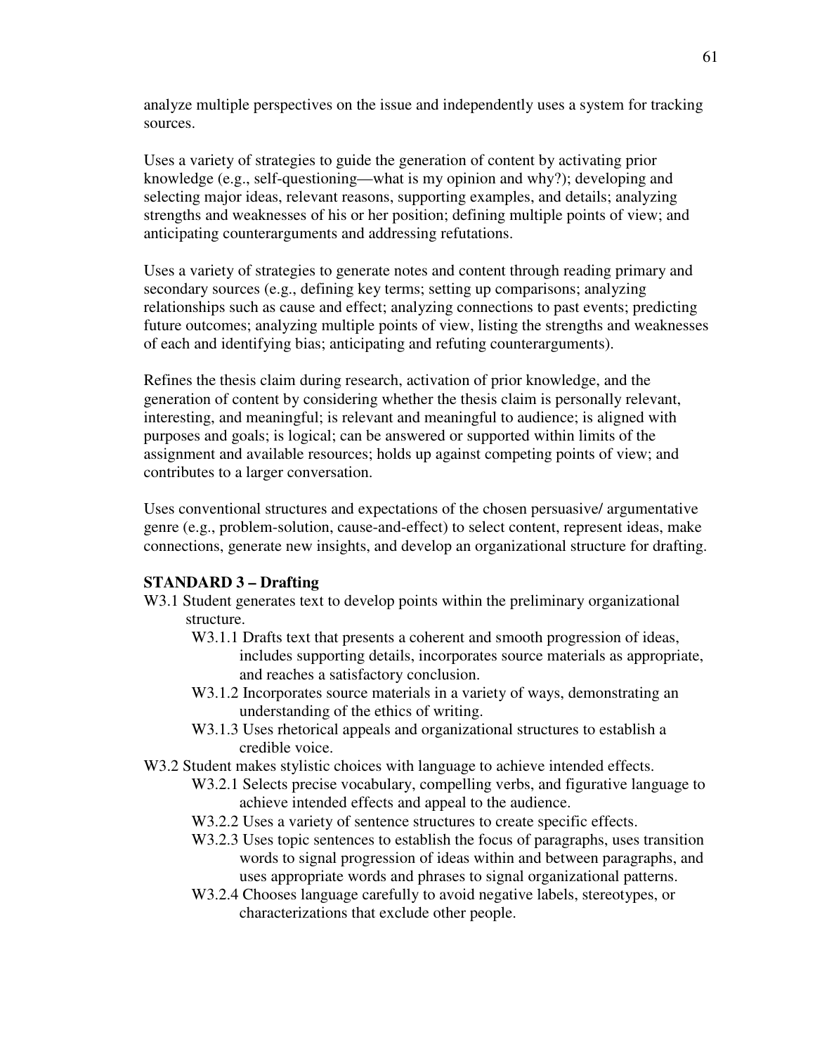analyze multiple perspectives on the issue and independently uses a system for tracking sources.

Uses a variety of strategies to guide the generation of content by activating prior knowledge (e.g., self-questioning—what is my opinion and why?); developing and selecting major ideas, relevant reasons, supporting examples, and details; analyzing strengths and weaknesses of his or her position; defining multiple points of view; and anticipating counterarguments and addressing refutations.

Uses a variety of strategies to generate notes and content through reading primary and secondary sources (e.g., defining key terms; setting up comparisons; analyzing relationships such as cause and effect; analyzing connections to past events; predicting future outcomes; analyzing multiple points of view, listing the strengths and weaknesses of each and identifying bias; anticipating and refuting counterarguments).

Refines the thesis claim during research, activation of prior knowledge, and the generation of content by considering whether the thesis claim is personally relevant, interesting, and meaningful; is relevant and meaningful to audience; is aligned with purposes and goals; is logical; can be answered or supported within limits of the assignment and available resources; holds up against competing points of view; and contributes to a larger conversation.

Uses conventional structures and expectations of the chosen persuasive/ argumentative genre (e.g., problem-solution, cause-and-effect) to select content, represent ideas, make connections, generate new insights, and develop an organizational structure for drafting.

**STANDARD 3 – Drafting**

W3.1 Student generates text to develop points within the preliminary organizational structure.

- W3.1.1 Drafts text that presents a coherent and smooth progression of ideas, includes supporting details, incorporates source materials as appropriate, and reaches a satisfactory conclusion.
- W3.1.2 Incorporates source materials in a variety of ways, demonstrating an understanding of the ethics of writing.
- W3.1.3 Uses rhetorical appeals and organizational structures to establish a credible voice.

W3.2 Student makes stylistic choices with language to achieve intended effects.

- W3.2.1 Selects precise vocabulary, compelling verbs, and figurative language to achieve intended effects and appeal to the audience.
- W3.2.2 Uses a variety of sentence structures to create specific effects.
- W3.2.3 Uses topic sentences to establish the focus of paragraphs, uses transition words to signal progression of ideas within and between paragraphs, and uses appropriate words and phrases to signal organizational patterns.
- W3.2.4 Chooses language carefully to avoid negative labels, stereotypes, or characterizations that exclude other people.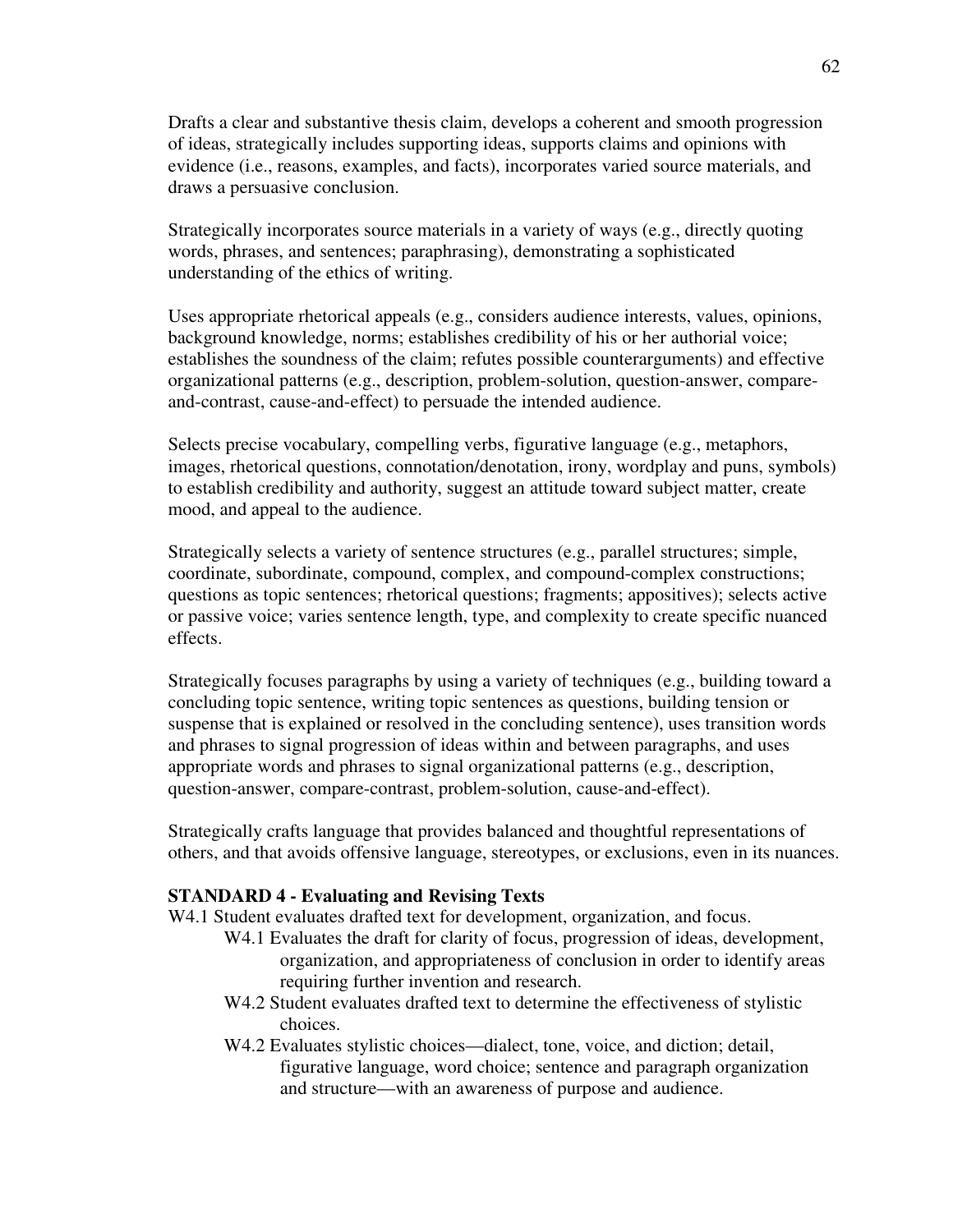Drafts a clear and substantive thesis claim, develops a coherent and smooth progression of ideas, strategically includes supporting ideas, supports claims and opinions with evidence (i.e., reasons, examples, and facts), incorporates varied source materials, and draws a persuasive conclusion.

Strategically incorporates source materials in a variety of ways (e.g., directly quoting words, phrases, and sentences; paraphrasing), demonstrating a sophisticated understanding of the ethics of writing.

Uses appropriate rhetorical appeals (e.g., considers audience interests, values, opinions, background knowledge, norms; establishes credibility of his or her authorial voice; establishes the soundness of the claim; refutes possible counterarguments) and effective organizational patterns (e.g., description, problem-solution, question-answer, compare-and-contrast, cause-and-effect) to persuade the intended audience.

Selects precise vocabulary, compelling verbs, figurative language (e.g., metaphors, images, rhetorical questions, connotation/denotation, irony, wordplay and puns, symbols) to establish credibility and authority, suggest an attitude toward subject matter, create mood, and appeal to the audience.

Strategically selects a variety of sentence structures (e.g., parallel structures; simple, coordinate, subordinate, compound, complex, and compound-complex constructions; questions as topic sentences; rhetorical questions; fragments; appositives); selects active or passive voice; varies sentence length, type, and complexity to create specific nuanced effects.

Strategically focuses paragraphs by using a variety of techniques (e.g., building toward a concluding topic sentence, writing topic sentences as questions, building tension or suspense that is explained or resolved in the concluding sentence), uses transition words and phrases to signal progression of ideas within and between paragraphs, and uses appropriate words and phrases to signal organizational patterns (e.g., description, question-answer, compare-contrast, problem-solution, cause-and-effect).

Strategically crafts language that provides balanced and thoughtful representations of others, and that avoids offensive language, stereotypes, or exclusions, even in its nuances.

**STANDARD 4 - Evaluating and Revising Texts**

W4.1 Student evaluates drafted text for development, organization, and focus.

- W4.1 Evaluates the draft for clarity of focus, progression of ideas, development, organization, and appropriateness of conclusion in order to identify areas requiring further invention and research.
- W4.2 Student evaluates drafted text to determine the effectiveness of stylistic choices.
- W4.2 Evaluates stylistic choices—dialect, tone, voice, and diction; detail, figurative language, word choice; sentence and paragraph organization and structure—with an awareness of purpose and audience.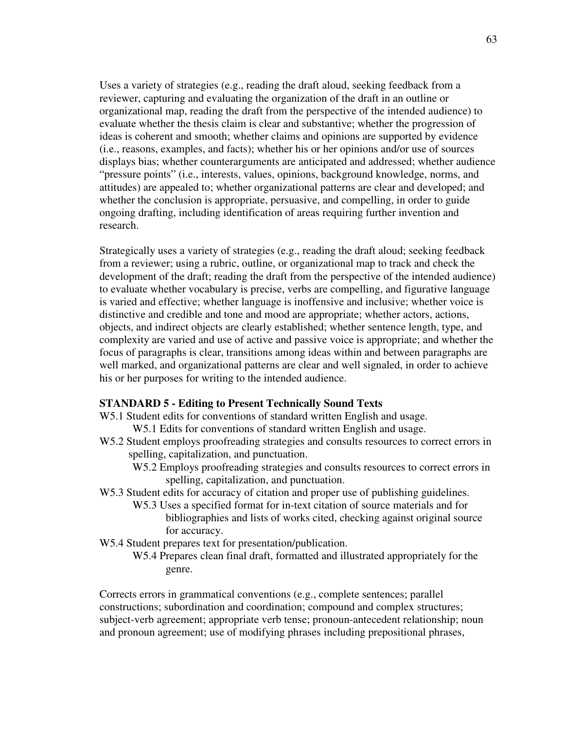Uses a variety of strategies (e.g., reading the draft aloud, seeking feedback from a reviewer, capturing and evaluating the organization of the draft in an outline or organizational map, reading the draft from the perspective of the intended audience) to evaluate whether the thesis claim is clear and substantive; whether the progression of ideas is coherent and smooth; whether claims and opinions are supported by evidence (i.e., reasons, examples, and facts); whether his or her opinions and/or use of sources displays bias; whether counterarguments are anticipated and addressed; whether audience "pressure points" (i.e., interests, values, opinions, background knowledge, norms, and attitudes) are appealed to; whether organizational patterns are clear and developed; and whether the conclusion is appropriate, persuasive, and compelling, in order to guide ongoing drafting, including identification of areas requiring further invention and research.

Strategically uses a variety of strategies (e.g., reading the draft aloud; seeking feedback from a reviewer; using a rubric, outline, or organizational map to track and check the development of the draft; reading the draft from the perspective of the intended audience) to evaluate whether vocabulary is precise, verbs are compelling, and figurative language is varied and effective; whether language is inoffensive and inclusive; whether voice is distinctive and credible and tone and mood are appropriate; whether actors, actions, objects, and indirect objects are clearly established; whether sentence length, type, and complexity are varied and use of active and passive voice is appropriate; and whether the focus of paragraphs is clear, transitions among ideas within and between paragraphs are well marked, and organizational patterns are clear and well signaled, in order to achieve his or her purposes for writing to the intended audience.

**STANDARD 5 - Editing to Present Technically Sound Texts**

W5.1 Student edits for conventions of standard written English and usage.

- W5.1 Edits for conventions of standard written English and usage.

W5.2 Student employs proofreading strategies and consults resources to correct errors in spelling, capitalization, and punctuation.

- W5.2 Employs proofreading strategies and consults resources to correct errors in spelling, capitalization, and punctuation.

W5.3 Student edits for accuracy of citation and proper use of publishing guidelines.

- W5.3 Uses a specified format for in-text citation of source materials and for bibliographies and lists of works cited, checking against original source for accuracy.

W5.4 Student prepares text for presentation/publication.

- W5.4 Prepares clean final draft, formatted and illustrated appropriately for the genre.

Corrects errors in grammatical conventions (e.g., complete sentences; parallel constructions; subordination and coordination; compound and complex structures; subject-verb agreement; appropriate verb tense; pronoun-antecedent relationship; noun and pronoun agreement; use of modifying phrases including prepositional phrases,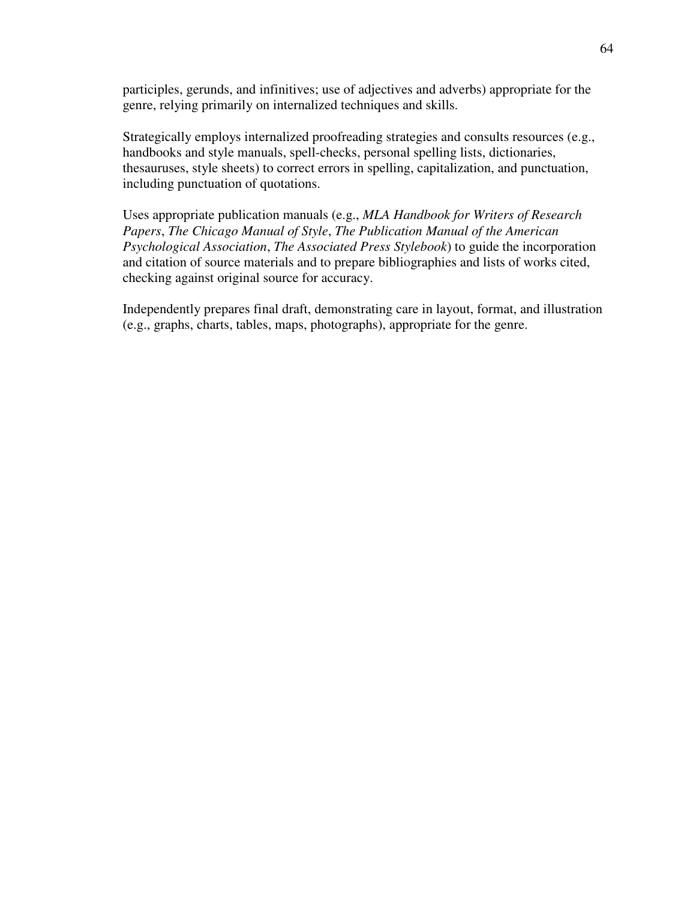participles, gerunds, and infinitives; use of adjectives and adverbs) appropriate for the genre, relying primarily on internalized techniques and skills.

Strategically employs internalized proofreading strategies and consults resources (e.g., handbooks and style manuals, spell-checks, personal spelling lists, dictionaries, thesauruses, style sheets) to correct errors in spelling, capitalization, and punctuation, including punctuation of quotations.

Uses appropriate publication manuals (e.g., *MLA Handbook for Writers of Research Papers*, *The Chicago Manual of Style*, *The Publication Manual of the American Psychological Association*, *The Associated Press Stylebook*) to guide the incorporation and citation of source materials and to prepare bibliographies and lists of works cited, checking against original source for accuracy.

Independently prepares final draft, demonstrating care in layout, format, and illustration (e.g., graphs, charts, tables, maps, photographs), appropriate for the genre.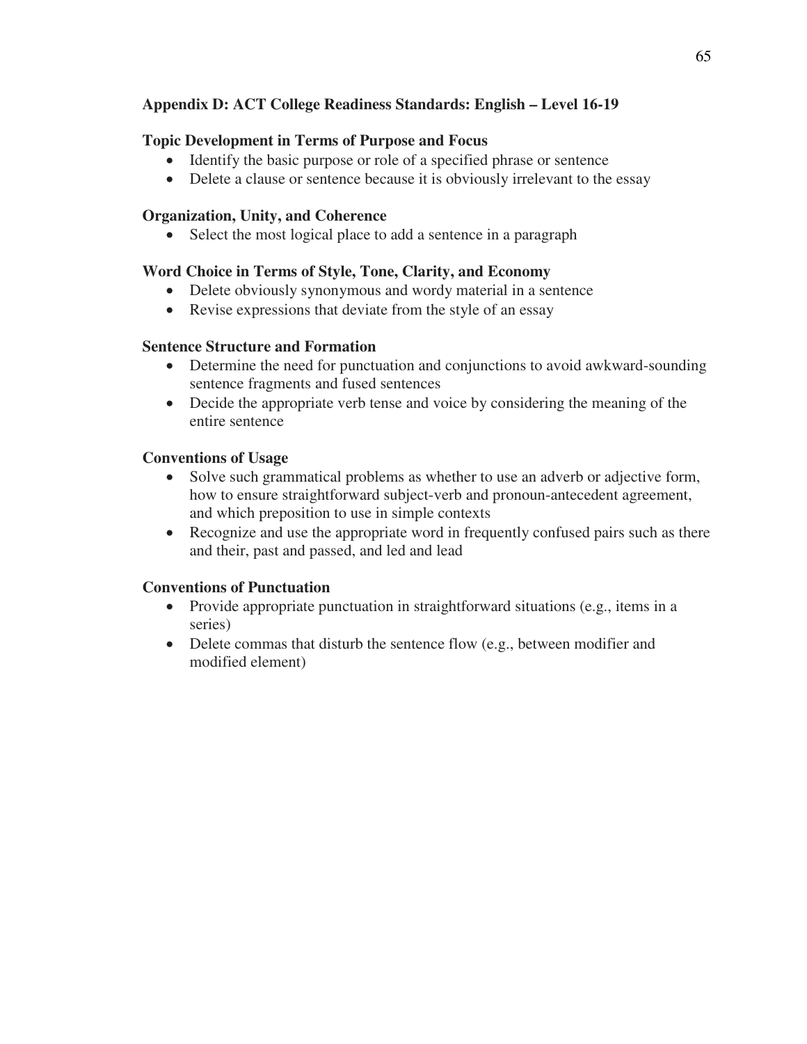## Appendix D: ACT College Readiness Standards: English – Level 16-19

### Topic Development in Terms of Purpose and Focus

- Identify the basic purpose or role of a specified phrase or sentence
- Delete a clause or sentence because it is obviously irrelevant to the essay

### Organization, Unity, and Coherence

- Select the most logical place to add a sentence in a paragraph

### Word Choice in Terms of Style, Tone, Clarity, and Economy

- Delete obviously synonymous and wordy material in a sentence
- Revise expressions that deviate from the style of an essay

### Sentence Structure and Formation

- Determine the need for punctuation and conjunctions to avoid awkward-sounding sentence fragments and fused sentences
- Decide the appropriate verb tense and voice by considering the meaning of the entire sentence

### Conventions of Usage

- Solve such grammatical problems as whether to use an adverb or adjective form, how to ensure straightforward subject-verb and pronoun-antecedent agreement, and which preposition to use in simple contexts
- Recognize and use the appropriate word in frequently confused pairs such as there and their, past and passed, and led and lead

### Conventions of Punctuation

- Provide appropriate punctuation in straightforward situations (e.g., items in a series)
- Delete commas that disturb the sentence flow (e.g., between modifier and modified element)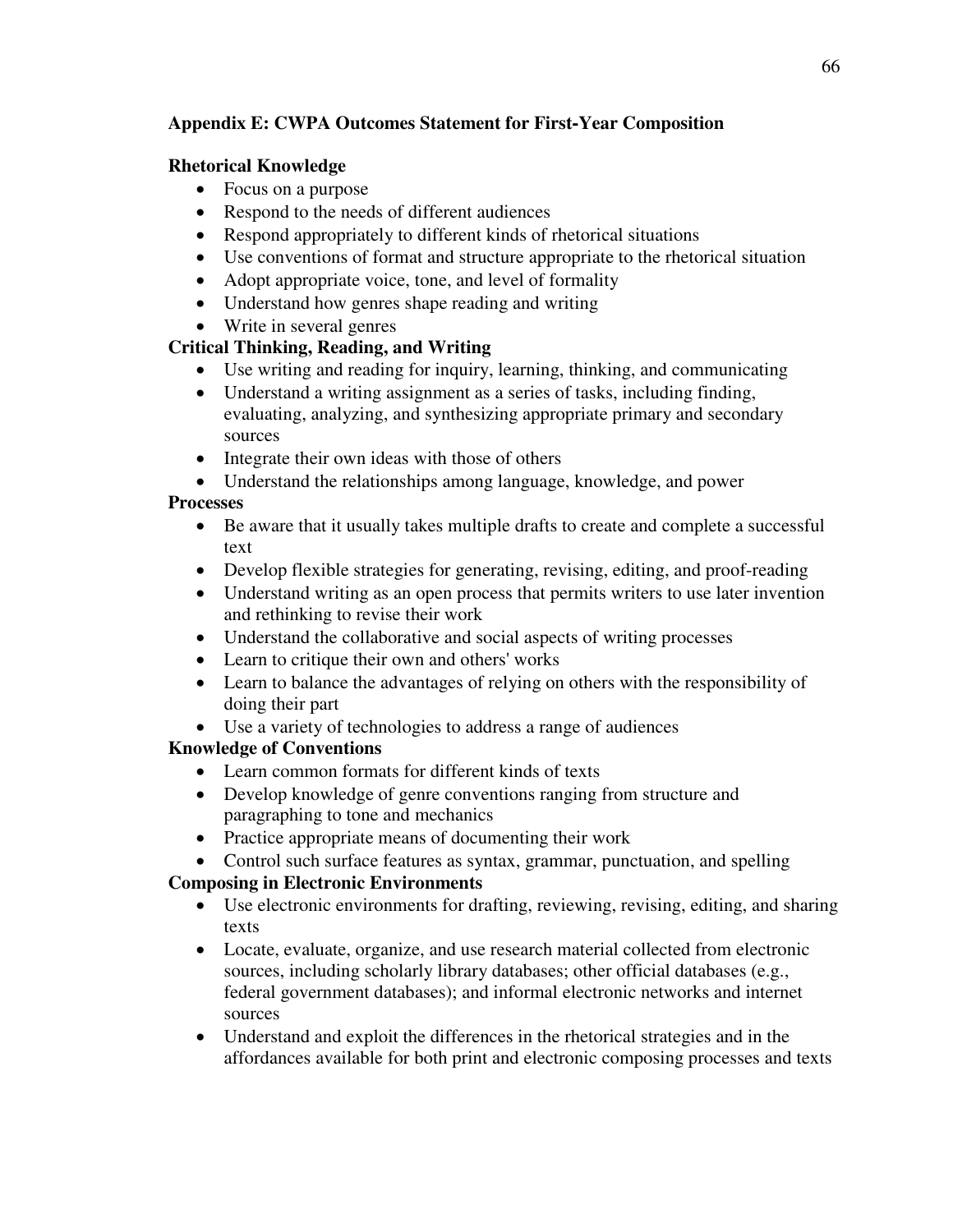## Appendix E: CWPA Outcomes Statement for First-Year Composition

**Rhetorical Knowledge**

- Focus on a purpose
- Respond to the needs of different audiences
- Respond appropriately to different kinds of rhetorical situations
- Use conventions of format and structure appropriate to the rhetorical situation
- Adopt appropriate voice, tone, and level of formality
- Understand how genres shape reading and writing
- Write in several genres

**Critical Thinking, Reading, and Writing**

- Use writing and reading for inquiry, learning, thinking, and communicating
- Understand a writing assignment as a series of tasks, including finding, evaluating, analyzing, and synthesizing appropriate primary and secondary sources
- Integrate their own ideas with those of others
- Understand the relationships among language, knowledge, and power

**Processes**

- Be aware that it usually takes multiple drafts to create and complete a successful text
- Develop flexible strategies for generating, revising, editing, and proof-reading
- Understand writing as an open process that permits writers to use later invention and rethinking to revise their work
- Understand the collaborative and social aspects of writing processes
- Learn to critique their own and others' works
- Learn to balance the advantages of relying on others with the responsibility of doing their part
- Use a variety of technologies to address a range of audiences

**Knowledge of Conventions**

- Learn common formats for different kinds of texts
- Develop knowledge of genre conventions ranging from structure and paragraphing to tone and mechanics
- Practice appropriate means of documenting their work
- Control such surface features as syntax, grammar, punctuation, and spelling

**Composing in Electronic Environments**

- Use electronic environments for drafting, reviewing, revising, editing, and sharing texts
- Locate, evaluate, organize, and use research material collected from electronic sources, including scholarly library databases; other official databases (e.g., federal government databases); and informal electronic networks and internet sources
- Understand and exploit the differences in the rhetorical strategies and in the affordances available for both print and electronic composing processes and texts